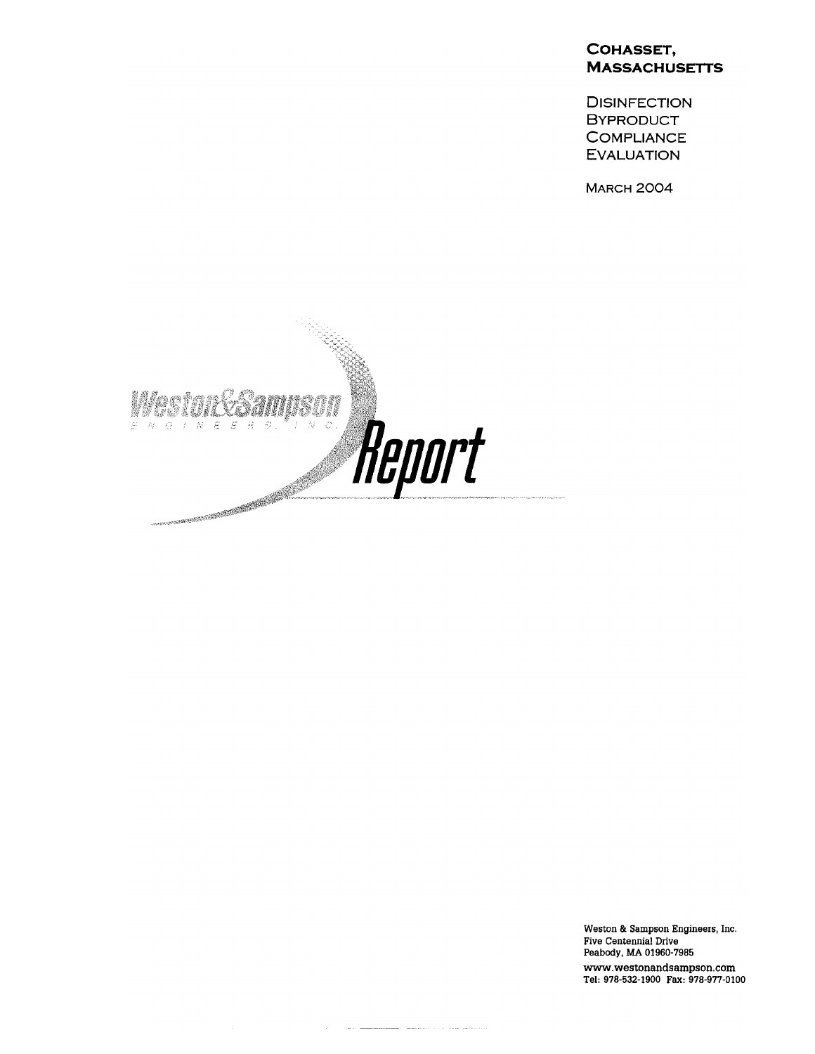# Cohasset, Massachusetts

## Disinfection Byproduct Compliance Evaluation

March 2004

Weston & Sampson Engineers, Inc.

Report

Weston & Sampson Engineers, Inc.
Five Centennial Drive
Peabody, MA 01960-7985
www.westonandsampson.com
Tel: 978-532-1900 Fax: 978-977-0100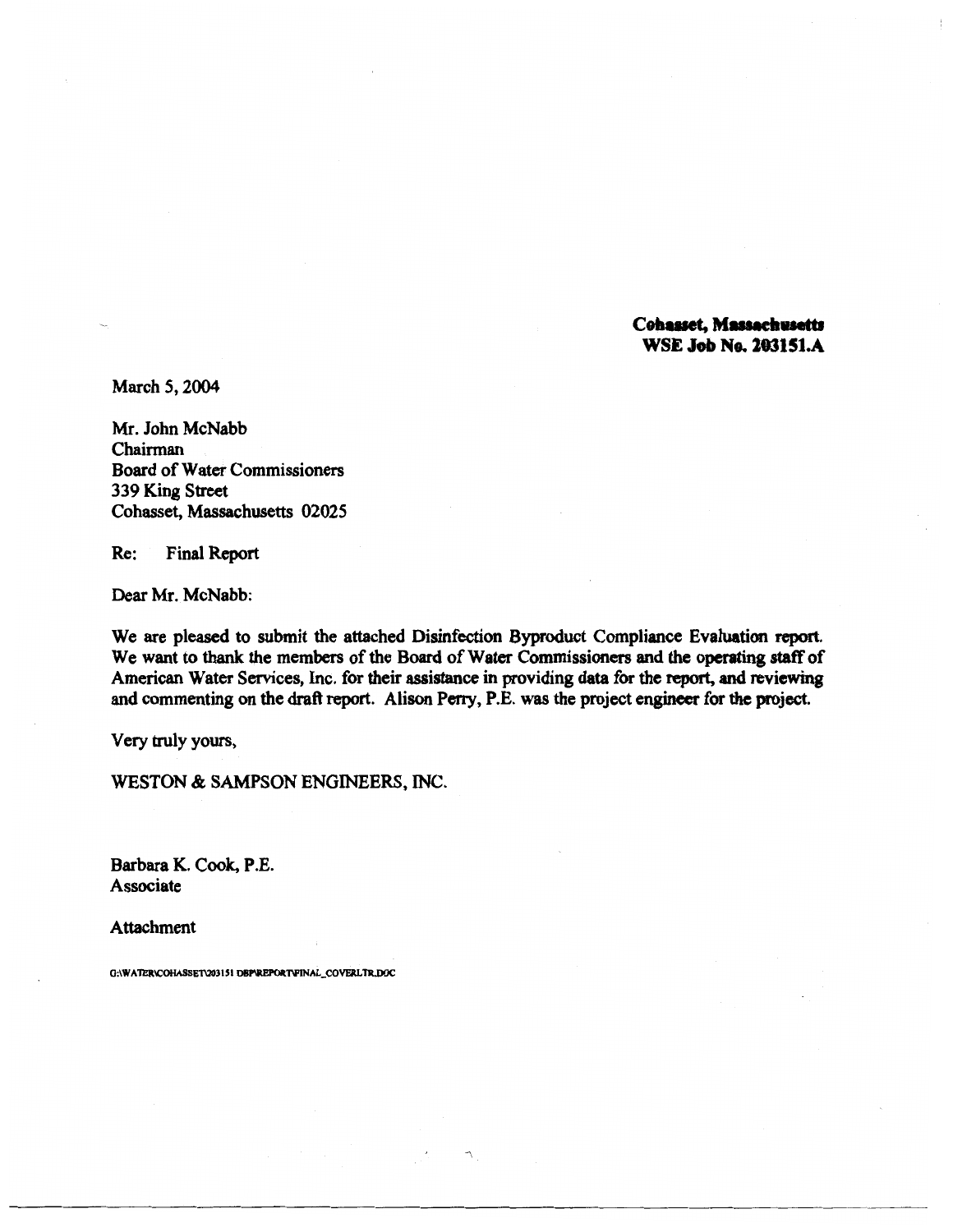**Cohasset, Massachusetts**
**WSE Job No. 203151.A**

March 5, 2004

Mr. John McNabb
Chairman
Board of Water Commissioners
339 King Street
Cohasset, Massachusetts 02025

Re: Final Report

Dear Mr. McNabb:

We are pleased to submit the attached Disinfection Byproduct Compliance Evaluation report. We want to thank the members of the Board of Water Commissioners and the operating staff of American Water Services, Inc. for their assistance in providing data for the report, and reviewing and commenting on the draft report. Alison Perry, P.E. was the project engineer for the project.

Very truly yours,

WESTON & SAMPSON ENGINEERS, INC.

Barbara K. Cook, P.E.
Associate

Attachment

G:\WATER\COHASSET\203151 DBP\REPORT\FINAL_COVERLTR.DOC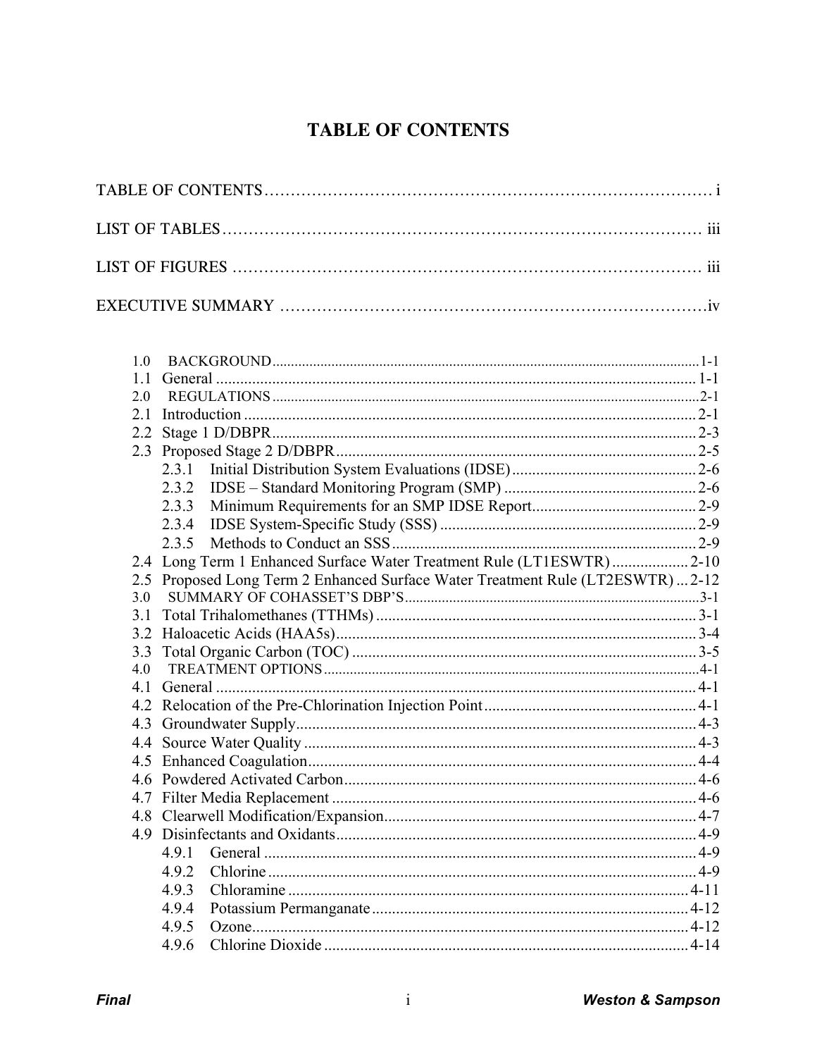# TABLE OF CONTENTS

TABLE OF CONTENTS ........................................................................................ i

LIST OF TABLES ........................................................................................ iii

LIST OF FIGURES ........................................................................................ iii

EXECUTIVE SUMMARY ........................................................................................ iv

1.0 BACKGROUND ........................................................................................ 1-1
1.1 General ........................................................................................ 1-1
2.0 REGULATIONS ........................................................................................ 2-1
2.1 Introduction ........................................................................................ 2-1
2.2 Stage 1 D/DBPR ........................................................................................ 2-3
2.3 Proposed Stage 2 D/DBPR ........................................................................................ 2-5
  2.3.1 Initial Distribution System Evaluations (IDSE) ........................................ 2-6
  2.3.2 IDSE – Standard Monitoring Program (SMP) ........................................ 2-6
  2.3.3 Minimum Requirements for an SMP IDSE Report ........................................ 2-9
  2.3.4 IDSE System-Specific Study (SSS) ........................................ 2-9
  2.3.5 Methods to Conduct an SSS ........................................ 2-9
2.4 Long Term 1 Enhanced Surface Water Treatment Rule (LT1ESWTR) ........................................ 2-10
2.5 Proposed Long Term 2 Enhanced Surface Water Treatment Rule (LT2ESWTR) ... 2-12
3.0 SUMMARY OF COHASSET'S DBP'S ........................................................................................ 3-1
3.1 Total Trihalomethanes (TTHMs) ........................................................................................ 3-1
3.2 Haloacetic Acids (HAA5s) ........................................................................................ 3-4
3.3 Total Organic Carbon (TOC) ........................................................................................ 3-5
4.0 TREATMENT OPTIONS ........................................................................................ 4-1
4.1 General ........................................................................................ 4-1
4.2 Relocation of the Pre-Chlorination Injection Point ........................................ 4-1
4.3 Groundwater Supply ........................................................................................ 4-3
4.4 Source Water Quality ........................................................................................ 4-3
4.5 Enhanced Coagulation ........................................................................................ 4-4
4.6 Powdered Activated Carbon ........................................................................................ 4-6
4.7 Filter Media Replacement ........................................................................................ 4-6
4.8 Clearwell Modification/Expansion ........................................................................................ 4-7
4.9 Disinfectants and Oxidants ........................................................................................ 4-9
  4.9.1 General ........................................................................................ 4-9
  4.9.2 Chlorine ........................................................................................ 4-9
  4.9.3 Chloramine ........................................................................................ 4-11
  4.9.4 Potassium Permanganate ........................................................................................ 4-12
  4.9.5 Ozone ........................................................................................ 4-12
  4.9.6 Chlorine Dioxide ........................................................................................ 4-14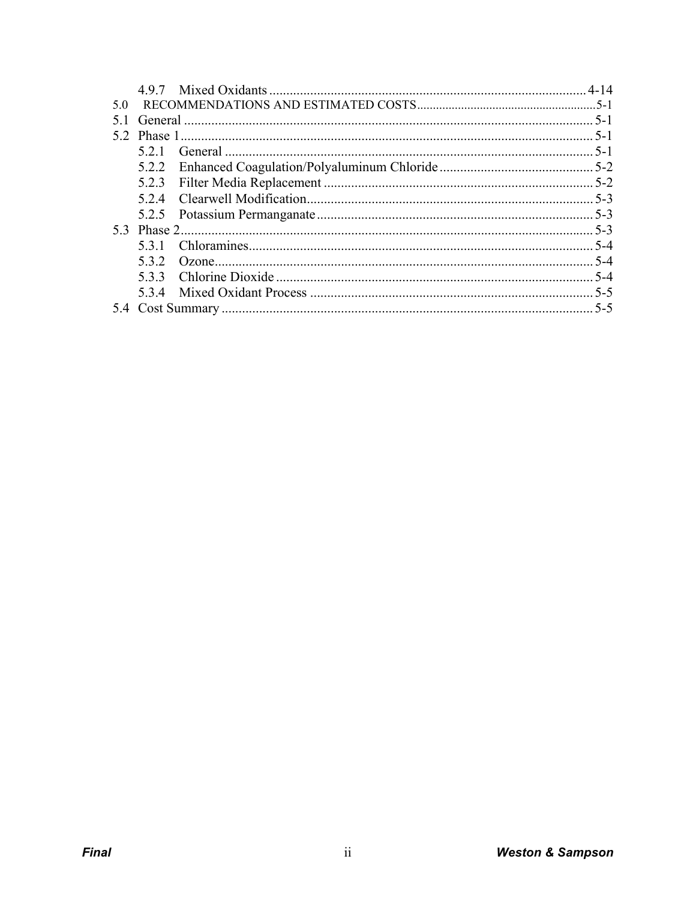4.9.7 Mixed Oxidants ........................................................................................... 4-14

5.0 RECOMMENDATIONS AND ESTIMATED COSTS ........................................................ 5-1

5.1 General ........................................................................................................................ 5-1

5.2 Phase 1 ........................................................................................................................ 5-1

5.2.1 General ........................................................................................................... 5-1

5.2.2 Enhanced Coagulation/Polyaluminum Chloride ............................................ 5-2

5.2.3 Filter Media Replacement .............................................................................. 5-2

5.2.4 Clearwell Modification ................................................................................... 5-3

5.2.5 Potassium Permanganate ................................................................................ 5-3

5.3 Phase 2 ........................................................................................................................ 5-3

5.3.1 Chloramines .................................................................................................... 5-4

5.3.2 Ozone .............................................................................................................. 5-4

5.3.3 Chlorine Dioxide ............................................................................................ 5-4

5.3.4 Mixed Oxidant Process .................................................................................. 5-5

5.4 Cost Summary ............................................................................................................ 5-5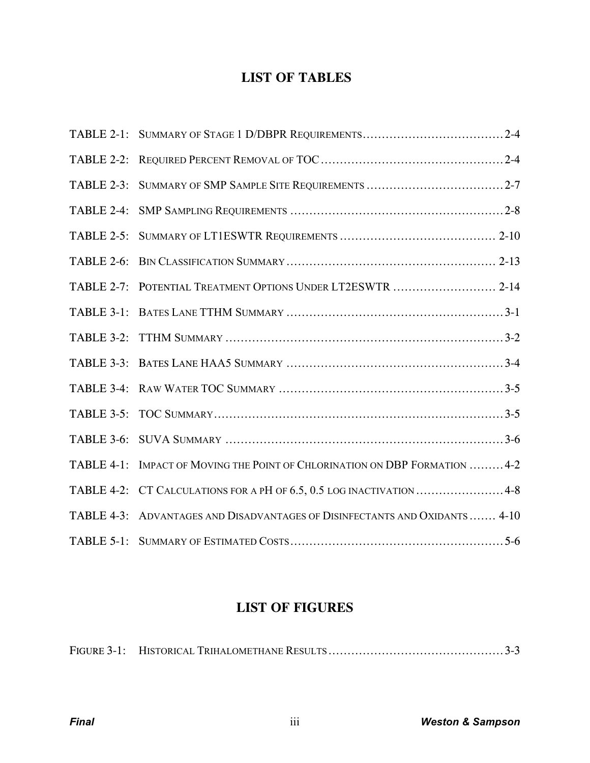# LIST OF TABLES

| | | |
|---|---|---|
| TABLE 2-1: | SUMMARY OF STAGE 1 D/DBPR REQUIREMENTS | 2-4 |
| TABLE 2-2: | REQUIRED PERCENT REMOVAL OF TOC | 2-4 |
| TABLE 2-3: | SUMMARY OF SMP SAMPLE SITE REQUIREMENTS | 2-7 |
| TABLE 2-4: | SMP SAMPLING REQUIREMENTS | 2-8 |
| TABLE 2-5: | SUMMARY OF LT1ESWTR REQUIREMENTS | 2-10 |
| TABLE 2-6: | BIN CLASSIFICATION SUMMARY | 2-13 |
| TABLE 2-7: | POTENTIAL TREATMENT OPTIONS UNDER LT2ESWTR | 2-14 |
| TABLE 3-1: | BATES LANE TTHM SUMMARY | 3-1 |
| TABLE 3-2: | TTHM SUMMARY | 3-2 |
| TABLE 3-3: | BATES LANE HAA5 SUMMARY | 3-4 |
| TABLE 3-4: | RAW WATER TOC SUMMARY | 3-5 |
| TABLE 3-5: | TOC SUMMARY | 3-5 |
| TABLE 3-6: | SUVA SUMMARY | 3-6 |
| TABLE 4-1: | IMPACT OF MOVING THE POINT OF CHLORINATION ON DBP FORMATION | 4-2 |
| TABLE 4-2: | CT CALCULATIONS FOR A pH OF 6.5, 0.5 LOG INACTIVATION | 4-8 |
| TABLE 4-3: | ADVANTAGES AND DISADVANTAGES OF DISINFECTANTS AND OXIDANTS | 4-10 |
| TABLE 5-1: | SUMMARY OF ESTIMATED COSTS | 5-6 |

# LIST OF FIGURES

| | | |
|---|---|---|
| FIGURE 3-1: | HISTORICAL TRIHALOMETHANE RESULTS | 3-3 |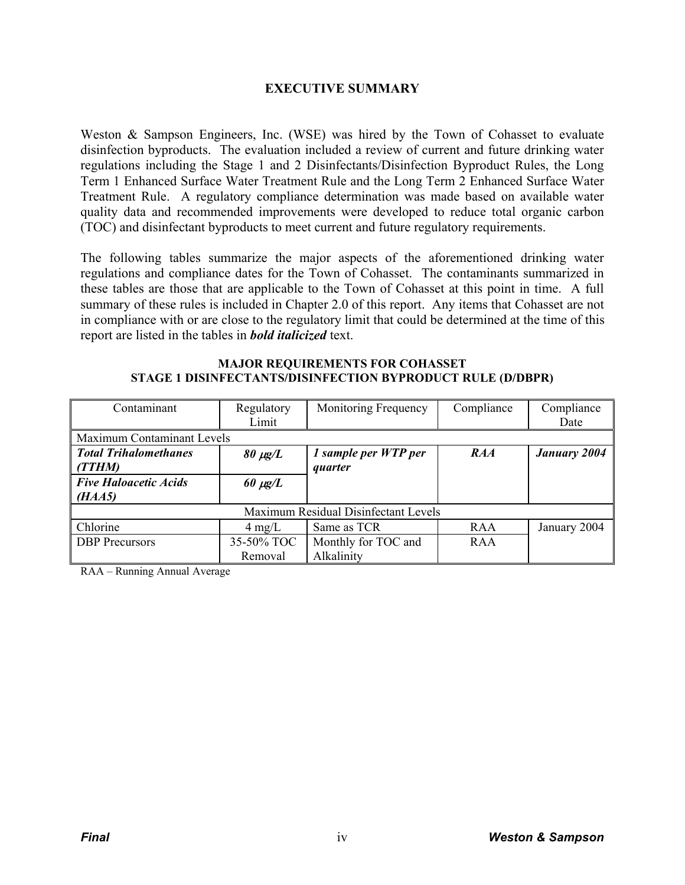# EXECUTIVE SUMMARY

Weston & Sampson Engineers, Inc. (WSE) was hired by the Town of Cohasset to evaluate disinfection byproducts. The evaluation included a review of current and future drinking water regulations including the Stage 1 and 2 Disinfectants/Disinfection Byproduct Rules, the Long Term 1 Enhanced Surface Water Treatment Rule and the Long Term 2 Enhanced Surface Water Treatment Rule. A regulatory compliance determination was made based on available water quality data and recommended improvements were developed to reduce total organic carbon (TOC) and disinfectant byproducts to meet current and future regulatory requirements.

The following tables summarize the major aspects of the aforementioned drinking water regulations and compliance dates for the Town of Cohasset. The contaminants summarized in these tables are those that are applicable to the Town of Cohasset at this point in time. A full summary of these rules is included in Chapter 2.0 of this report. Any items that Cohasset are not in compliance with or are close to the regulatory limit that could be determined at the time of this report are listed in the tables in ***bold italicized*** text.

**MAJOR REQUIREMENTS FOR COHASSET**
**STAGE 1 DISINFECTANTS/DISINFECTION BYPRODUCT RULE (D/DBPR)**

| Contaminant | Regulatory Limit | Monitoring Frequency | Compliance | Compliance Date |
|---|---|---|---|---|
| Maximum Contaminant Levels | | | | |
| ***Total Trihalomethanes (TTHM)*** | ***80 μg/L*** | ***1 sample per WTP per quarter*** | ***RAA*** | ***January 2004*** |
| ***Five Haloacetic Acids (HAA5)*** | ***60 μg/L*** | | | |
| Maximum Residual Disinfectant Levels | | | | |
| Chlorine | 4 mg/L | Same as TCR | RAA | January 2004 |
| DBP Precursors | 35-50% TOC Removal | Monthly for TOC and Alkalinity | RAA | |

RAA – Running Annual Average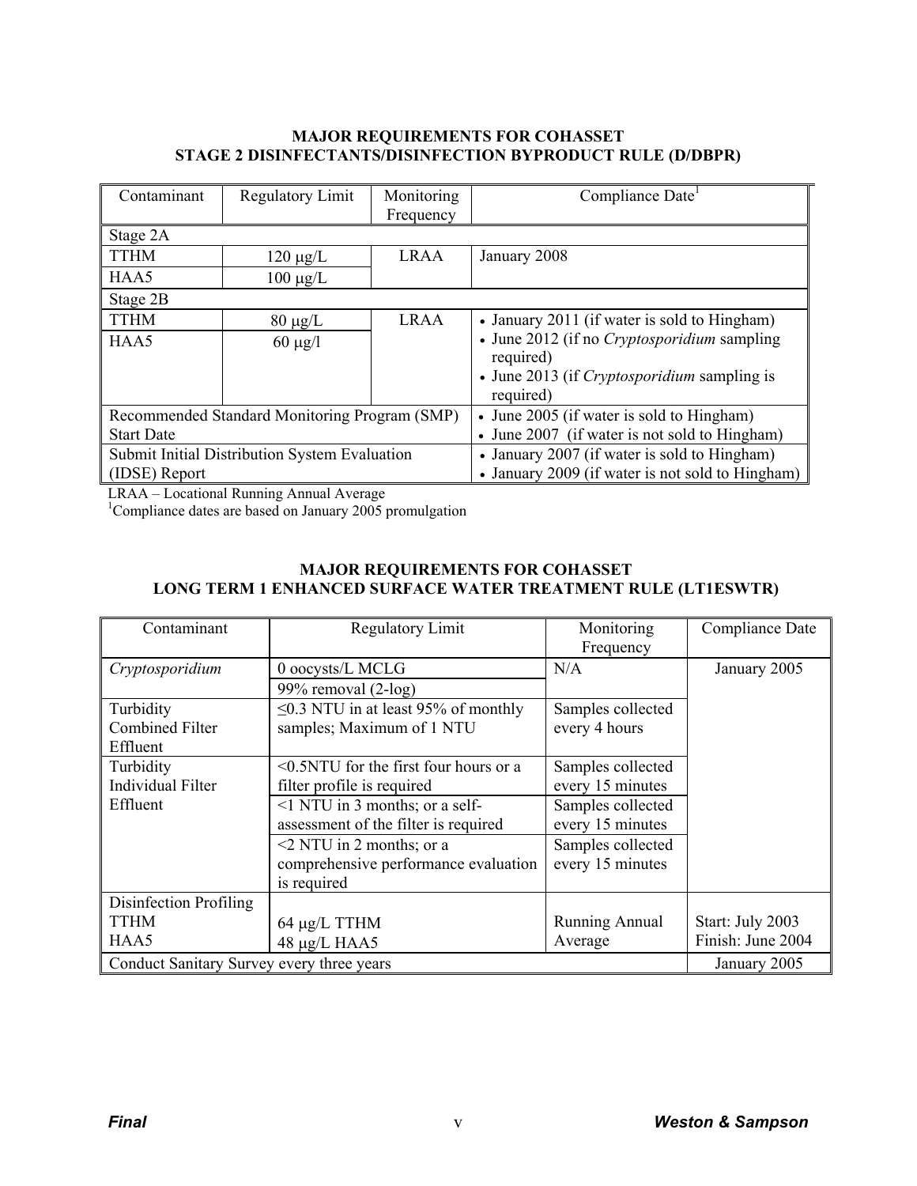**MAJOR REQUIREMENTS FOR COHASSET**
**STAGE 2 DISINFECTANTS/DISINFECTION BYPRODUCT RULE (D/DBPR)**

| Contaminant | Regulatory Limit | Monitoring Frequency | Compliance Date[1] |
|---|---|---|---|
| Stage 2A | | | |
| TTHM | 120 μg/L | LRAA | January 2008 |
| HAA5 | 100 μg/L | | |
| Stage 2B | | | |
| TTHM | 80 μg/L | LRAA | • January 2011 (if water is sold to Hingham) |
| HAA5 | 60 μg/l | | • June 2012 (if no *Cryptosporidium* sampling required)<br>• June 2013 (if *Cryptosporidium* sampling is required) |
| Recommended Standard Monitoring Program (SMP) Start Date | | | • June 2005 (if water is sold to Hingham)<br>• June 2007 (if water is not sold to Hingham) |
| Submit Initial Distribution System Evaluation (IDSE) Report | | | • January 2007 (if water is sold to Hingham)<br>• January 2009 (if water is not sold to Hingham) |

LRAA – Locational Running Annual Average
[1]Compliance dates are based on January 2005 promulgation

**MAJOR REQUIREMENTS FOR COHASSET**
**LONG TERM 1 ENHANCED SURFACE WATER TREATMENT RULE (LT1ESWTR)**

| Contaminant | Regulatory Limit | Monitoring Frequency | Compliance Date |
|---|---|---|---|
| *Cryptosporidium* | 0 oocysts/L MCLG | N/A | January 2005 |
| | 99% removal (2-log) | | |
| Turbidity Combined Filter Effluent | ≤0.3 NTU in at least 95% of monthly samples; Maximum of 1 NTU | Samples collected every 4 hours | |
| Turbidity Individual Filter Effluent | <0.5NTU for the first four hours or a filter profile is required | Samples collected every 15 minutes | |
| | <1 NTU in 3 months; or a self-assessment of the filter is required | Samples collected every 15 minutes | |
| | <2 NTU in 2 months; or a comprehensive performance evaluation is required | Samples collected every 15 minutes | |
| Disinfection Profiling<br>TTHM<br>HAA5 | 64 μg/L TTHM<br>48 μg/L HAA5 | Running Annual Average | Start: July 2003<br>Finish: June 2004 |
| Conduct Sanitary Survey every three years | | | January 2005 |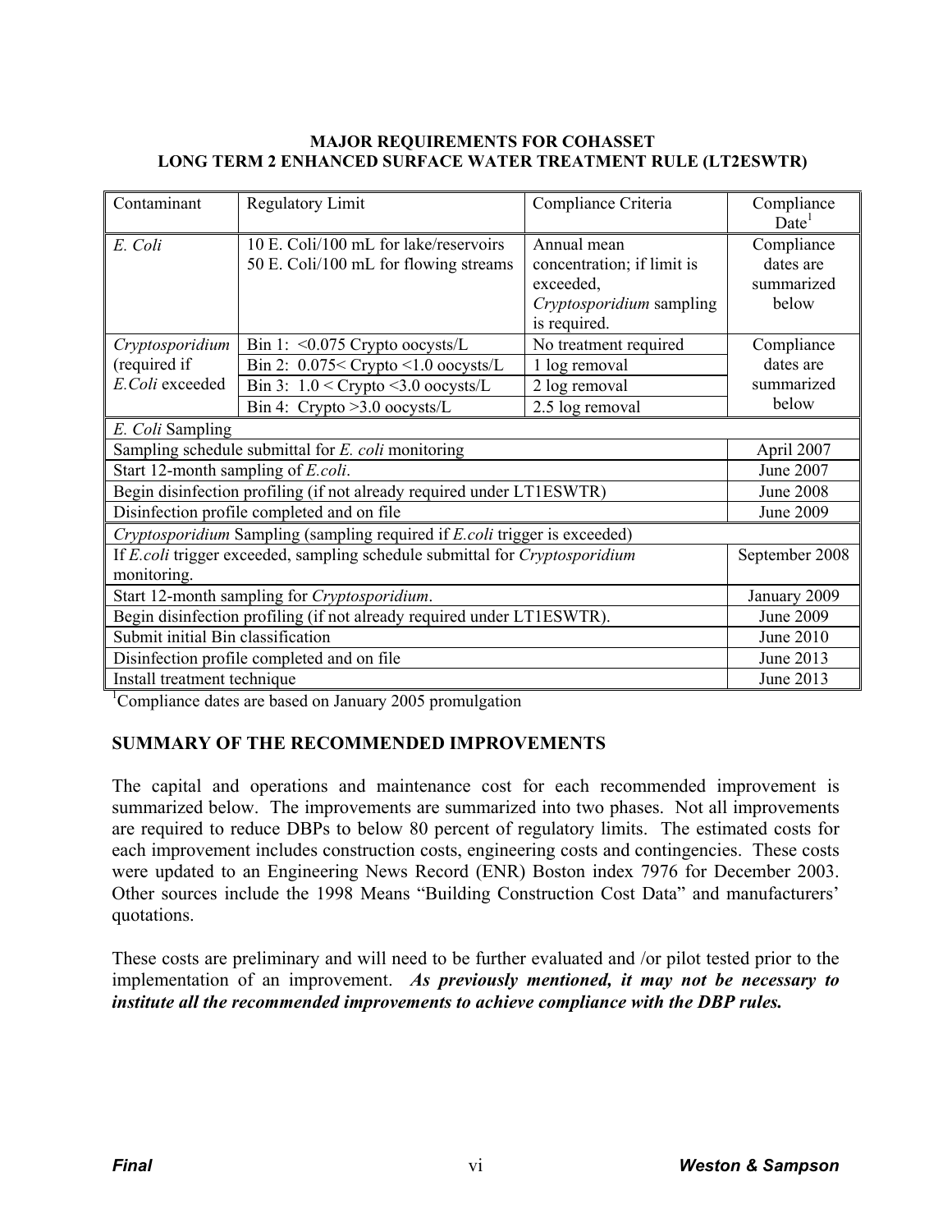**MAJOR REQUIREMENTS FOR COHASSET**
**LONG TERM 2 ENHANCED SURFACE WATER TREATMENT RULE (LT2ESWTR)**

| Contaminant | Regulatory Limit | Compliance Criteria | Compliance Date[1] |
|---|---|---|---|
| *E. Coli* | 10 E. Coli/100 mL for lake/reservoirs<br>50 E. Coli/100 mL for flowing streams | Annual mean concentration; if limit is exceeded, *Cryptosporidium* sampling is required. | Compliance dates are summarized below |
| *Cryptosporidium* (required if *E.Coli* exceeded | Bin 1: <0.075 Crypto oocysts/L | No treatment required | Compliance dates are summarized below |
| | Bin 2: 0.075< Crypto <1.0 oocysts/L | 1 log removal | |
| | Bin 3: 1.0 < Crypto <3.0 oocysts/L | 2 log removal | |
| | Bin 4: Crypto >3.0 oocysts/L | 2.5 log removal | |
| *E. Coli* Sampling | | | |
| Sampling schedule submittal for *E. coli* monitoring | | | April 2007 |
| Start 12-month sampling of *E.coli*. | | | June 2007 |
| Begin disinfection profiling (if not already required under LT1ESWTR) | | | June 2008 |
| Disinfection profile completed and on file | | | June 2009 |
| *Cryptosporidium* Sampling (sampling required if *E.coli* trigger is exceeded) | | | |
| If *E.coli* trigger exceeded, sampling schedule submittal for *Cryptosporidium* monitoring. | | | September 2008 |
| Start 12-month sampling for *Cryptosporidium*. | | | January 2009 |
| Begin disinfection profiling (if not already required under LT1ESWTR). | | | June 2009 |
| Submit initial Bin classification | | | June 2010 |
| Disinfection profile completed and on file | | | June 2013 |
| Install treatment technique | | | June 2013 |

[1]Compliance dates are based on January 2005 promulgation

## SUMMARY OF THE RECOMMENDED IMPROVEMENTS

The capital and operations and maintenance cost for each recommended improvement is summarized below. The improvements are summarized into two phases. Not all improvements are required to reduce DBPs to below 80 percent of regulatory limits. The estimated costs for each improvement includes construction costs, engineering costs and contingencies. These costs were updated to an Engineering News Record (ENR) Boston index 7976 for December 2003. Other sources include the 1998 Means "Building Construction Cost Data" and manufacturers' quotations.

These costs are preliminary and will need to be further evaluated and /or pilot tested prior to the implementation of an improvement. ***As previously mentioned, it may not be necessary to institute all the recommended improvements to achieve compliance with the DBP rules.***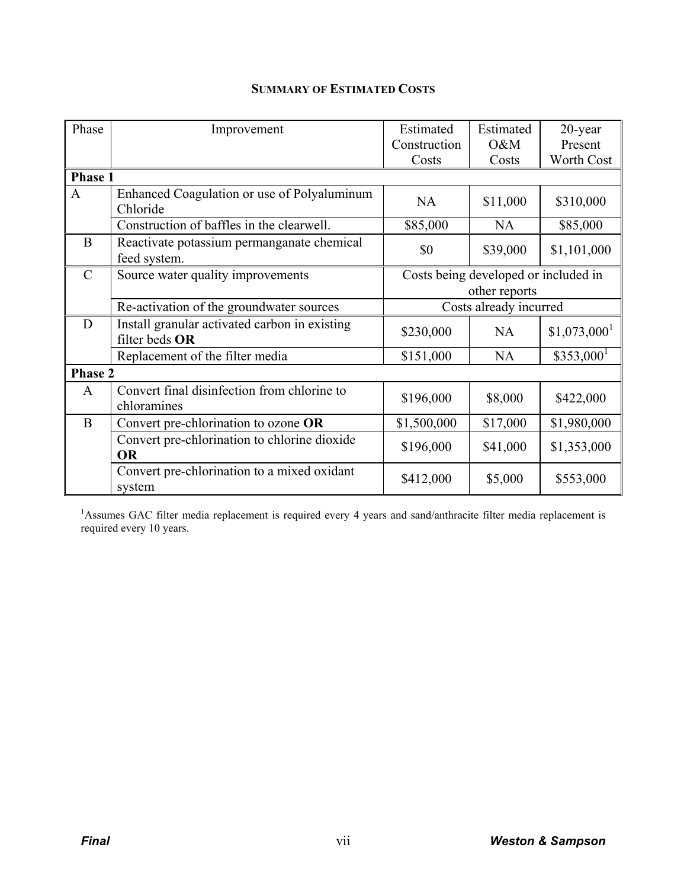## SUMMARY OF ESTIMATED COSTS

| Phase | Improvement | Estimated Construction Costs | Estimated O&M Costs | 20-year Present Worth Cost |
|---|---|---|---|---|
| **Phase 1** | | | | |
| A | Enhanced Coagulation or use of Polyaluminum Chloride | NA | $11,000 | $310,000 |
| | Construction of baffles in the clearwell. | $85,000 | NA | $85,000 |
| B | Reactivate potassium permanganate chemical feed system. | $0 | $39,000 | $1,101,000 |
| C | Source water quality improvements | Costs being developed or included in other reports | | |
| | Re-activation of the groundwater sources | Costs already incurred | | |
| D | Install granular activated carbon in existing filter beds **OR** | $230,000 | NA | $1,073,000[1] |
| | Replacement of the filter media | $151,000 | NA | $353,000[1] |
| **Phase 2** | | | | |
| A | Convert final disinfection from chlorine to chloramines | $196,000 | $8,000 | $422,000 |
| B | Convert pre-chlorination to ozone **OR** | $1,500,000 | $17,000 | $1,980,000 |
| | Convert pre-chlorination to chlorine dioxide **OR** | $196,000 | $41,000 | $1,353,000 |
| | Convert pre-chlorination to a mixed oxidant system | $412,000 | $5,000 | $553,000 |

[1]Assumes GAC filter media replacement is required every 4 years and sand/anthracite filter media replacement is required every 10 years.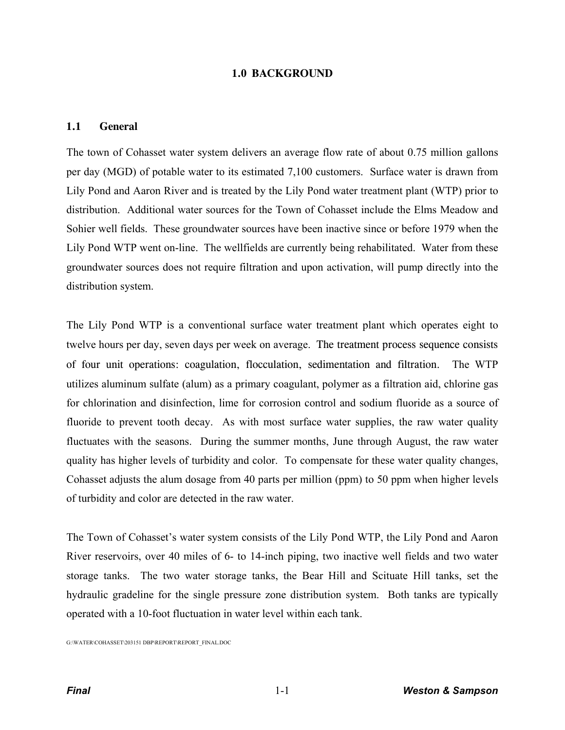# 1.0 BACKGROUND

## 1.1 General

The town of Cohasset water system delivers an average flow rate of about 0.75 million gallons per day (MGD) of potable water to its estimated 7,100 customers. Surface water is drawn from Lily Pond and Aaron River and is treated by the Lily Pond water treatment plant (WTP) prior to distribution. Additional water sources for the Town of Cohasset include the Elms Meadow and Sohier well fields. These groundwater sources have been inactive since or before 1979 when the Lily Pond WTP went on-line. The wellfields are currently being rehabilitated. Water from these groundwater sources does not require filtration and upon activation, will pump directly into the distribution system.

The Lily Pond WTP is a conventional surface water treatment plant which operates eight to twelve hours per day, seven days per week on average. The treatment process sequence consists of four unit operations: coagulation, flocculation, sedimentation and filtration. The WTP utilizes aluminum sulfate (alum) as a primary coagulant, polymer as a filtration aid, chlorine gas for chlorination and disinfection, lime for corrosion control and sodium fluoride as a source of fluoride to prevent tooth decay. As with most surface water supplies, the raw water quality fluctuates with the seasons. During the summer months, June through August, the raw water quality has higher levels of turbidity and color. To compensate for these water quality changes, Cohasset adjusts the alum dosage from 40 parts per million (ppm) to 50 ppm when higher levels of turbidity and color are detected in the raw water.

The Town of Cohasset's water system consists of the Lily Pond WTP, the Lily Pond and Aaron River reservoirs, over 40 miles of 6- to 14-inch piping, two inactive well fields and two water storage tanks. The two water storage tanks, the Bear Hill and Scituate Hill tanks, set the hydraulic gradeline for the single pressure zone distribution system. Both tanks are typically operated with a 10-foot fluctuation in water level within each tank.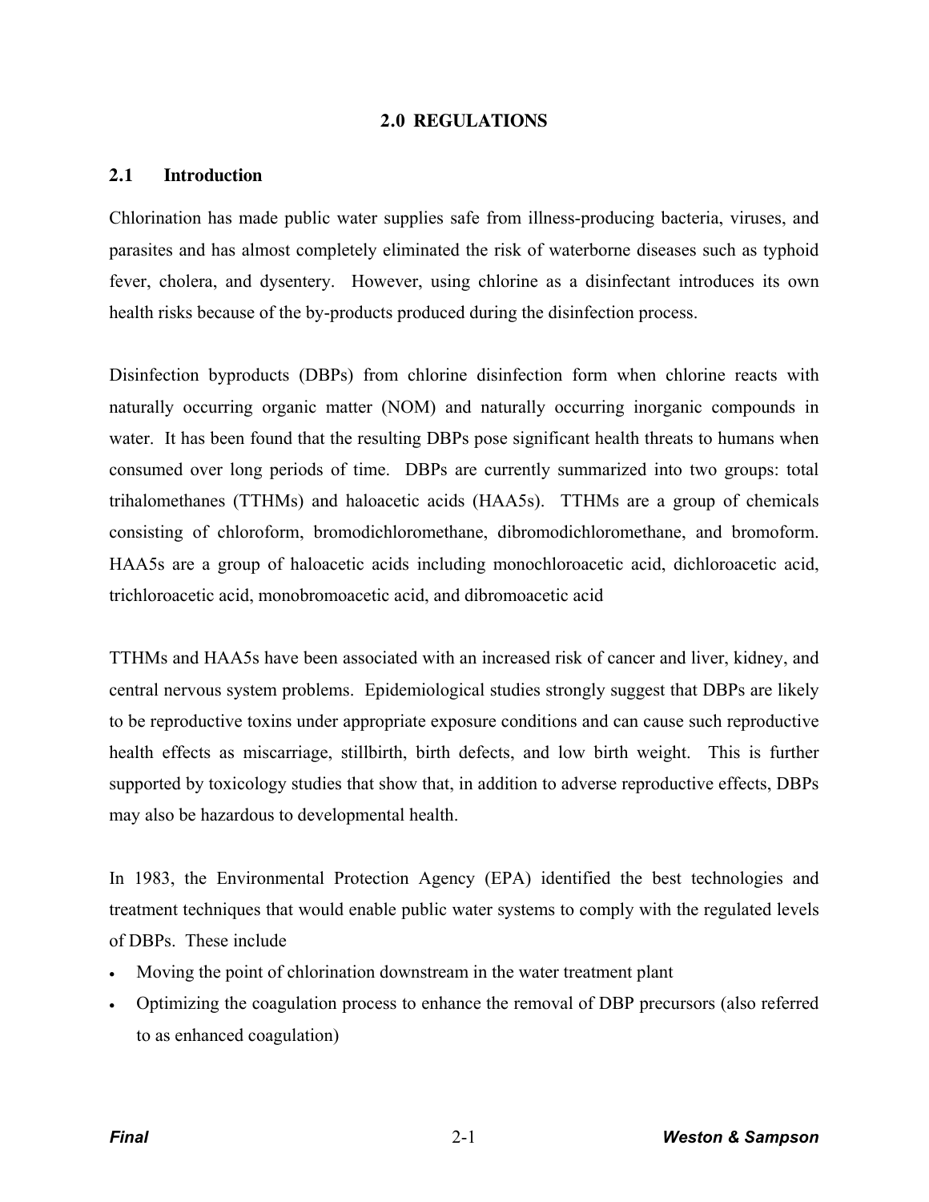# 2.0 REGULATIONS

## 2.1 Introduction

Chlorination has made public water supplies safe from illness-producing bacteria, viruses, and parasites and has almost completely eliminated the risk of waterborne diseases such as typhoid fever, cholera, and dysentery. However, using chlorine as a disinfectant introduces its own health risks because of the by-products produced during the disinfection process.

Disinfection byproducts (DBPs) from chlorine disinfection form when chlorine reacts with naturally occurring organic matter (NOM) and naturally occurring inorganic compounds in water. It has been found that the resulting DBPs pose significant health threats to humans when consumed over long periods of time. DBPs are currently summarized into two groups: total trihalomethanes (TTHMs) and haloacetic acids (HAA5s). TTHMs are a group of chemicals consisting of chloroform, bromodichloromethane, dibromodichloromethane, and bromoform. HAA5s are a group of haloacetic acids including monochloroacetic acid, dichloroacetic acid, trichloroacetic acid, monobromoacetic acid, and dibromoacetic acid

TTHMs and HAA5s have been associated with an increased risk of cancer and liver, kidney, and central nervous system problems. Epidemiological studies strongly suggest that DBPs are likely to be reproductive toxins under appropriate exposure conditions and can cause such reproductive health effects as miscarriage, stillbirth, birth defects, and low birth weight. This is further supported by toxicology studies that show that, in addition to adverse reproductive effects, DBPs may also be hazardous to developmental health.

In 1983, the Environmental Protection Agency (EPA) identified the best technologies and treatment techniques that would enable public water systems to comply with the regulated levels of DBPs. These include

- Moving the point of chlorination downstream in the water treatment plant
- Optimizing the coagulation process to enhance the removal of DBP precursors (also referred to as enhanced coagulation)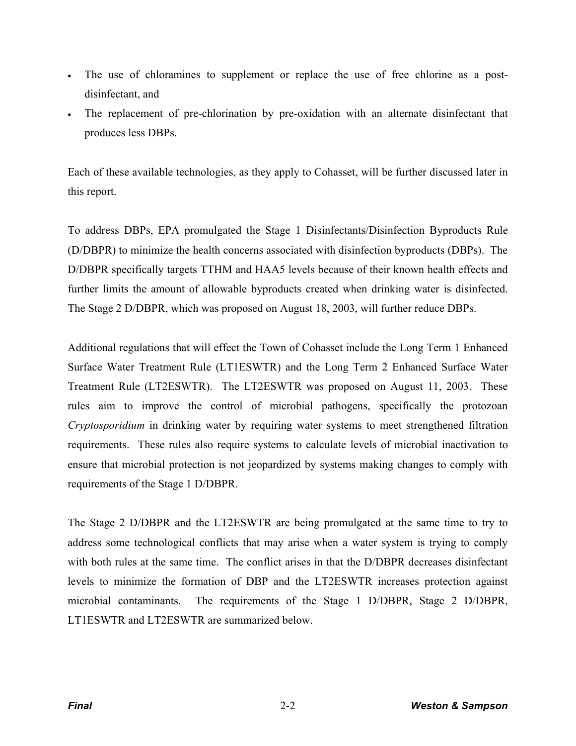- The use of chloramines to supplement or replace the use of free chlorine as a post-disinfectant, and
- The replacement of pre-chlorination by pre-oxidation with an alternate disinfectant that produces less DBPs.

Each of these available technologies, as they apply to Cohasset, will be further discussed later in this report.

To address DBPs, EPA promulgated the Stage 1 Disinfectants/Disinfection Byproducts Rule (D/DBPR) to minimize the health concerns associated with disinfection byproducts (DBPs). The D/DBPR specifically targets TTHM and HAA5 levels because of their known health effects and further limits the amount of allowable byproducts created when drinking water is disinfected. The Stage 2 D/DBPR, which was proposed on August 18, 2003, will further reduce DBPs.

Additional regulations that will effect the Town of Cohasset include the Long Term 1 Enhanced Surface Water Treatment Rule (LT1ESWTR) and the Long Term 2 Enhanced Surface Water Treatment Rule (LT2ESWTR). The LT2ESWTR was proposed on August 11, 2003. These rules aim to improve the control of microbial pathogens, specifically the protozoan *Cryptosporidium* in drinking water by requiring water systems to meet strengthened filtration requirements. These rules also require systems to calculate levels of microbial inactivation to ensure that microbial protection is not jeopardized by systems making changes to comply with requirements of the Stage 1 D/DBPR.

The Stage 2 D/DBPR and the LT2ESWTR are being promulgated at the same time to try to address some technological conflicts that may arise when a water system is trying to comply with both rules at the same time. The conflict arises in that the D/DBPR decreases disinfectant levels to minimize the formation of DBP and the LT2ESWTR increases protection against microbial contaminants. The requirements of the Stage 1 D/DBPR, Stage 2 D/DBPR, LT1ESWTR and LT2ESWTR are summarized below.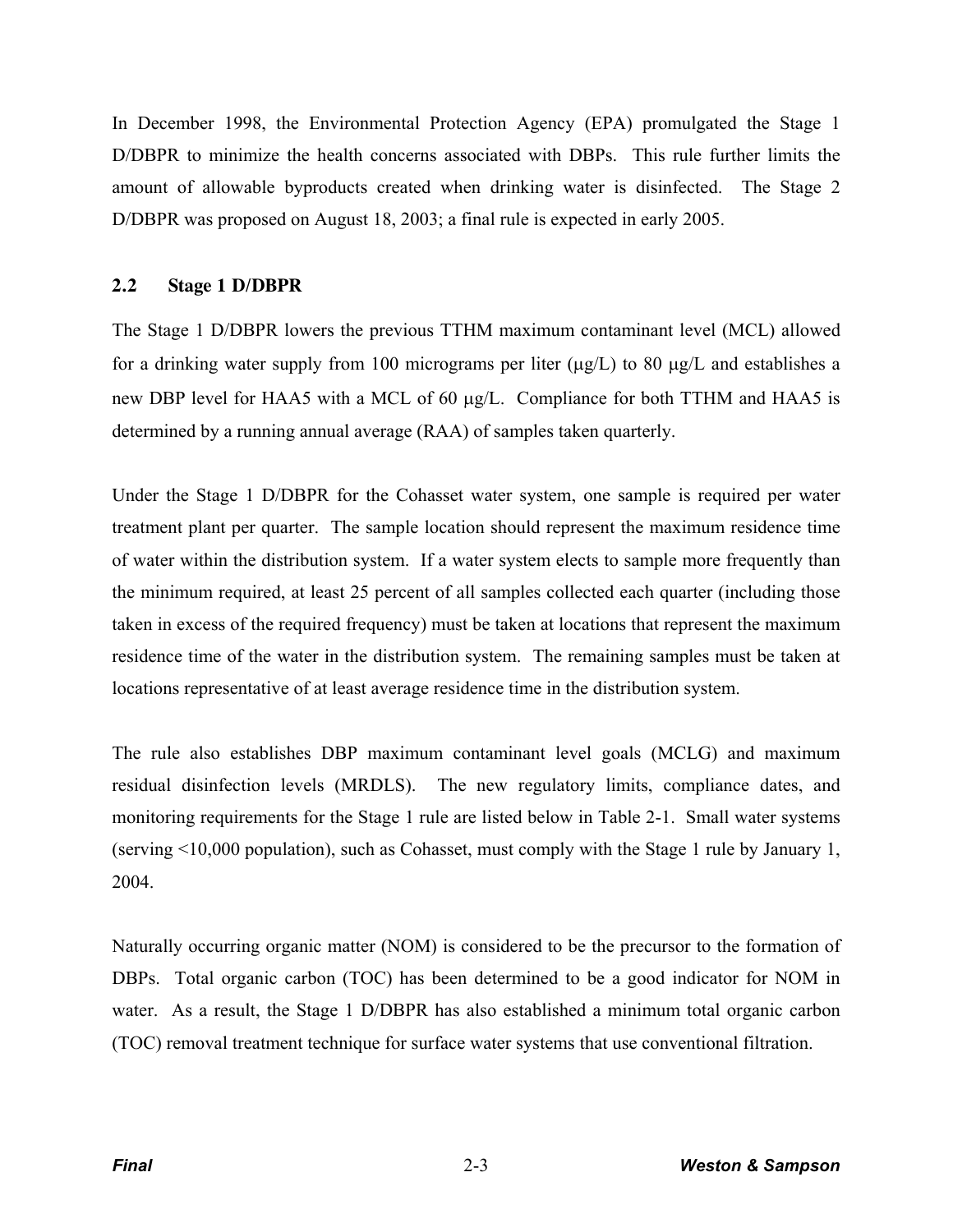In December 1998, the Environmental Protection Agency (EPA) promulgated the Stage 1 D/DBPR to minimize the health concerns associated with DBPs. This rule further limits the amount of allowable byproducts created when drinking water is disinfected. The Stage 2 D/DBPR was proposed on August 18, 2003; a final rule is expected in early 2005.

## 2.2 Stage 1 D/DBPR

The Stage 1 D/DBPR lowers the previous TTHM maximum contaminant level (MCL) allowed for a drinking water supply from 100 micrograms per liter (μg/L) to 80 μg/L and establishes a new DBP level for HAA5 with a MCL of 60 μg/L. Compliance for both TTHM and HAA5 is determined by a running annual average (RAA) of samples taken quarterly.

Under the Stage 1 D/DBPR for the Cohasset water system, one sample is required per water treatment plant per quarter. The sample location should represent the maximum residence time of water within the distribution system. If a water system elects to sample more frequently than the minimum required, at least 25 percent of all samples collected each quarter (including those taken in excess of the required frequency) must be taken at locations that represent the maximum residence time of the water in the distribution system. The remaining samples must be taken at locations representative of at least average residence time in the distribution system.

The rule also establishes DBP maximum contaminant level goals (MCLG) and maximum residual disinfection levels (MRDLS). The new regulatory limits, compliance dates, and monitoring requirements for the Stage 1 rule are listed below in Table 2-1. Small water systems (serving <10,000 population), such as Cohasset, must comply with the Stage 1 rule by January 1, 2004.

Naturally occurring organic matter (NOM) is considered to be the precursor to the formation of DBPs. Total organic carbon (TOC) has been determined to be a good indicator for NOM in water. As a result, the Stage 1 D/DBPR has also established a minimum total organic carbon (TOC) removal treatment technique for surface water systems that use conventional filtration.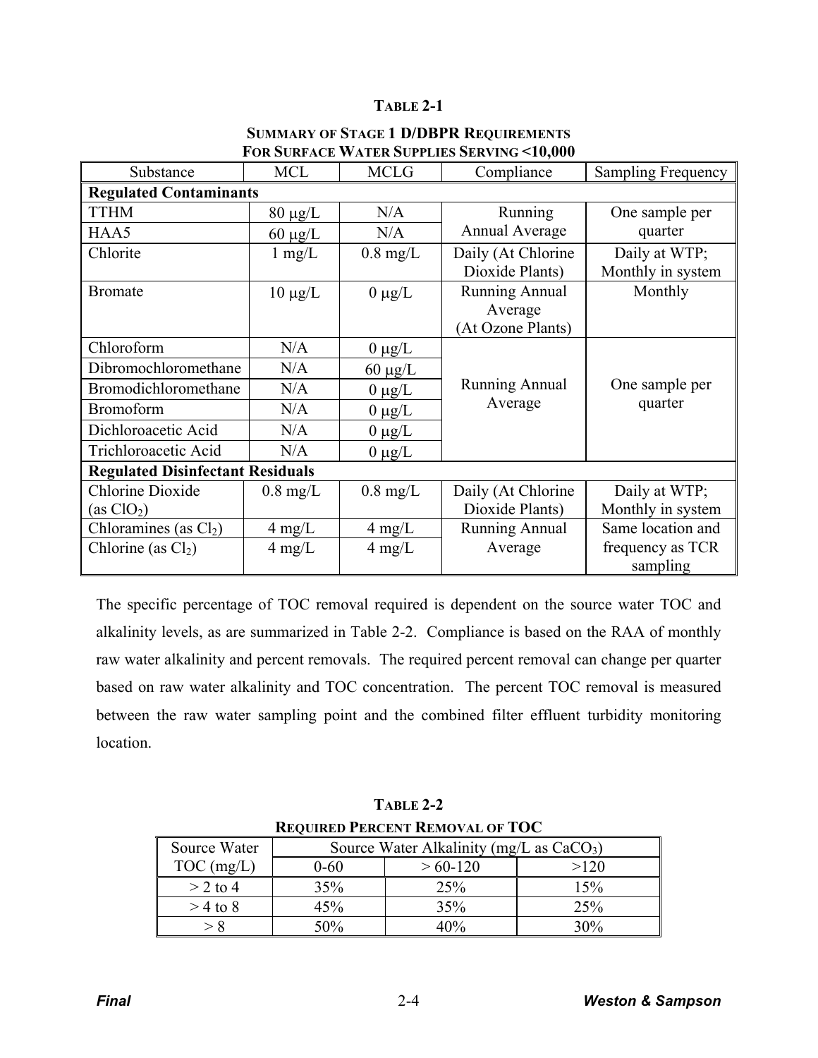**TABLE 2-1**

**SUMMARY OF STAGE 1 D/DBPR REQUIREMENTS FOR SURFACE WATER SUPPLIES SERVING <10,000**

| Substance | MCL | MCLG | Compliance | Sampling Frequency |
|---|---|---|---|---|
| **Regulated Contaminants** | | | | |
| TTHM | 80 μg/L | N/A | Running Annual Average | One sample per quarter |
| HAA5 | 60 μg/L | N/A | | |
| Chlorite | 1 mg/L | 0.8 mg/L | Daily (At Chlorine Dioxide Plants) | Daily at WTP; Monthly in system |
| Bromate | 10 μg/L | 0 μg/L | Running Annual Average (At Ozone Plants) | Monthly |
| Chloroform | N/A | 0 μg/L | Running Annual Average | One sample per quarter |
| Dibromochloromethane | N/A | 60 μg/L | | |
| Bromodichloromethane | N/A | 0 μg/L | | |
| Bromoform | N/A | 0 μg/L | | |
| Dichloroacetic Acid | N/A | 0 μg/L | | |
| Trichloroacetic Acid | N/A | 0 μg/L | | |
| **Regulated Disinfectant Residuals** | | | | |
| Chlorine Dioxide (as $ClO_2$) | 0.8 mg/L | 0.8 mg/L | Daily (At Chlorine Dioxide Plants) | Daily at WTP; Monthly in system |
| Chloramines (as $Cl_2$) | 4 mg/L | 4 mg/L | Running Annual Average | Same location and frequency as TCR sampling |
| Chlorine (as $Cl_2$) | 4 mg/L | 4 mg/L | | |

The specific percentage of TOC removal required is dependent on the source water TOC and alkalinity levels, as are summarized in Table 2-2. Compliance is based on the RAA of monthly raw water alkalinity and percent removals. The required percent removal can change per quarter based on raw water alkalinity and TOC concentration. The percent TOC removal is measured between the raw water sampling point and the combined filter effluent turbidity monitoring location.

**TABLE 2-2**

**REQUIRED PERCENT REMOVAL OF TOC**

| Source Water TOC (mg/L) | Source Water Alkalinity (mg/L as $CaCO_3$) | | |
|---|---|---|---|
| | 0-60 | > 60-120 | >120 |
| > 2 to 4 | 35% | 25% | 15% |
| > 4 to 8 | 45% | 35% | 25% |
| > 8 | 50% | 40% | 30% |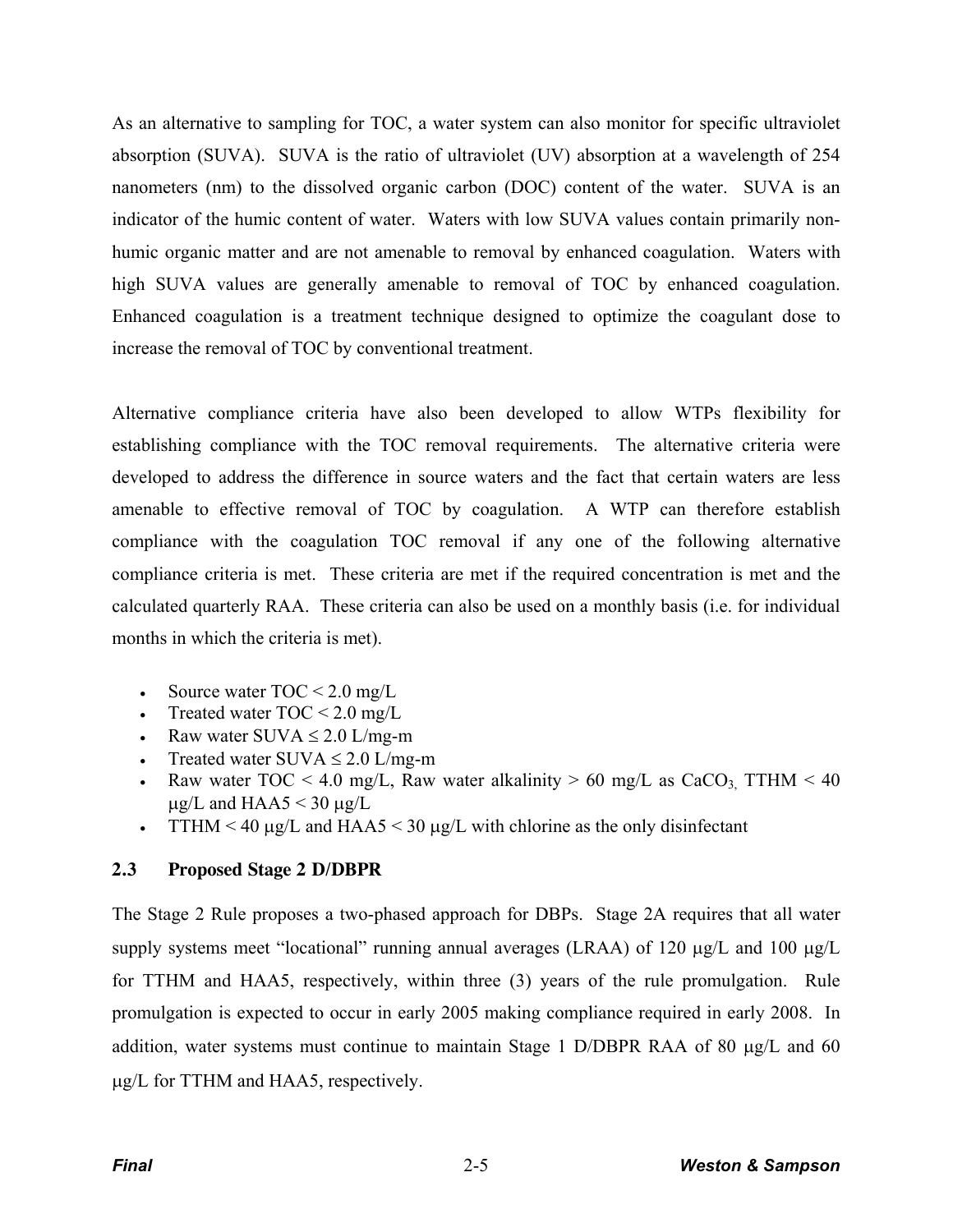As an alternative to sampling for TOC, a water system can also monitor for specific ultraviolet absorption (SUVA). SUVA is the ratio of ultraviolet (UV) absorption at a wavelength of 254 nanometers (nm) to the dissolved organic carbon (DOC) content of the water. SUVA is an indicator of the humic content of water. Waters with low SUVA values contain primarily non-humic organic matter and are not amenable to removal by enhanced coagulation. Waters with high SUVA values are generally amenable to removal of TOC by enhanced coagulation. Enhanced coagulation is a treatment technique designed to optimize the coagulant dose to increase the removal of TOC by conventional treatment.

Alternative compliance criteria have also been developed to allow WTPs flexibility for establishing compliance with the TOC removal requirements. The alternative criteria were developed to address the difference in source waters and the fact that certain waters are less amenable to effective removal of TOC by coagulation. A WTP can therefore establish compliance with the coagulation TOC removal if any one of the following alternative compliance criteria is met. These criteria are met if the required concentration is met and the calculated quarterly RAA. These criteria can also be used on a monthly basis (i.e. for individual months in which the criteria is met).

- Source water TOC < 2.0 mg/L
- Treated water TOC < 2.0 mg/L
- Raw water SUVA ≤ 2.0 L/mg-m
- Treated water SUVA ≤ 2.0 L/mg-m
- Raw water TOC < 4.0 mg/L, Raw water alkalinity > 60 mg/L as $CaCO_3$, TTHM < 40 μg/L and HAA5 < 30 μg/L
- TTHM < 40 μg/L and HAA5 < 30 μg/L with chlorine as the only disinfectant

### 2.3 Proposed Stage 2 D/DBPR

The Stage 2 Rule proposes a two-phased approach for DBPs. Stage 2A requires that all water supply systems meet "locational" running annual averages (LRAA) of 120 μg/L and 100 μg/L for TTHM and HAA5, respectively, within three (3) years of the rule promulgation. Rule promulgation is expected to occur in early 2005 making compliance required in early 2008. In addition, water systems must continue to maintain Stage 1 D/DBPR RAA of 80 μg/L and 60 μg/L for TTHM and HAA5, respectively.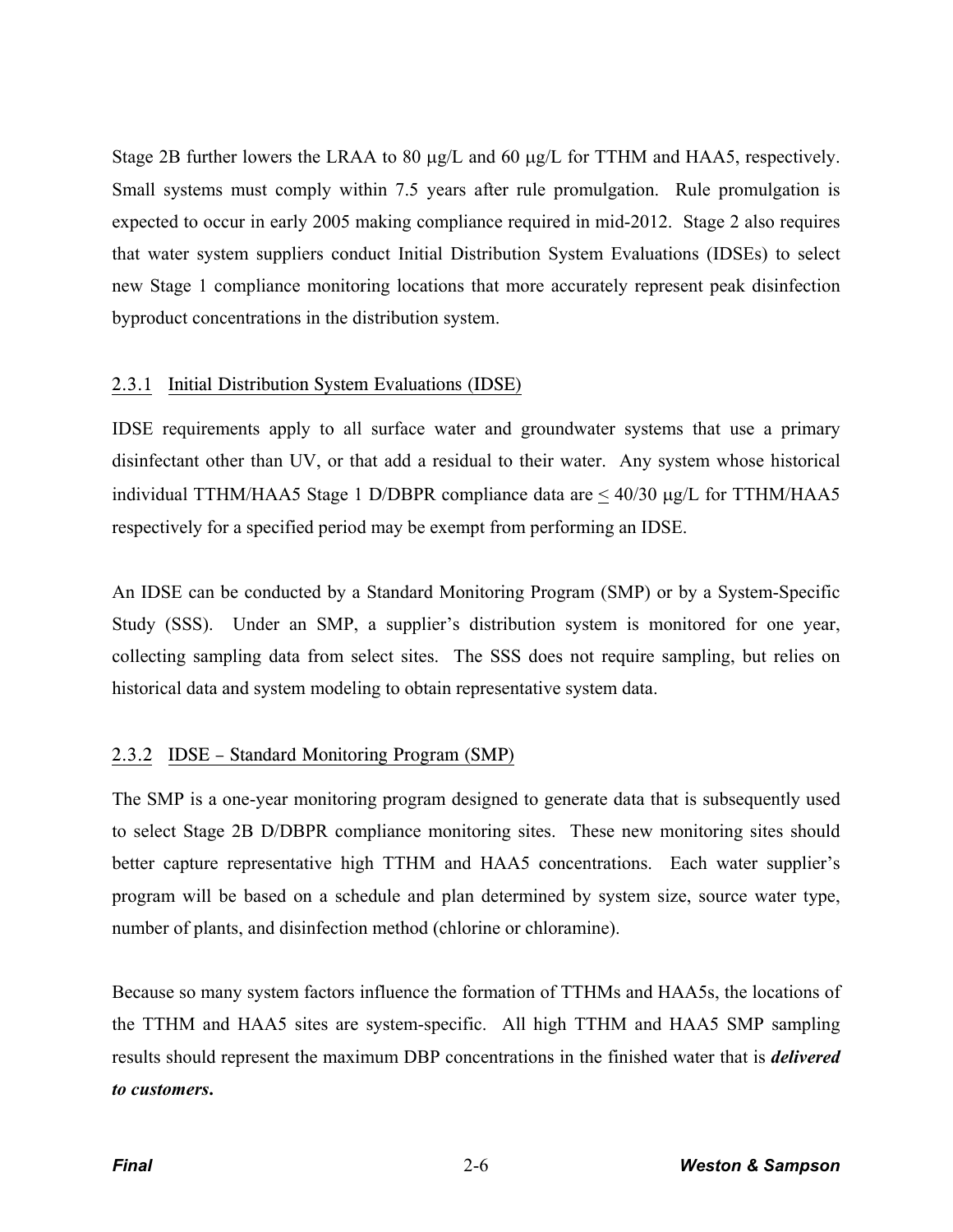Stage 2B further lowers the LRAA to 80 μg/L and 60 μg/L for TTHM and HAA5, respectively. Small systems must comply within 7.5 years after rule promulgation. Rule promulgation is expected to occur in early 2005 making compliance required in mid-2012. Stage 2 also requires that water system suppliers conduct Initial Distribution System Evaluations (IDSEs) to select new Stage 1 compliance monitoring locations that more accurately represent peak disinfection byproduct concentrations in the distribution system.

### 2.3.1 Initial Distribution System Evaluations (IDSE)

IDSE requirements apply to all surface water and groundwater systems that use a primary disinfectant other than UV, or that add a residual to their water. Any system whose historical individual TTHM/HAA5 Stage 1 D/DBPR compliance data are ≤ 40/30 μg/L for TTHM/HAA5 respectively for a specified period may be exempt from performing an IDSE.

An IDSE can be conducted by a Standard Monitoring Program (SMP) or by a System-Specific Study (SSS). Under an SMP, a supplier's distribution system is monitored for one year, collecting sampling data from select sites. The SSS does not require sampling, but relies on historical data and system modeling to obtain representative system data.

### 2.3.2 IDSE – Standard Monitoring Program (SMP)

The SMP is a one-year monitoring program designed to generate data that is subsequently used to select Stage 2B D/DBPR compliance monitoring sites. These new monitoring sites should better capture representative high TTHM and HAA5 concentrations. Each water supplier's program will be based on a schedule and plan determined by system size, source water type, number of plants, and disinfection method (chlorine or chloramine).

Because so many system factors influence the formation of TTHMs and HAA5s, the locations of the TTHM and HAA5 sites are system-specific. All high TTHM and HAA5 SMP sampling results should represent the maximum DBP concentrations in the finished water that is ***delivered to customers*.**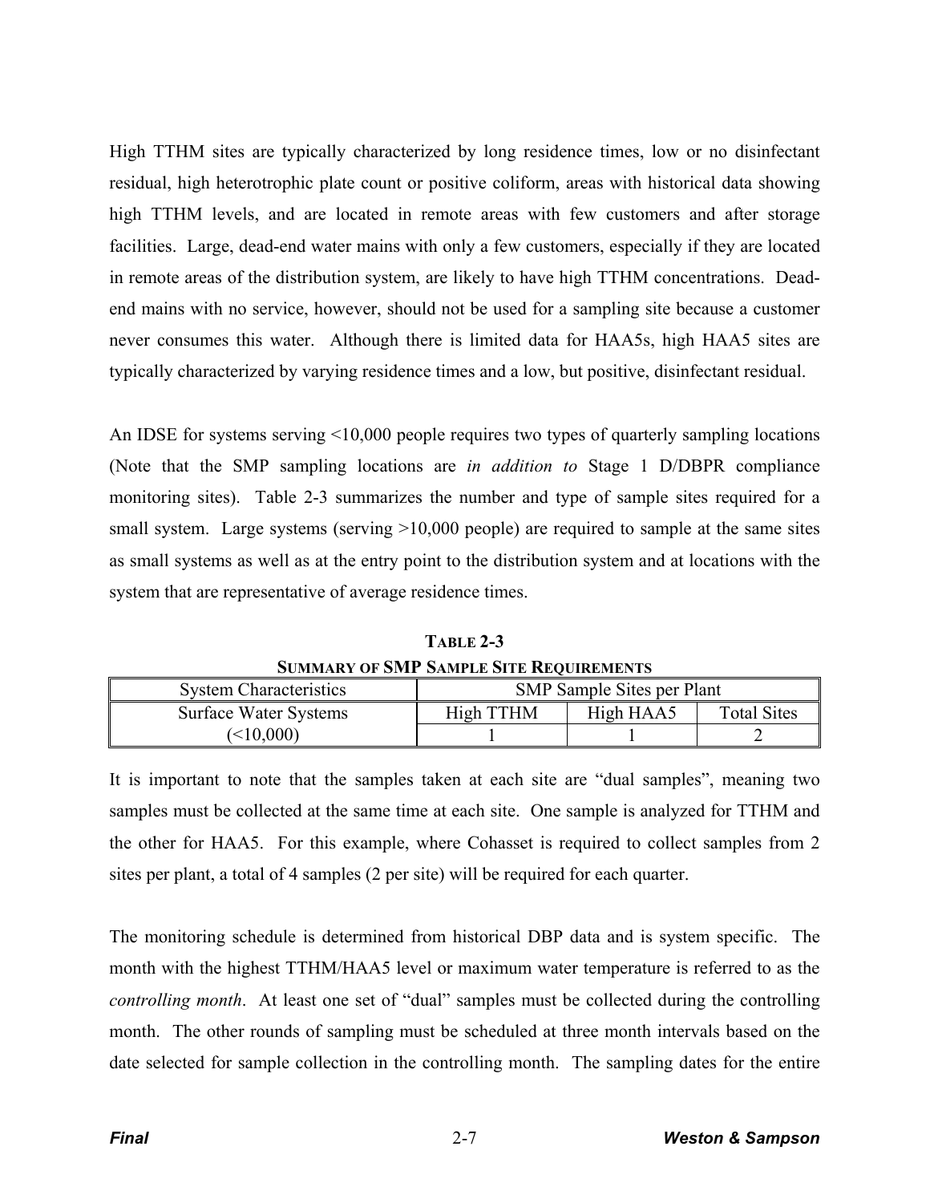High TTHM sites are typically characterized by long residence times, low or no disinfectant residual, high heterotrophic plate count or positive coliform, areas with historical data showing high TTHM levels, and are located in remote areas with few customers and after storage facilities. Large, dead-end water mains with only a few customers, especially if they are located in remote areas of the distribution system, are likely to have high TTHM concentrations. Dead-end mains with no service, however, should not be used for a sampling site because a customer never consumes this water. Although there is limited data for HAA5s, high HAA5 sites are typically characterized by varying residence times and a low, but positive, disinfectant residual.

An IDSE for systems serving <10,000 people requires two types of quarterly sampling locations (Note that the SMP sampling locations are *in addition to* Stage 1 D/DBPR compliance monitoring sites). Table 2-3 summarizes the number and type of sample sites required for a small system. Large systems (serving >10,000 people) are required to sample at the same sites as small systems as well as at the entry point to the distribution system and at locations with the system that are representative of average residence times.

**TABLE 2-3**
**SUMMARY OF SMP SAMPLE SITE REQUIREMENTS**

| System Characteristics | SMP Sample Sites per Plant | | |
|---|---|---|---|
| Surface Water Systems | High TTHM | High HAA5 | Total Sites |
| (<10,000) | 1 | 1 | 2 |

It is important to note that the samples taken at each site are "dual samples", meaning two samples must be collected at the same time at each site. One sample is analyzed for TTHM and the other for HAA5. For this example, where Cohasset is required to collect samples from 2 sites per plant, a total of 4 samples (2 per site) will be required for each quarter.

The monitoring schedule is determined from historical DBP data and is system specific. The month with the highest TTHM/HAA5 level or maximum water temperature is referred to as the *controlling month*. At least one set of "dual" samples must be collected during the controlling month. The other rounds of sampling must be scheduled at three month intervals based on the date selected for sample collection in the controlling month. The sampling dates for the entire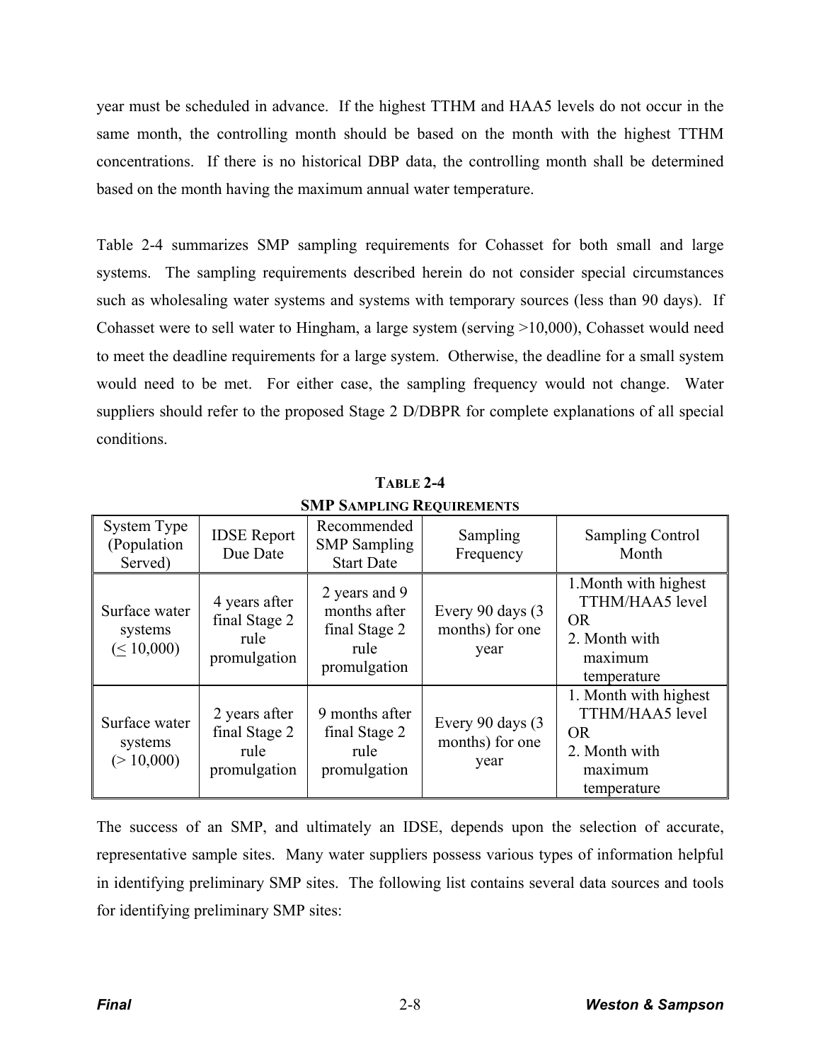year must be scheduled in advance. If the highest TTHM and HAA5 levels do not occur in the same month, the controlling month should be based on the month with the highest TTHM concentrations. If there is no historical DBP data, the controlling month shall be determined based on the month having the maximum annual water temperature.

Table 2-4 summarizes SMP sampling requirements for Cohasset for both small and large systems. The sampling requirements described herein do not consider special circumstances such as wholesaling water systems and systems with temporary sources (less than 90 days). If Cohasset were to sell water to Hingham, a large system (serving >10,000), Cohasset would need to meet the deadline requirements for a large system. Otherwise, the deadline for a small system would need to be met. For either case, the sampling frequency would not change. Water suppliers should refer to the proposed Stage 2 D/DBPR for complete explanations of all special conditions.

**TABLE 2-4**
**SMP SAMPLING REQUIREMENTS**

| System Type (Population Served) | IDSE Report Due Date | Recommended SMP Sampling Start Date | Sampling Frequency | Sampling Control Month |
|---|---|---|---|---|
| Surface water systems (≤ 10,000) | 4 years after final Stage 2 rule promulgation | 2 years and 9 months after final Stage 2 rule promulgation | Every 90 days (3 months) for one year | 1. Month with highest TTHM/HAA5 level OR 2. Month with maximum temperature |
| Surface water systems (> 10,000) | 2 years after final Stage 2 rule promulgation | 9 months after final Stage 2 rule promulgation | Every 90 days (3 months) for one year | 1. Month with highest TTHM/HAA5 level OR 2. Month with maximum temperature |

The success of an SMP, and ultimately an IDSE, depends upon the selection of accurate, representative sample sites. Many water suppliers possess various types of information helpful in identifying preliminary SMP sites. The following list contains several data sources and tools for identifying preliminary SMP sites: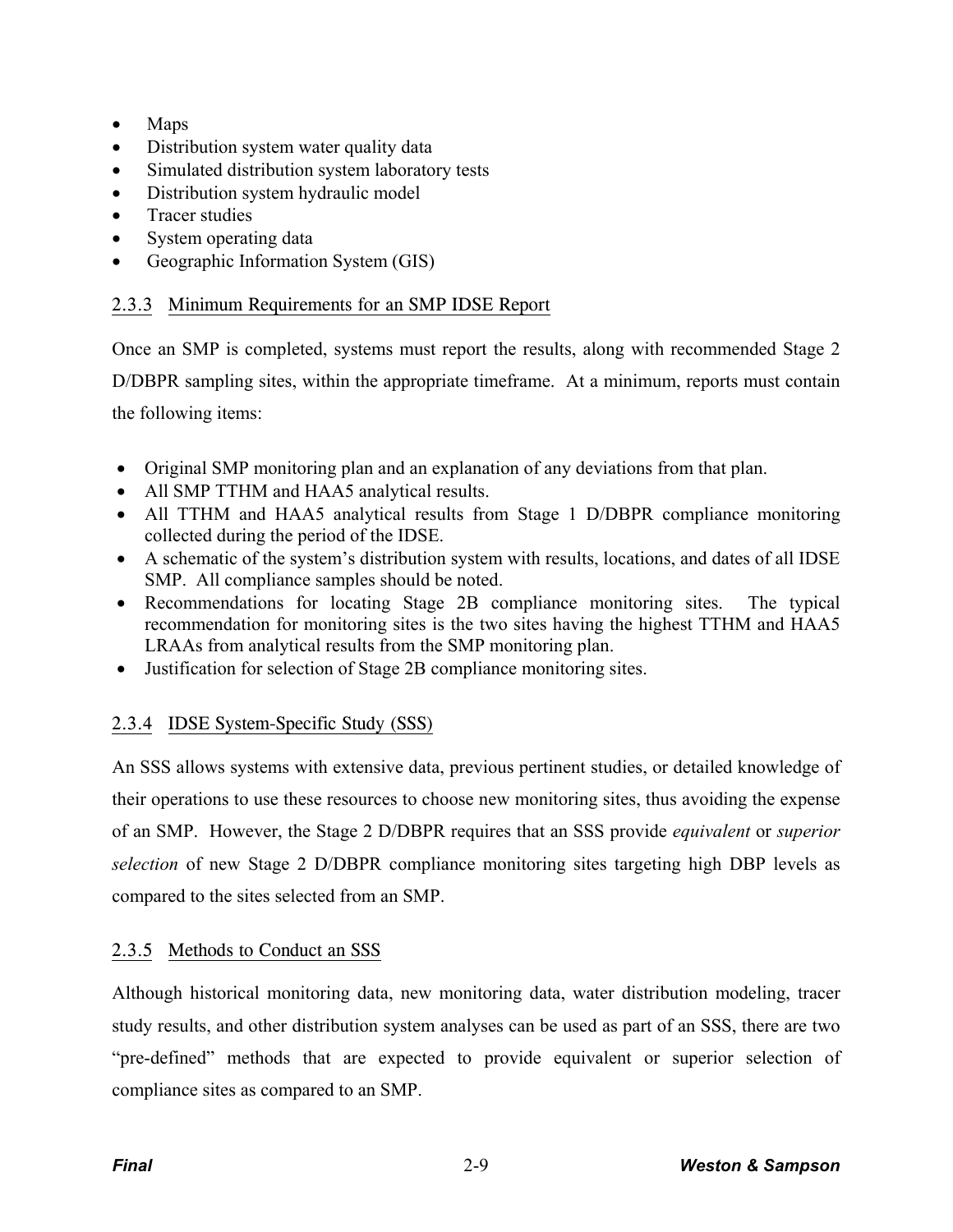- Maps
- Distribution system water quality data
- Simulated distribution system laboratory tests
- Distribution system hydraulic model
- Tracer studies
- System operating data
- Geographic Information System (GIS)

### 2.3.3 Minimum Requirements for an SMP IDSE Report

Once an SMP is completed, systems must report the results, along with recommended Stage 2 D/DBPR sampling sites, within the appropriate timeframe. At a minimum, reports must contain the following items:

- Original SMP monitoring plan and an explanation of any deviations from that plan.
- All SMP TTHM and HAA5 analytical results.
- All TTHM and HAA5 analytical results from Stage 1 D/DBPR compliance monitoring collected during the period of the IDSE.
- A schematic of the system's distribution system with results, locations, and dates of all IDSE SMP. All compliance samples should be noted.
- Recommendations for locating Stage 2B compliance monitoring sites. The typical recommendation for monitoring sites is the two sites having the highest TTHM and HAA5 LRAAs from analytical results from the SMP monitoring plan.
- Justification for selection of Stage 2B compliance monitoring sites.

### 2.3.4 IDSE System-Specific Study (SSS)

An SSS allows systems with extensive data, previous pertinent studies, or detailed knowledge of their operations to use these resources to choose new monitoring sites, thus avoiding the expense of an SMP. However, the Stage 2 D/DBPR requires that an SSS provide *equivalent* or *superior selection* of new Stage 2 D/DBPR compliance monitoring sites targeting high DBP levels as compared to the sites selected from an SMP.

### 2.3.5 Methods to Conduct an SSS

Although historical monitoring data, new monitoring data, water distribution modeling, tracer study results, and other distribution system analyses can be used as part of an SSS, there are two "pre-defined" methods that are expected to provide equivalent or superior selection of compliance sites as compared to an SMP.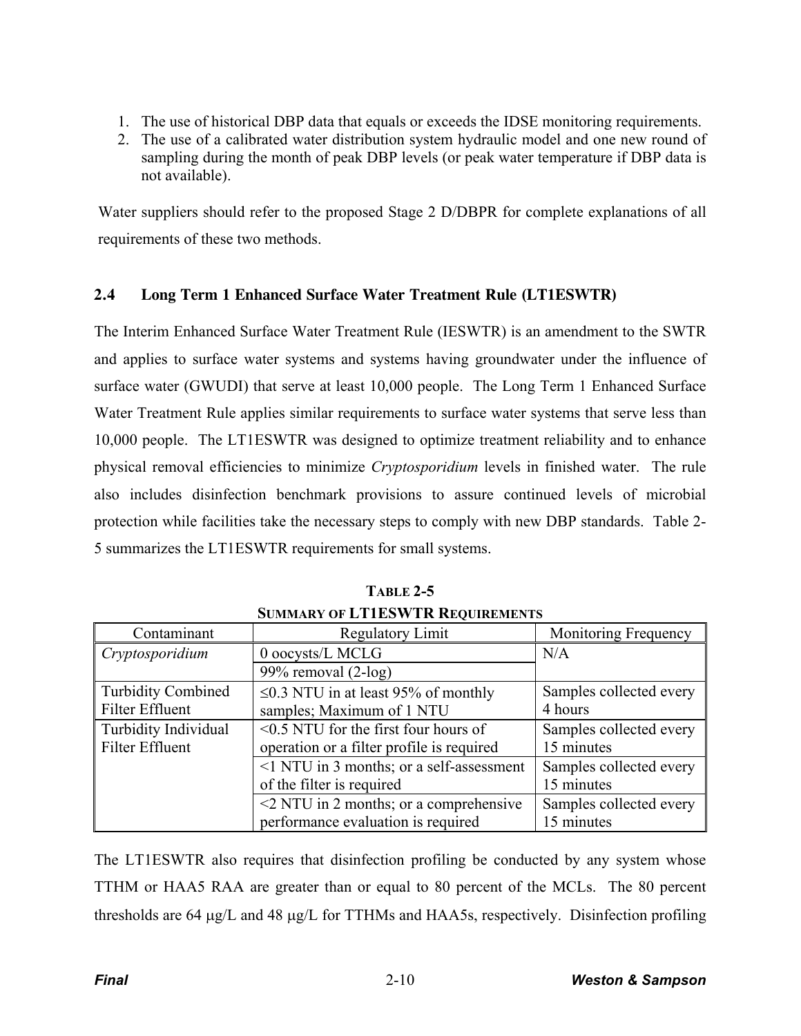1. The use of historical DBP data that equals or exceeds the IDSE monitoring requirements.
2. The use of a calibrated water distribution system hydraulic model and one new round of sampling during the month of peak DBP levels (or peak water temperature if DBP data is not available).

Water suppliers should refer to the proposed Stage 2 D/DBPR for complete explanations of all requirements of these two methods.

## 2.4 Long Term 1 Enhanced Surface Water Treatment Rule (LT1ESWTR)

The Interim Enhanced Surface Water Treatment Rule (IESWTR) is an amendment to the SWTR and applies to surface water systems and systems having groundwater under the influence of surface water (GWUDI) that serve at least 10,000 people. The Long Term 1 Enhanced Surface Water Treatment Rule applies similar requirements to surface water systems that serve less than 10,000 people. The LT1ESWTR was designed to optimize treatment reliability and to enhance physical removal efficiencies to minimize *Cryptosporidium* levels in finished water. The rule also includes disinfection benchmark provisions to assure continued levels of microbial protection while facilities take the necessary steps to comply with new DBP standards. Table 2-5 summarizes the LT1ESWTR requirements for small systems.

**TABLE 2-5**
**SUMMARY OF LT1ESWTR REQUIREMENTS**

| Contaminant | Regulatory Limit | Monitoring Frequency |
|---|---|---|
| *Cryptosporidium* | 0 oocysts/L MCLG | N/A |
| | 99% removal (2-log) | |
| Turbidity Combined Filter Effluent | ≤0.3 NTU in at least 95% of monthly samples; Maximum of 1 NTU | Samples collected every 4 hours |
| Turbidity Individual Filter Effluent | <0.5 NTU for the first four hours of operation or a filter profile is required | Samples collected every 15 minutes |
| | <1 NTU in 3 months; or a self-assessment of the filter is required | Samples collected every 15 minutes |
| | <2 NTU in 2 months; or a comprehensive performance evaluation is required | Samples collected every 15 minutes |

The LT1ESWTR also requires that disinfection profiling be conducted by any system whose TTHM or HAA5 RAA are greater than or equal to 80 percent of the MCLs. The 80 percent thresholds are 64 μg/L and 48 μg/L for TTHMs and HAA5s, respectively. Disinfection profiling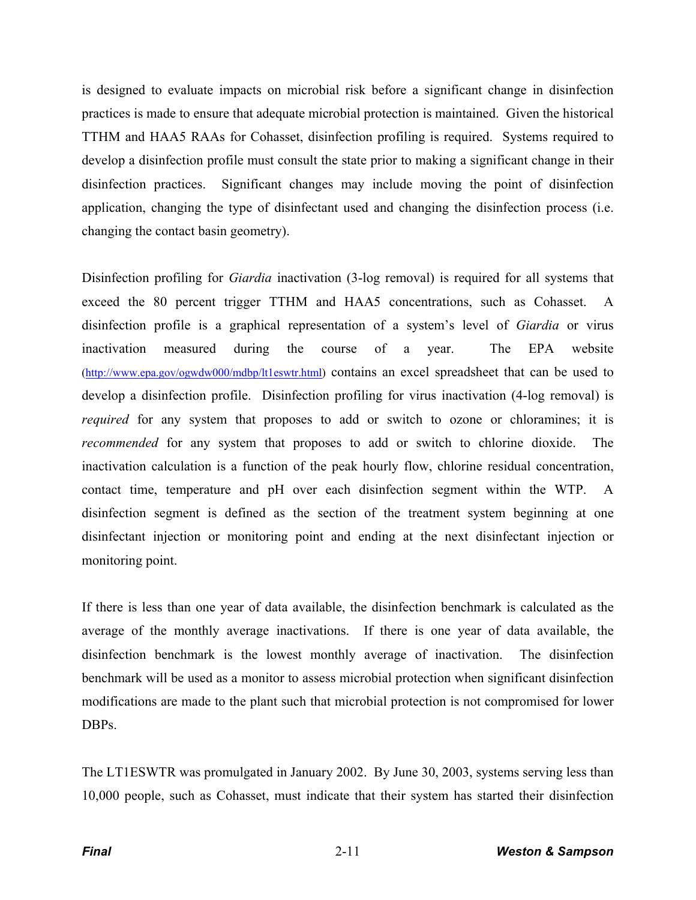is designed to evaluate impacts on microbial risk before a significant change in disinfection practices is made to ensure that adequate microbial protection is maintained. Given the historical TTHM and HAA5 RAAs for Cohasset, disinfection profiling is required. Systems required to develop a disinfection profile must consult the state prior to making a significant change in their disinfection practices. Significant changes may include moving the point of disinfection application, changing the type of disinfectant used and changing the disinfection process (i.e. changing the contact basin geometry).

Disinfection profiling for *Giardia* inactivation (3-log removal) is required for all systems that exceed the 80 percent trigger TTHM and HAA5 concentrations, such as Cohasset. A disinfection profile is a graphical representation of a system's level of *Giardia* or virus inactivation measured during the course of a year. The EPA website (http://www.epa.gov/ogwdw000/mdbp/lt1eswtr.html) contains an excel spreadsheet that can be used to develop a disinfection profile. Disinfection profiling for virus inactivation (4-log removal) is *required* for any system that proposes to add or switch to ozone or chloramines; it is *recommended* for any system that proposes to add or switch to chlorine dioxide. The inactivation calculation is a function of the peak hourly flow, chlorine residual concentration, contact time, temperature and pH over each disinfection segment within the WTP. A disinfection segment is defined as the section of the treatment system beginning at one disinfectant injection or monitoring point and ending at the next disinfectant injection or monitoring point.

If there is less than one year of data available, the disinfection benchmark is calculated as the average of the monthly average inactivations. If there is one year of data available, the disinfection benchmark is the lowest monthly average of inactivation. The disinfection benchmark will be used as a monitor to assess microbial protection when significant disinfection modifications are made to the plant such that microbial protection is not compromised for lower DBPs.

The LT1ESWTR was promulgated in January 2002. By June 30, 2003, systems serving less than 10,000 people, such as Cohasset, must indicate that their system has started their disinfection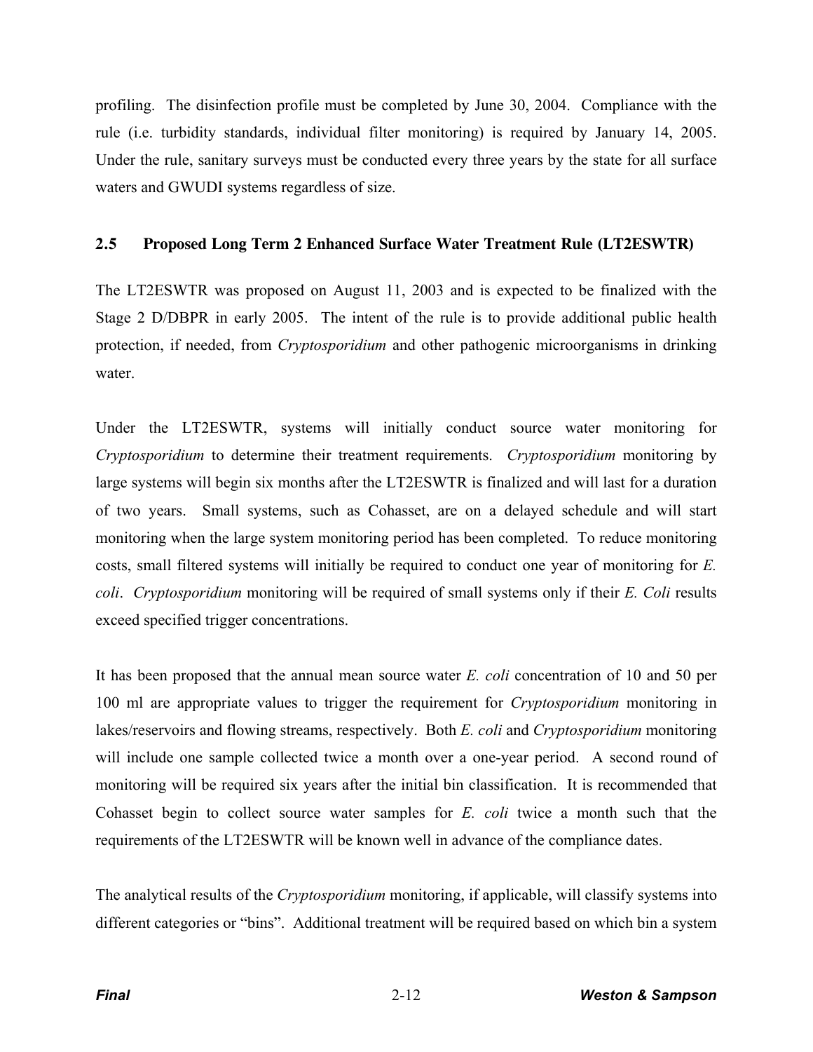profiling. The disinfection profile must be completed by June 30, 2004. Compliance with the rule (i.e. turbidity standards, individual filter monitoring) is required by January 14, 2005. Under the rule, sanitary surveys must be conducted every three years by the state for all surface waters and GWUDI systems regardless of size.

## 2.5 Proposed Long Term 2 Enhanced Surface Water Treatment Rule (LT2ESWTR)

The LT2ESWTR was proposed on August 11, 2003 and is expected to be finalized with the Stage 2 D/DBPR in early 2005. The intent of the rule is to provide additional public health protection, if needed, from *Cryptosporidium* and other pathogenic microorganisms in drinking water.

Under the LT2ESWTR, systems will initially conduct source water monitoring for *Cryptosporidium* to determine their treatment requirements. *Cryptosporidium* monitoring by large systems will begin six months after the LT2ESWTR is finalized and will last for a duration of two years. Small systems, such as Cohasset, are on a delayed schedule and will start monitoring when the large system monitoring period has been completed. To reduce monitoring costs, small filtered systems will initially be required to conduct one year of monitoring for *E. coli*. *Cryptosporidium* monitoring will be required of small systems only if their *E. Coli* results exceed specified trigger concentrations.

It has been proposed that the annual mean source water *E. coli* concentration of 10 and 50 per 100 ml are appropriate values to trigger the requirement for *Cryptosporidium* monitoring in lakes/reservoirs and flowing streams, respectively. Both *E. coli* and *Cryptosporidium* monitoring will include one sample collected twice a month over a one-year period. A second round of monitoring will be required six years after the initial bin classification. It is recommended that Cohasset begin to collect source water samples for *E. coli* twice a month such that the requirements of the LT2ESWTR will be known well in advance of the compliance dates.

The analytical results of the *Cryptosporidium* monitoring, if applicable, will classify systems into different categories or "bins". Additional treatment will be required based on which bin a system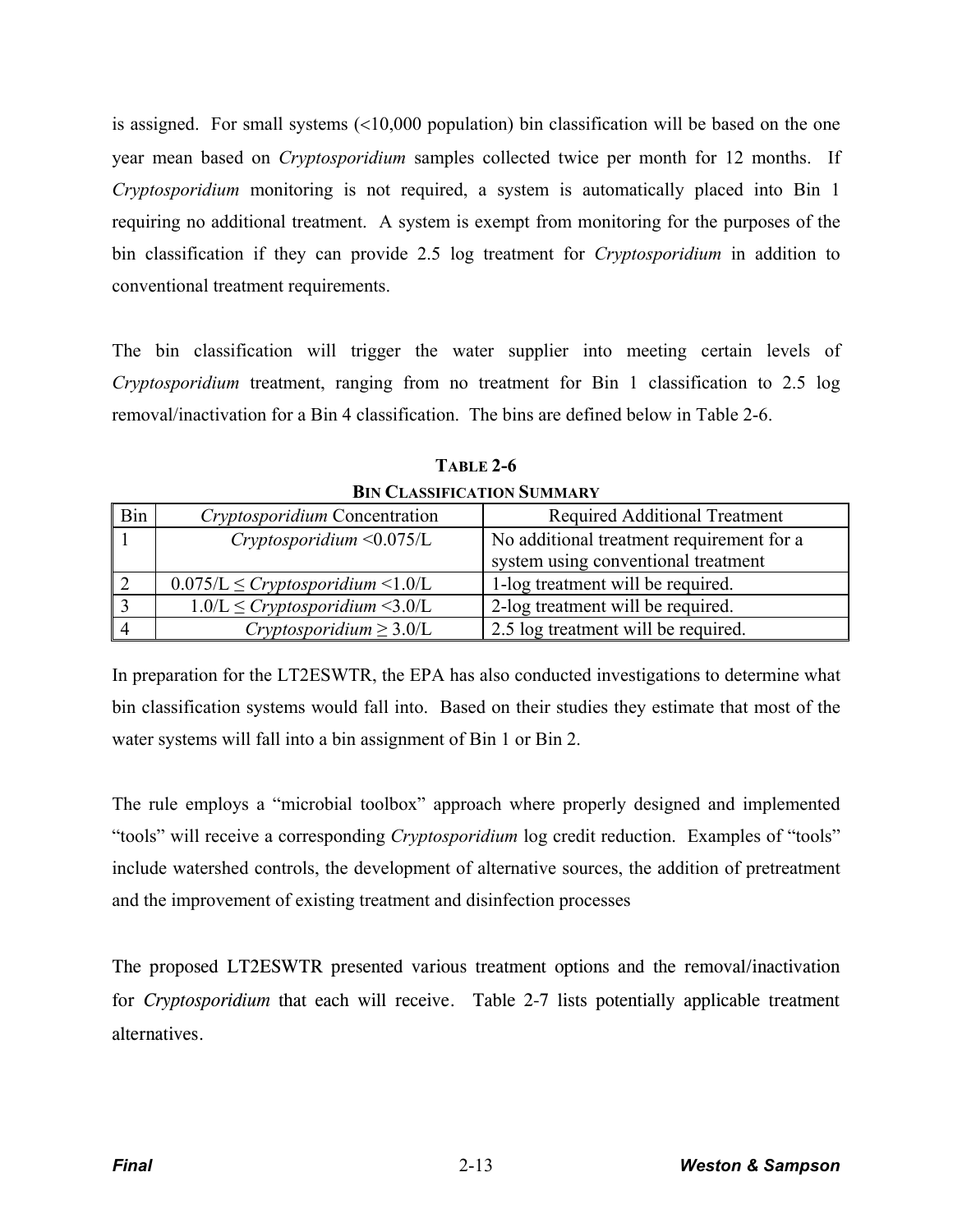is assigned. For small systems (<10,000 population) bin classification will be based on the one year mean based on *Cryptosporidium* samples collected twice per month for 12 months. If *Cryptosporidium* monitoring is not required, a system is automatically placed into Bin 1 requiring no additional treatment. A system is exempt from monitoring for the purposes of the bin classification if they can provide 2.5 log treatment for *Cryptosporidium* in addition to conventional treatment requirements.

The bin classification will trigger the water supplier into meeting certain levels of *Cryptosporidium* treatment, ranging from no treatment for Bin 1 classification to 2.5 log removal/inactivation for a Bin 4 classification. The bins are defined below in Table 2-6.

**TABLE 2-6**
**BIN CLASSIFICATION SUMMARY**

| Bin | *Cryptosporidium* Concentration | Required Additional Treatment |
|---|---|---|
| 1 | *Cryptosporidium* <0.075/L | No additional treatment requirement for a system using conventional treatment |
| 2 | 0.075/L ≤ *Cryptosporidium* <1.0/L | 1-log treatment will be required. |
| 3 | 1.0/L ≤ *Cryptosporidium* <3.0/L | 2-log treatment will be required. |
| 4 | *Cryptosporidium* ≥ 3.0/L | 2.5 log treatment will be required. |

In preparation for the LT2ESWTR, the EPA has also conducted investigations to determine what bin classification systems would fall into. Based on their studies they estimate that most of the water systems will fall into a bin assignment of Bin 1 or Bin 2.

The rule employs a "microbial toolbox" approach where properly designed and implemented "tools" will receive a corresponding *Cryptosporidium* log credit reduction. Examples of "tools" include watershed controls, the development of alternative sources, the addition of pretreatment and the improvement of existing treatment and disinfection processes

The proposed LT2ESWTR presented various treatment options and the removal/inactivation for *Cryptosporidium* that each will receive. Table 2-7 lists potentially applicable treatment alternatives.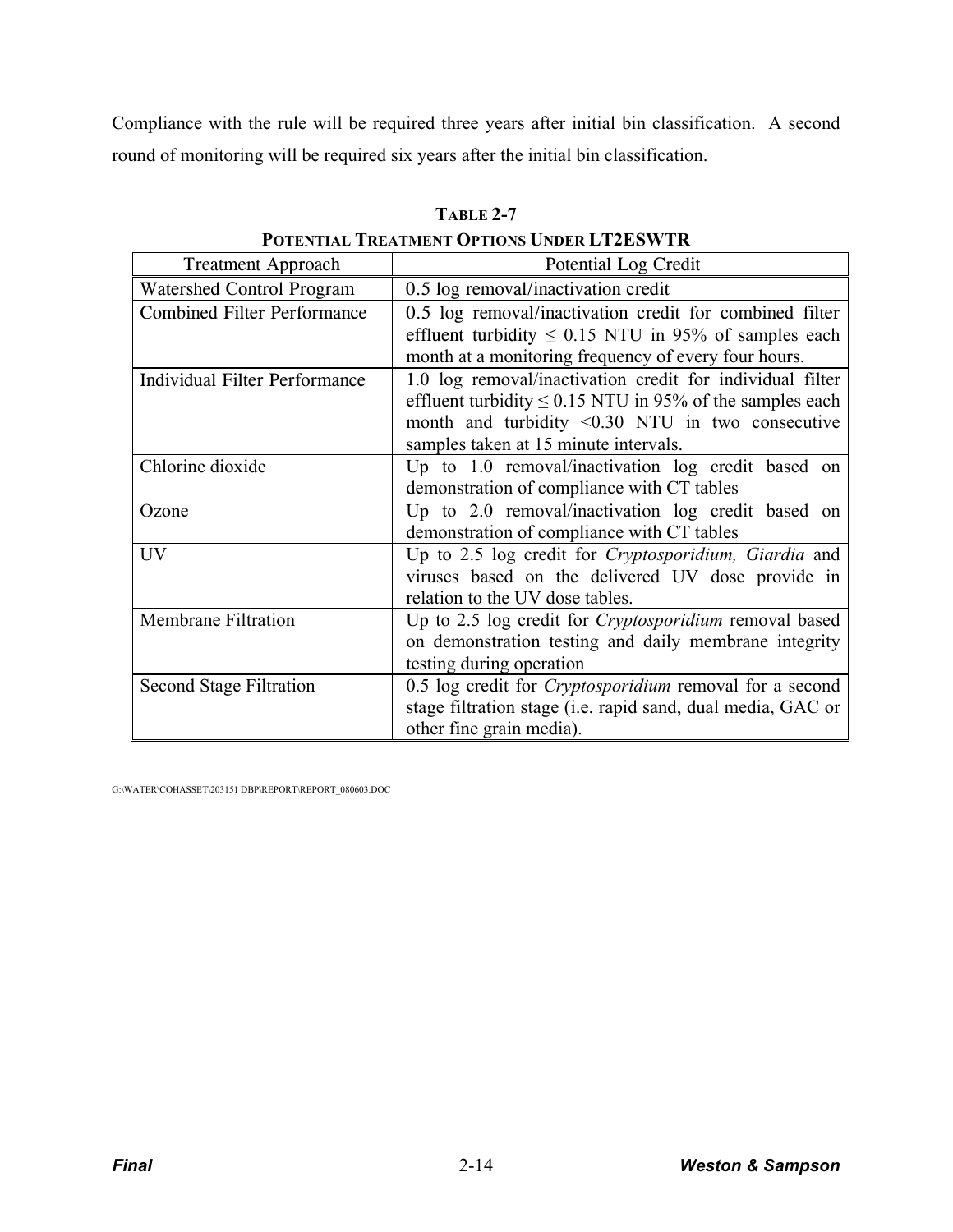Compliance with the rule will be required three years after initial bin classification. A second round of monitoring will be required six years after the initial bin classification.

**TABLE 2-7**
**POTENTIAL TREATMENT OPTIONS UNDER LT2ESWTR**

| Treatment Approach | Potential Log Credit |
|---|---|
| Watershed Control Program | 0.5 log removal/inactivation credit |
| Combined Filter Performance | 0.5 log removal/inactivation credit for combined filter effluent turbidity ≤ 0.15 NTU in 95% of samples each month at a monitoring frequency of every four hours. |
| Individual Filter Performance | 1.0 log removal/inactivation credit for individual filter effluent turbidity ≤ 0.15 NTU in 95% of the samples each month and turbidity <0.30 NTU in two consecutive samples taken at 15 minute intervals. |
| Chlorine dioxide | Up to 1.0 removal/inactivation log credit based on demonstration of compliance with CT tables |
| Ozone | Up to 2.0 removal/inactivation log credit based on demonstration of compliance with CT tables |
| UV | Up to 2.5 log credit for *Cryptosporidium, Giardia* and viruses based on the delivered UV dose provide in relation to the UV dose tables. |
| Membrane Filtration | Up to 2.5 log credit for *Cryptosporidium* removal based on demonstration testing and daily membrane integrity testing during operation |
| Second Stage Filtration | 0.5 log credit for *Cryptosporidium* removal for a second stage filtration stage (i.e. rapid sand, dual media, GAC or other fine grain media). |

G:\WATER\COHASSET\203151 DBP\REPORT\REPORT_080603.DOC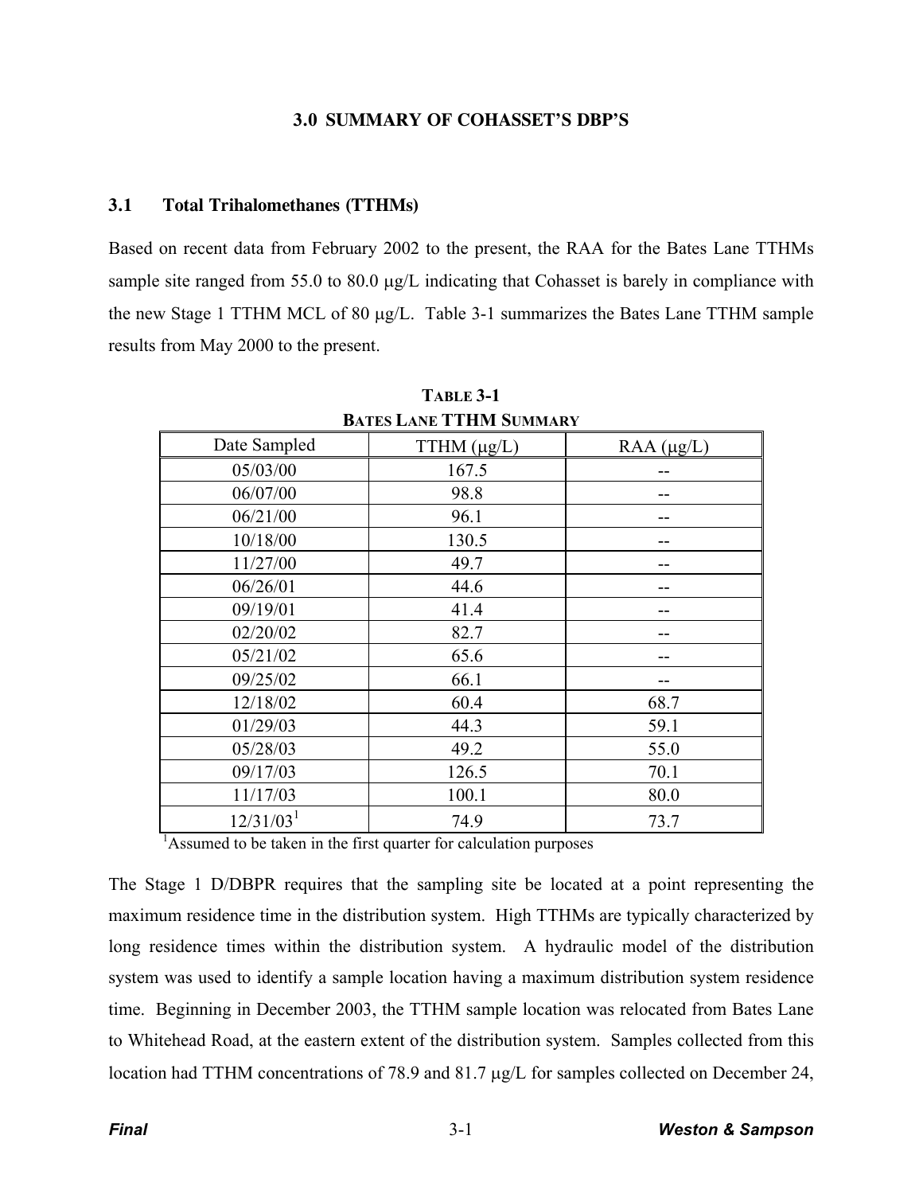## 3.0 SUMMARY OF COHASSET'S DBP'S

### 3.1 Total Trihalomethanes (TTHMs)

Based on recent data from February 2002 to the present, the RAA for the Bates Lane TTHMs sample site ranged from 55.0 to 80.0 μg/L indicating that Cohasset is barely in compliance with the new Stage 1 TTHM MCL of 80 μg/L. Table 3-1 summarizes the Bates Lane TTHM sample results from May 2000 to the present.

**TABLE 3-1**
**BATES LANE TTHM SUMMARY**

| Date Sampled | TTHM (μg/L) | RAA (μg/L) |
|---|---|---|
| 05/03/00 | 167.5 | -- |
| 06/07/00 | 98.8 | -- |
| 06/21/00 | 96.1 | -- |
| 10/18/00 | 130.5 | -- |
| 11/27/00 | 49.7 | -- |
| 06/26/01 | 44.6 | -- |
| 09/19/01 | 41.4 | -- |
| 02/20/02 | 82.7 | -- |
| 05/21/02 | 65.6 | -- |
| 09/25/02 | 66.1 | -- |
| 12/18/02 | 60.4 | 68.7 |
| 01/29/03 | 44.3 | 59.1 |
| 05/28/03 | 49.2 | 55.0 |
| 09/17/03 | 126.5 | 70.1 |
| 11/17/03 | 100.1 | 80.0 |
| 12/31/03[1] | 74.9 | 73.7 |

[1]Assumed to be taken in the first quarter for calculation purposes

The Stage 1 D/DBPR requires that the sampling site be located at a point representing the maximum residence time in the distribution system. High TTHMs are typically characterized by long residence times within the distribution system. A hydraulic model of the distribution system was used to identify a sample location having a maximum distribution system residence time. Beginning in December 2003, the TTHM sample location was relocated from Bates Lane to Whitehead Road, at the eastern extent of the distribution system. Samples collected from this location had TTHM concentrations of 78.9 and 81.7 μg/L for samples collected on December 24,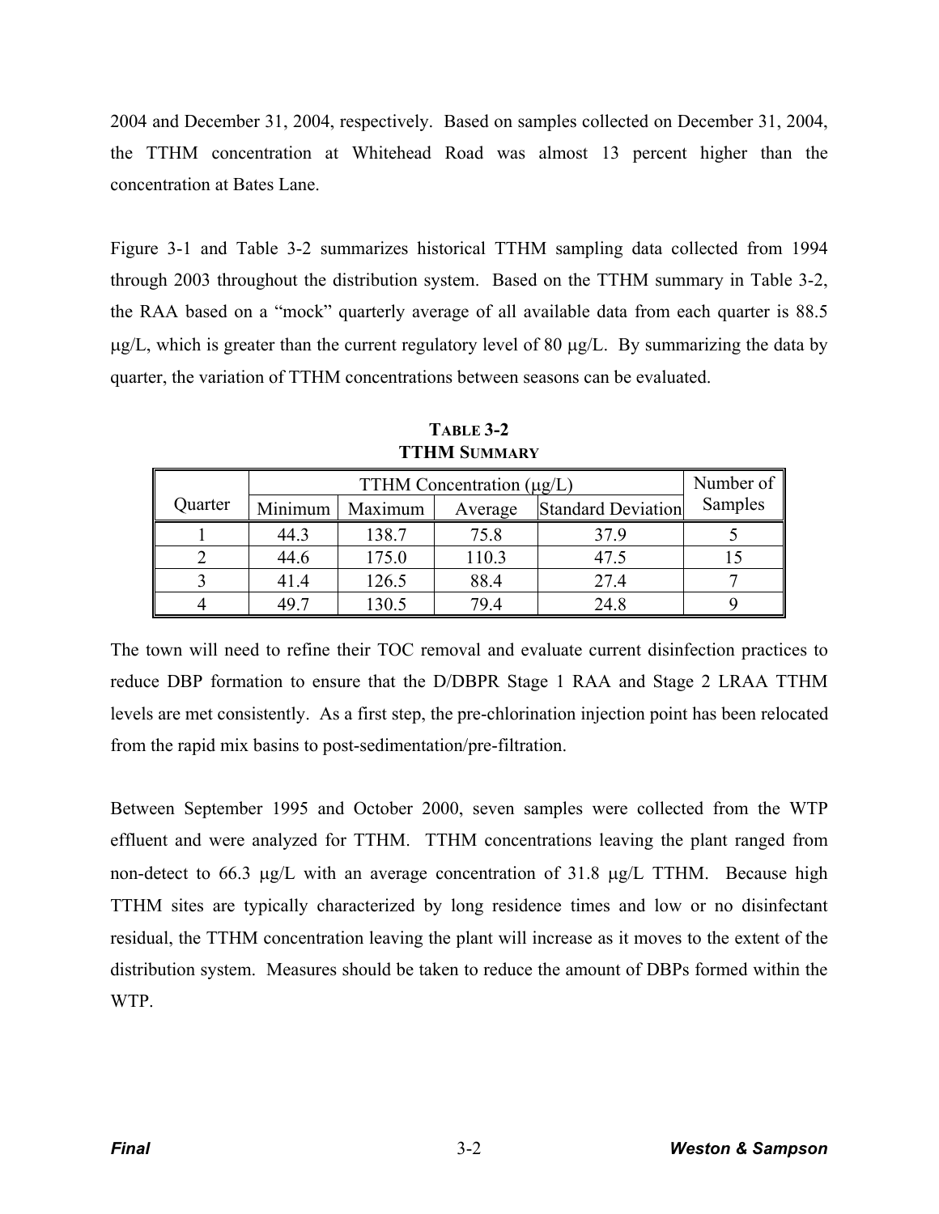2004 and December 31, 2004, respectively. Based on samples collected on December 31, 2004, the TTHM concentration at Whitehead Road was almost 13 percent higher than the concentration at Bates Lane.

Figure 3-1 and Table 3-2 summarizes historical TTHM sampling data collected from 1994 through 2003 throughout the distribution system. Based on the TTHM summary in Table 3-2, the RAA based on a "mock" quarterly average of all available data from each quarter is 88.5 μg/L, which is greater than the current regulatory level of 80 μg/L. By summarizing the data by quarter, the variation of TTHM concentrations between seasons can be evaluated.

**TABLE 3-2**
**TTHM SUMMARY**

| Quarter | TTHM Concentration (μg/L) | | | | Number of Samples |
|---|---|---|---|---|---|
| | Minimum | Maximum | Average | Standard Deviation | |
| 1 | 44.3 | 138.7 | 75.8 | 37.9 | 5 |
| 2 | 44.6 | 175.0 | 110.3 | 47.5 | 15 |
| 3 | 41.4 | 126.5 | 88.4 | 27.4 | 7 |
| 4 | 49.7 | 130.5 | 79.4 | 24.8 | 9 |

The town will need to refine their TOC removal and evaluate current disinfection practices to reduce DBP formation to ensure that the D/DBPR Stage 1 RAA and Stage 2 LRAA TTHM levels are met consistently. As a first step, the pre-chlorination injection point has been relocated from the rapid mix basins to post-sedimentation/pre-filtration.

Between September 1995 and October 2000, seven samples were collected from the WTP effluent and were analyzed for TTHM. TTHM concentrations leaving the plant ranged from non-detect to 66.3 μg/L with an average concentration of 31.8 μg/L TTHM. Because high TTHM sites are typically characterized by long residence times and low or no disinfectant residual, the TTHM concentration leaving the plant will increase as it moves to the extent of the distribution system. Measures should be taken to reduce the amount of DBPs formed within the WTP.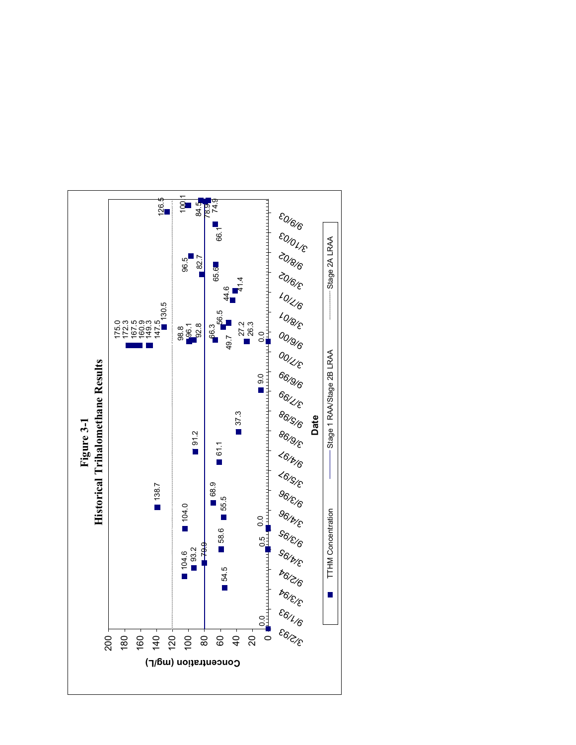# Figure 3-1
## Historical Trihalomethane Results

Concentration (mg/L)

200
180
160
140
120
100
80
60
40
20
0

Date

3/2/93, 9/1/93, 3/3/94, 9/2/94, 3/4/95, 9/3/95, 3/4/96, 9/3/96, 3/5/97, 9/4/97, 3/6/98, 9/5/98, 3/7/99, 9/6/99, 3/7/00, 9/6/00, 3/8/01, 9/7/01, 3/9/02, 9/8/02, 3/10/03, 9/9/03

0.0, 54.5, 104.6, 93.2, 79.9, 0.5, 58.6, 0.0, 104.0, 55.5, 138.7, 68.9, 61.1, 91.2, 37.3, 9.0, 175.0, 172.3, 167.5, 160.9, 149.3, 147.5, 98.8, 96.1, 92.8, 66.3, 49.7, 27.2, 26.3, 0.0, 130.5, 56.5, 44.6, 41.4, 96.5, 82.7, 65.6, 66.1, 126.5, 100.1, 84.5, 78.9, 74.9

■ TTHM Concentration — Stage 1 RAA/Stage 2B LRAA ······ Stage 2A LRAA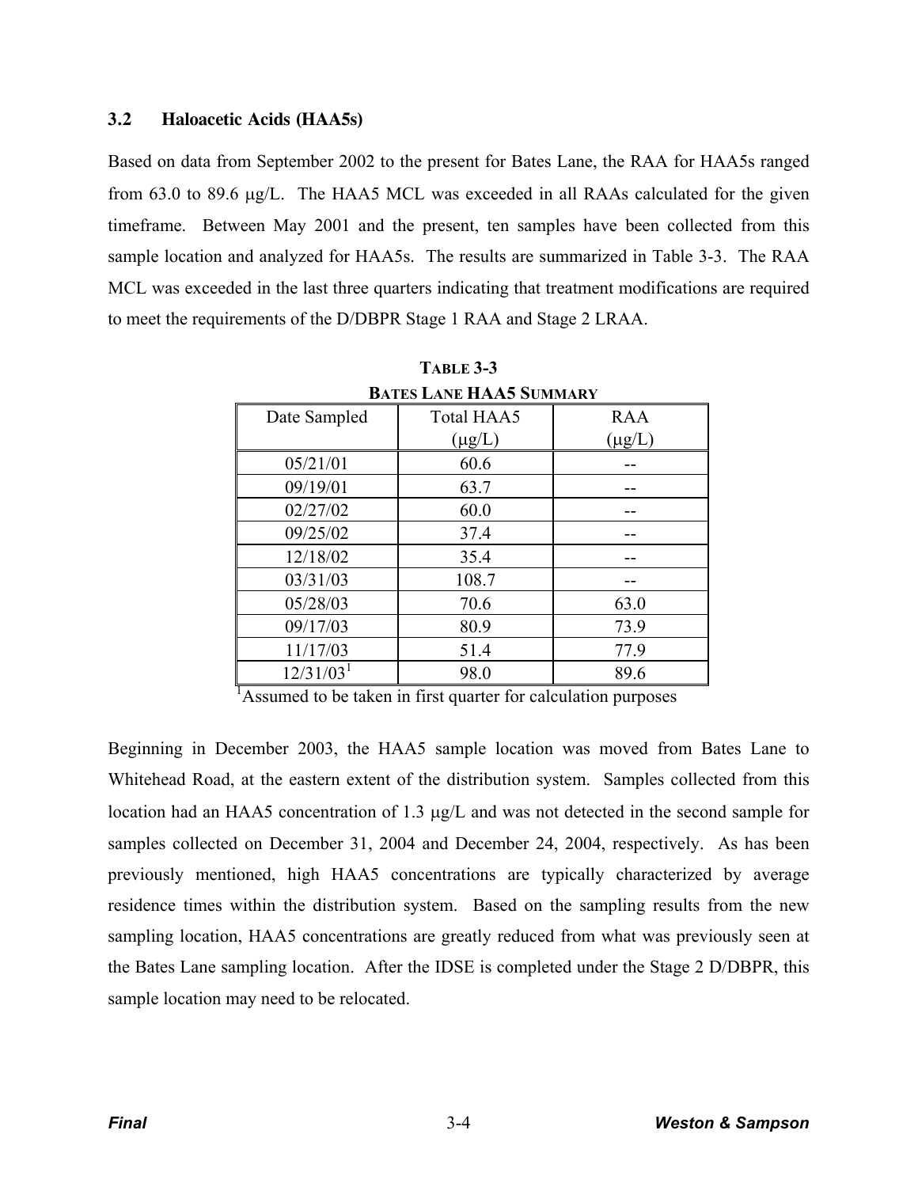### 3.2 Haloacetic Acids (HAA5s)

Based on data from September 2002 to the present for Bates Lane, the RAA for HAA5s ranged from 63.0 to 89.6 μg/L. The HAA5 MCL was exceeded in all RAAs calculated for the given timeframe. Between May 2001 and the present, ten samples have been collected from this sample location and analyzed for HAA5s. The results are summarized in Table 3-3. The RAA MCL was exceeded in the last three quarters indicating that treatment modifications are required to meet the requirements of the D/DBPR Stage 1 RAA and Stage 2 LRAA.

**TABLE 3-3**
**BATES LANE HAA5 SUMMARY**

| Date Sampled | Total HAA5 (μg/L) | RAA (μg/L) |
|---|---|---|
| 05/21/01 | 60.6 | -- |
| 09/19/01 | 63.7 | -- |
| 02/27/02 | 60.0 | -- |
| 09/25/02 | 37.4 | -- |
| 12/18/02 | 35.4 | -- |
| 03/31/03 | 108.7 | -- |
| 05/28/03 | 70.6 | 63.0 |
| 09/17/03 | 80.9 | 73.9 |
| 11/17/03 | 51.4 | 77.9 |
| 12/31/03[1] | 98.0 | 89.6 |

[1]Assumed to be taken in first quarter for calculation purposes

Beginning in December 2003, the HAA5 sample location was moved from Bates Lane to Whitehead Road, at the eastern extent of the distribution system. Samples collected from this location had an HAA5 concentration of 1.3 μg/L and was not detected in the second sample for samples collected on December 31, 2004 and December 24, 2004, respectively. As has been previously mentioned, high HAA5 concentrations are typically characterized by average residence times within the distribution system. Based on the sampling results from the new sampling location, HAA5 concentrations are greatly reduced from what was previously seen at the Bates Lane sampling location. After the IDSE is completed under the Stage 2 D/DBPR, this sample location may need to be relocated.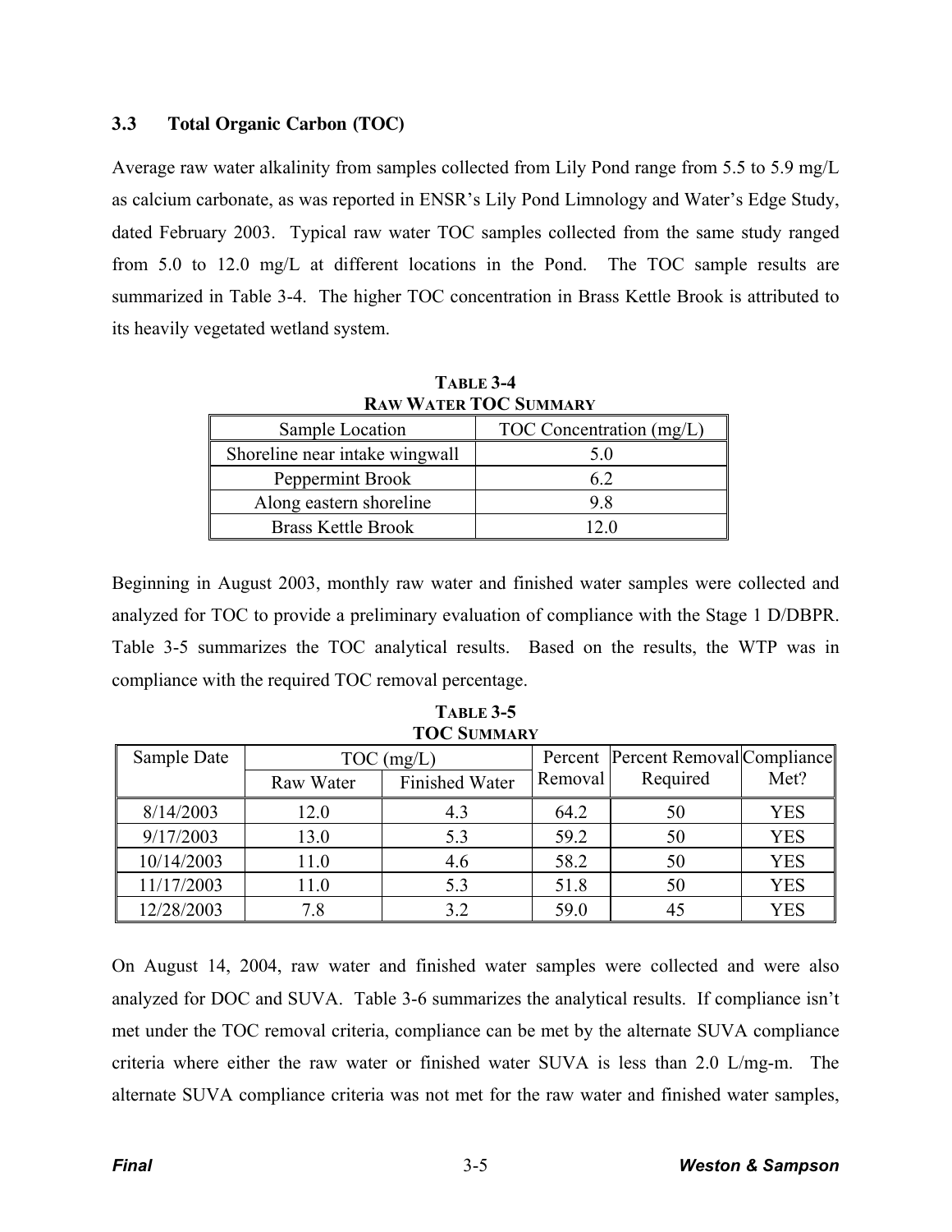### 3.3 Total Organic Carbon (TOC)

Average raw water alkalinity from samples collected from Lily Pond range from 5.5 to 5.9 mg/L as calcium carbonate, as was reported in ENSR's Lily Pond Limnology and Water's Edge Study, dated February 2003. Typical raw water TOC samples collected from the same study ranged from 5.0 to 12.0 mg/L at different locations in the Pond. The TOC sample results are summarized in Table 3-4. The higher TOC concentration in Brass Kettle Brook is attributed to its heavily vegetated wetland system.

**TABLE 3-4**
**RAW WATER TOC SUMMARY**

| Sample Location | TOC Concentration (mg/L) |
|---|---|
| Shoreline near intake wingwall | 5.0 |
| Peppermint Brook | 6.2 |
| Along eastern shoreline | 9.8 |
| Brass Kettle Brook | 12.0 |

Beginning in August 2003, monthly raw water and finished water samples were collected and analyzed for TOC to provide a preliminary evaluation of compliance with the Stage 1 D/DBPR. Table 3-5 summarizes the TOC analytical results. Based on the results, the WTP was in compliance with the required TOC removal percentage.

**TABLE 3-5**
**TOC SUMMARY**

| Sample Date | TOC (mg/L) | | Percent Removal | Percent Removal Required | Compliance Met? |
|---|---|---|---|---|---|
| | Raw Water | Finished Water | | | |
| 8/14/2003 | 12.0 | 4.3 | 64.2 | 50 | YES |
| 9/17/2003 | 13.0 | 5.3 | 59.2 | 50 | YES |
| 10/14/2003 | 11.0 | 4.6 | 58.2 | 50 | YES |
| 11/17/2003 | 11.0 | 5.3 | 51.8 | 50 | YES |
| 12/28/2003 | 7.8 | 3.2 | 59.0 | 45 | YES |

On August 14, 2004, raw water and finished water samples were collected and were also analyzed for DOC and SUVA. Table 3-6 summarizes the analytical results. If compliance isn't met under the TOC removal criteria, compliance can be met by the alternate SUVA compliance criteria where either the raw water or finished water SUVA is less than 2.0 L/mg-m. The alternate SUVA compliance criteria was not met for the raw water and finished water samples,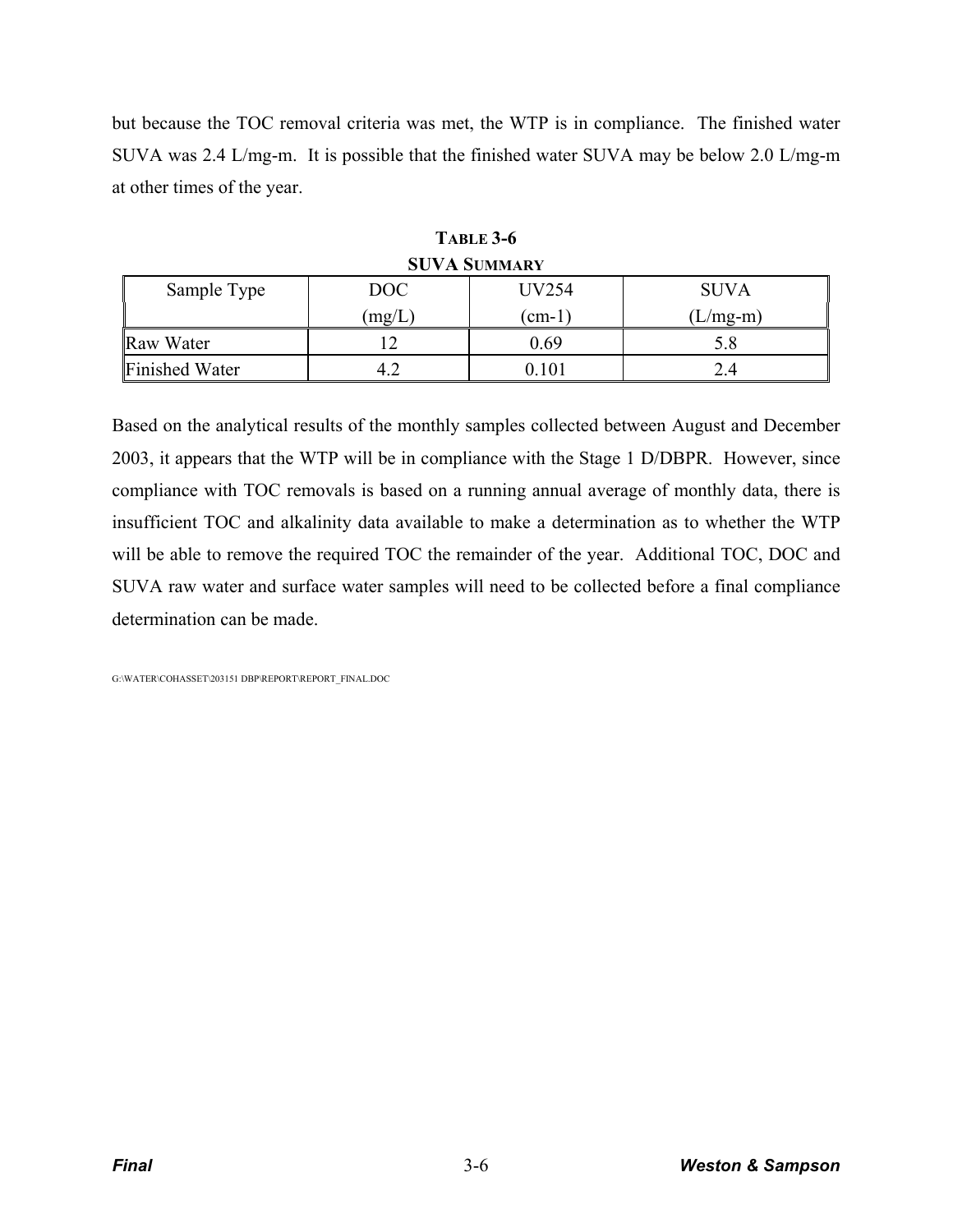but because the TOC removal criteria was met, the WTP is in compliance. The finished water SUVA was 2.4 L/mg-m. It is possible that the finished water SUVA may be below 2.0 L/mg-m at other times of the year.

**TABLE 3-6**
**SUVA SUMMARY**

| Sample Type | DOC (mg/L) | UV254 (cm-1) | SUVA (L/mg-m) |
|---|---|---|---|
| Raw Water | 12 | 0.69 | 5.8 |
| Finished Water | 4.2 | 0.101 | 2.4 |

Based on the analytical results of the monthly samples collected between August and December 2003, it appears that the WTP will be in compliance with the Stage 1 D/DBPR. However, since compliance with TOC removals is based on a running annual average of monthly data, there is insufficient TOC and alkalinity data available to make a determination as to whether the WTP will be able to remove the required TOC the remainder of the year. Additional TOC, DOC and SUVA raw water and surface water samples will need to be collected before a final compliance determination can be made.

G:\WATER\COHASSET\203151 DBP\REPORT\REPORT_FINAL.DOC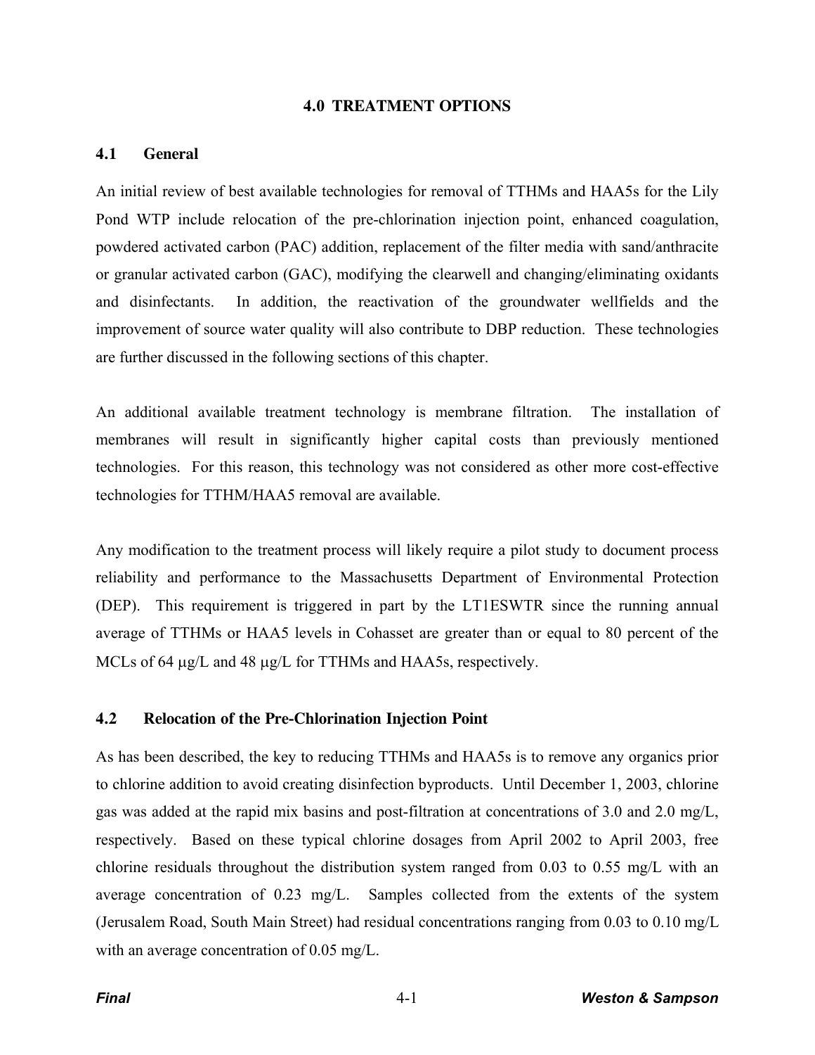# 4.0 TREATMENT OPTIONS

## 4.1 General

An initial review of best available technologies for removal of TTHMs and HAA5s for the Lily Pond WTP include relocation of the pre-chlorination injection point, enhanced coagulation, powdered activated carbon (PAC) addition, replacement of the filter media with sand/anthracite or granular activated carbon (GAC), modifying the clearwell and changing/eliminating oxidants and disinfectants. In addition, the reactivation of the groundwater wellfields and the improvement of source water quality will also contribute to DBP reduction. These technologies are further discussed in the following sections of this chapter.

An additional available treatment technology is membrane filtration. The installation of membranes will result in significantly higher capital costs than previously mentioned technologies. For this reason, this technology was not considered as other more cost-effective technologies for TTHM/HAA5 removal are available.

Any modification to the treatment process will likely require a pilot study to document process reliability and performance to the Massachusetts Department of Environmental Protection (DEP). This requirement is triggered in part by the LT1ESWTR since the running annual average of TTHMs or HAA5 levels in Cohasset are greater than or equal to 80 percent of the MCLs of 64 μg/L and 48 μg/L for TTHMs and HAA5s, respectively.

## 4.2 Relocation of the Pre-Chlorination Injection Point

As has been described, the key to reducing TTHMs and HAA5s is to remove any organics prior to chlorine addition to avoid creating disinfection byproducts. Until December 1, 2003, chlorine gas was added at the rapid mix basins and post-filtration at concentrations of 3.0 and 2.0 mg/L, respectively. Based on these typical chlorine dosages from April 2002 to April 2003, free chlorine residuals throughout the distribution system ranged from 0.03 to 0.55 mg/L with an average concentration of 0.23 mg/L. Samples collected from the extents of the system (Jerusalem Road, South Main Street) had residual concentrations ranging from 0.03 to 0.10 mg/L with an average concentration of 0.05 mg/L.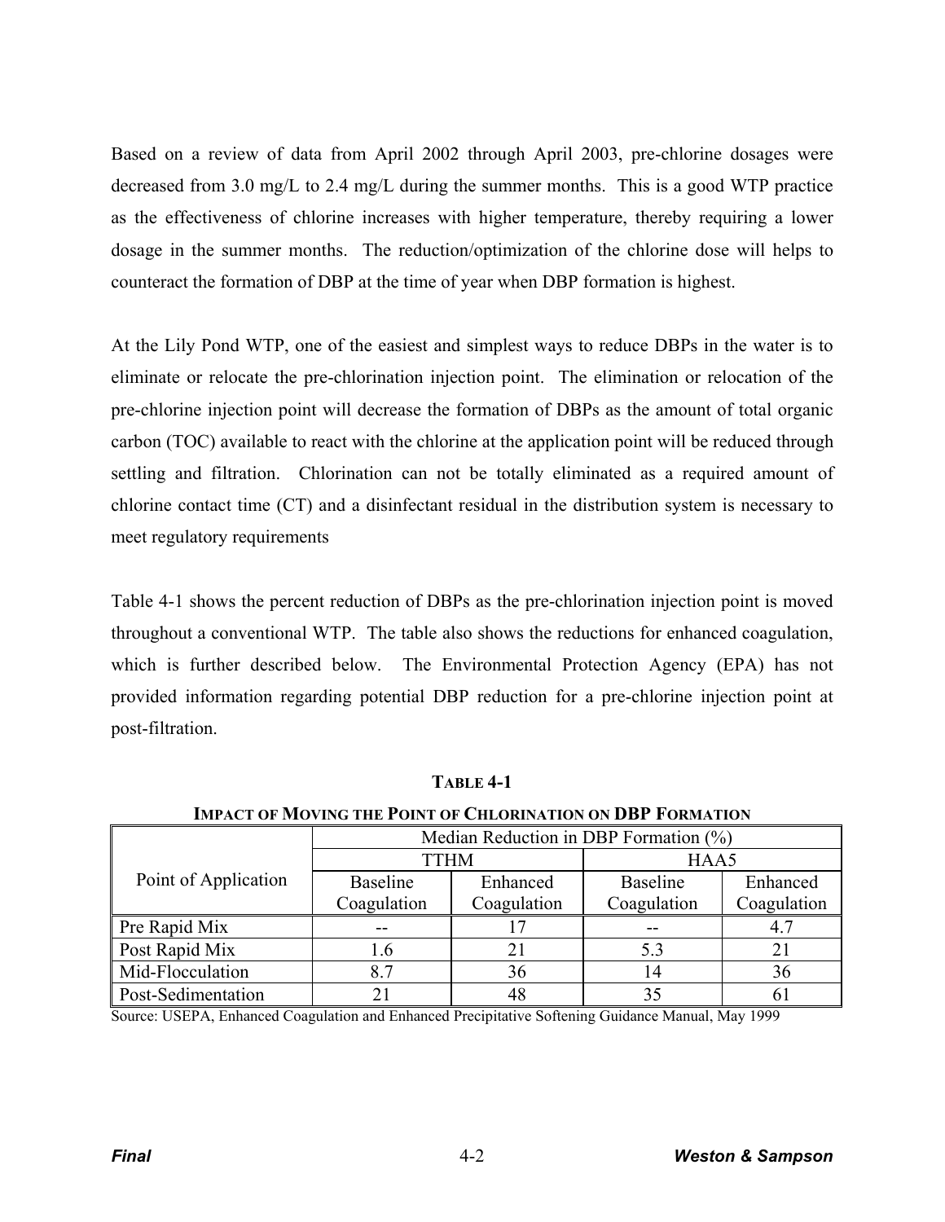Based on a review of data from April 2002 through April 2003, pre-chlorine dosages were decreased from 3.0 mg/L to 2.4 mg/L during the summer months. This is a good WTP practice as the effectiveness of chlorine increases with higher temperature, thereby requiring a lower dosage in the summer months. The reduction/optimization of the chlorine dose will helps to counteract the formation of DBP at the time of year when DBP formation is highest.

At the Lily Pond WTP, one of the easiest and simplest ways to reduce DBPs in the water is to eliminate or relocate the pre-chlorination injection point. The elimination or relocation of the pre-chlorine injection point will decrease the formation of DBPs as the amount of total organic carbon (TOC) available to react with the chlorine at the application point will be reduced through settling and filtration. Chlorination can not be totally eliminated as a required amount of chlorine contact time (CT) and a disinfectant residual in the distribution system is necessary to meet regulatory requirements

Table 4-1 shows the percent reduction of DBPs as the pre-chlorination injection point is moved throughout a conventional WTP. The table also shows the reductions for enhanced coagulation, which is further described below. The Environmental Protection Agency (EPA) has not provided information regarding potential DBP reduction for a pre-chlorine injection point at post-filtration.

**TABLE 4-1**

**IMPACT OF MOVING THE POINT OF CHLORINATION ON DBP FORMATION**

| Point of Application | Median Reduction in DBP Formation (%) | | | |
|---|---|---|---|---|
| | TTHM | | HAA5 | |
| | Baseline Coagulation | Enhanced Coagulation | Baseline Coagulation | Enhanced Coagulation |
| Pre Rapid Mix | -- | 17 | -- | 4.7 |
| Post Rapid Mix | 1.6 | 21 | 5.3 | 21 |
| Mid-Flocculation | 8.7 | 36 | 14 | 36 |
| Post-Sedimentation | 21 | 48 | 35 | 61 |

Source: USEPA, Enhanced Coagulation and Enhanced Precipitative Softening Guidance Manual, May 1999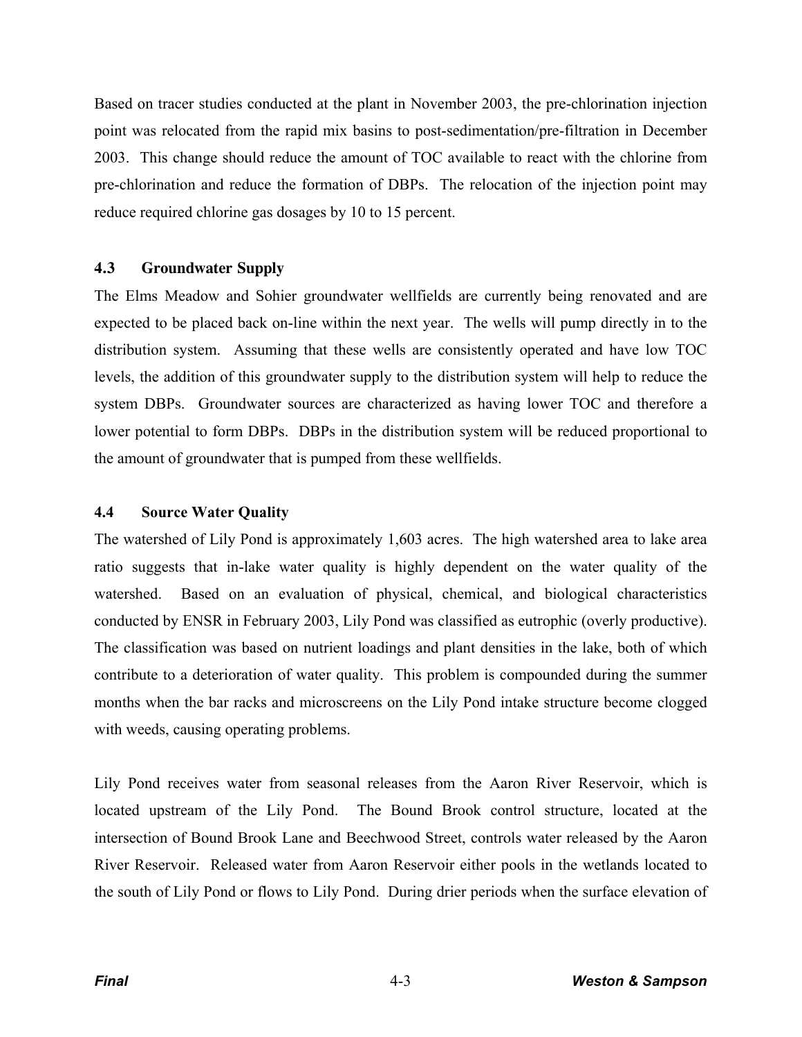Based on tracer studies conducted at the plant in November 2003, the pre-chlorination injection point was relocated from the rapid mix basins to post-sedimentation/pre-filtration in December 2003. This change should reduce the amount of TOC available to react with the chlorine from pre-chlorination and reduce the formation of DBPs. The relocation of the injection point may reduce required chlorine gas dosages by 10 to 15 percent.

### 4.3 Groundwater Supply

The Elms Meadow and Sohier groundwater wellfields are currently being renovated and are expected to be placed back on-line within the next year. The wells will pump directly in to the distribution system. Assuming that these wells are consistently operated and have low TOC levels, the addition of this groundwater supply to the distribution system will help to reduce the system DBPs. Groundwater sources are characterized as having lower TOC and therefore a lower potential to form DBPs. DBPs in the distribution system will be reduced proportional to the amount of groundwater that is pumped from these wellfields.

### 4.4 Source Water Quality

The watershed of Lily Pond is approximately 1,603 acres. The high watershed area to lake area ratio suggests that in-lake water quality is highly dependent on the water quality of the watershed. Based on an evaluation of physical, chemical, and biological characteristics conducted by ENSR in February 2003, Lily Pond was classified as eutrophic (overly productive). The classification was based on nutrient loadings and plant densities in the lake, both of which contribute to a deterioration of water quality. This problem is compounded during the summer months when the bar racks and microscreens on the Lily Pond intake structure become clogged with weeds, causing operating problems.

Lily Pond receives water from seasonal releases from the Aaron River Reservoir, which is located upstream of the Lily Pond. The Bound Brook control structure, located at the intersection of Bound Brook Lane and Beechwood Street, controls water released by the Aaron River Reservoir. Released water from Aaron Reservoir either pools in the wetlands located to the south of Lily Pond or flows to Lily Pond. During drier periods when the surface elevation of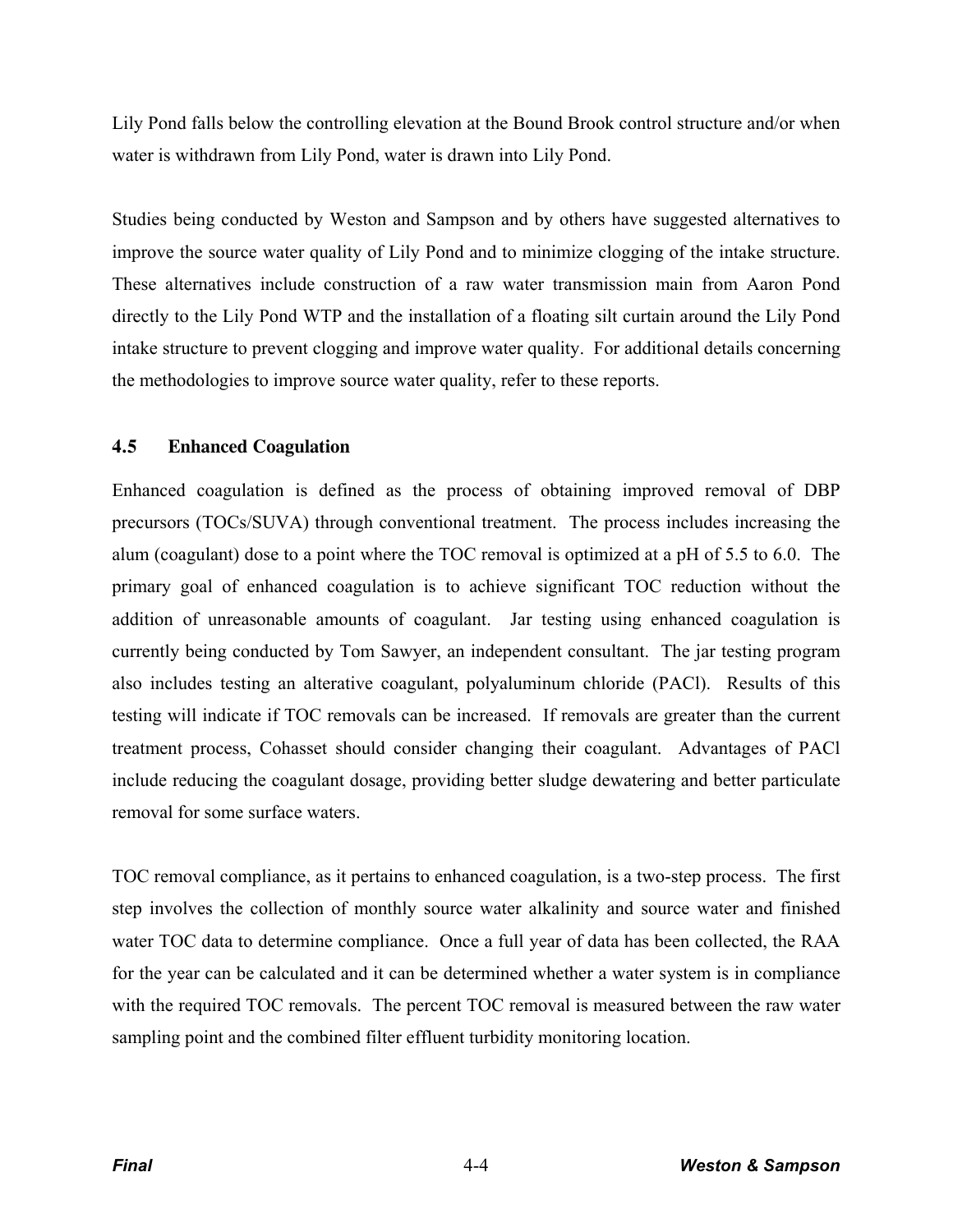Lily Pond falls below the controlling elevation at the Bound Brook control structure and/or when water is withdrawn from Lily Pond, water is drawn into Lily Pond.

Studies being conducted by Weston and Sampson and by others have suggested alternatives to improve the source water quality of Lily Pond and to minimize clogging of the intake structure. These alternatives include construction of a raw water transmission main from Aaron Pond directly to the Lily Pond WTP and the installation of a floating silt curtain around the Lily Pond intake structure to prevent clogging and improve water quality. For additional details concerning the methodologies to improve source water quality, refer to these reports.

### 4.5 Enhanced Coagulation

Enhanced coagulation is defined as the process of obtaining improved removal of DBP precursors (TOCs/SUVA) through conventional treatment. The process includes increasing the alum (coagulant) dose to a point where the TOC removal is optimized at a pH of 5.5 to 6.0. The primary goal of enhanced coagulation is to achieve significant TOC reduction without the addition of unreasonable amounts of coagulant. Jar testing using enhanced coagulation is currently being conducted by Tom Sawyer, an independent consultant. The jar testing program also includes testing an alterative coagulant, polyaluminum chloride (PACl). Results of this testing will indicate if TOC removals can be increased. If removals are greater than the current treatment process, Cohasset should consider changing their coagulant. Advantages of PACl include reducing the coagulant dosage, providing better sludge dewatering and better particulate removal for some surface waters.

TOC removal compliance, as it pertains to enhanced coagulation, is a two-step process. The first step involves the collection of monthly source water alkalinity and source water and finished water TOC data to determine compliance. Once a full year of data has been collected, the RAA for the year can be calculated and it can be determined whether a water system is in compliance with the required TOC removals. The percent TOC removal is measured between the raw water sampling point and the combined filter effluent turbidity monitoring location.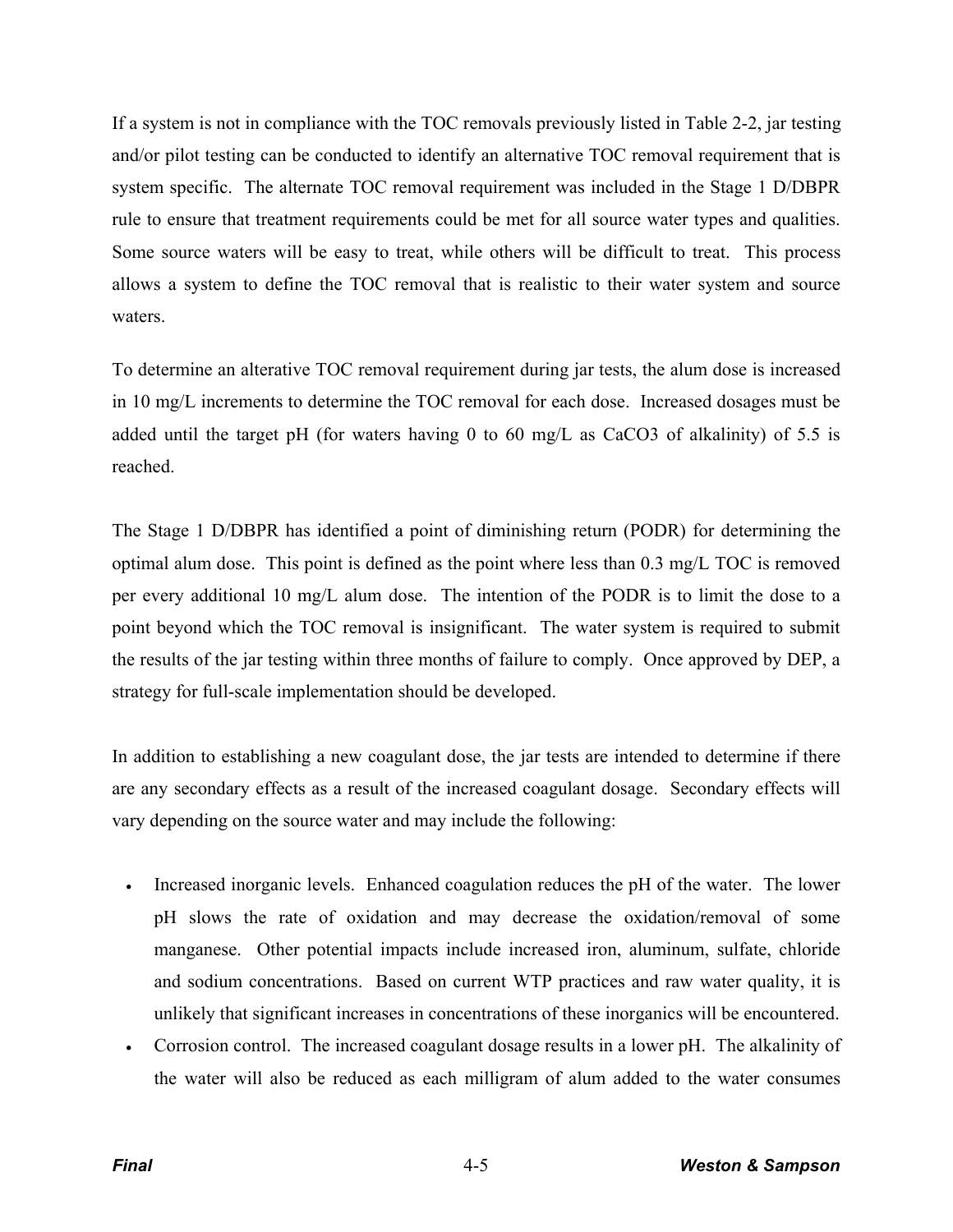If a system is not in compliance with the TOC removals previously listed in Table 2-2, jar testing and/or pilot testing can be conducted to identify an alternative TOC removal requirement that is system specific. The alternate TOC removal requirement was included in the Stage 1 D/DBPR rule to ensure that treatment requirements could be met for all source water types and qualities. Some source waters will be easy to treat, while others will be difficult to treat. This process allows a system to define the TOC removal that is realistic to their water system and source waters.

To determine an alterative TOC removal requirement during jar tests, the alum dose is increased in 10 mg/L increments to determine the TOC removal for each dose. Increased dosages must be added until the target pH (for waters having 0 to 60 mg/L as $CaCO_3$ of alkalinity) of 5.5 is reached.

The Stage 1 D/DBPR has identified a point of diminishing return (PODR) for determining the optimal alum dose. This point is defined as the point where less than 0.3 mg/L TOC is removed per every additional 10 mg/L alum dose. The intention of the PODR is to limit the dose to a point beyond which the TOC removal is insignificant. The water system is required to submit the results of the jar testing within three months of failure to comply. Once approved by DEP, a strategy for full-scale implementation should be developed.

In addition to establishing a new coagulant dose, the jar tests are intended to determine if there are any secondary effects as a result of the increased coagulant dosage. Secondary effects will vary depending on the source water and may include the following:

- Increased inorganic levels. Enhanced coagulation reduces the pH of the water. The lower pH slows the rate of oxidation and may decrease the oxidation/removal of some manganese. Other potential impacts include increased iron, aluminum, sulfate, chloride and sodium concentrations. Based on current WTP practices and raw water quality, it is unlikely that significant increases in concentrations of these inorganics will be encountered.
- Corrosion control. The increased coagulant dosage results in a lower pH. The alkalinity of the water will also be reduced as each milligram of alum added to the water consumes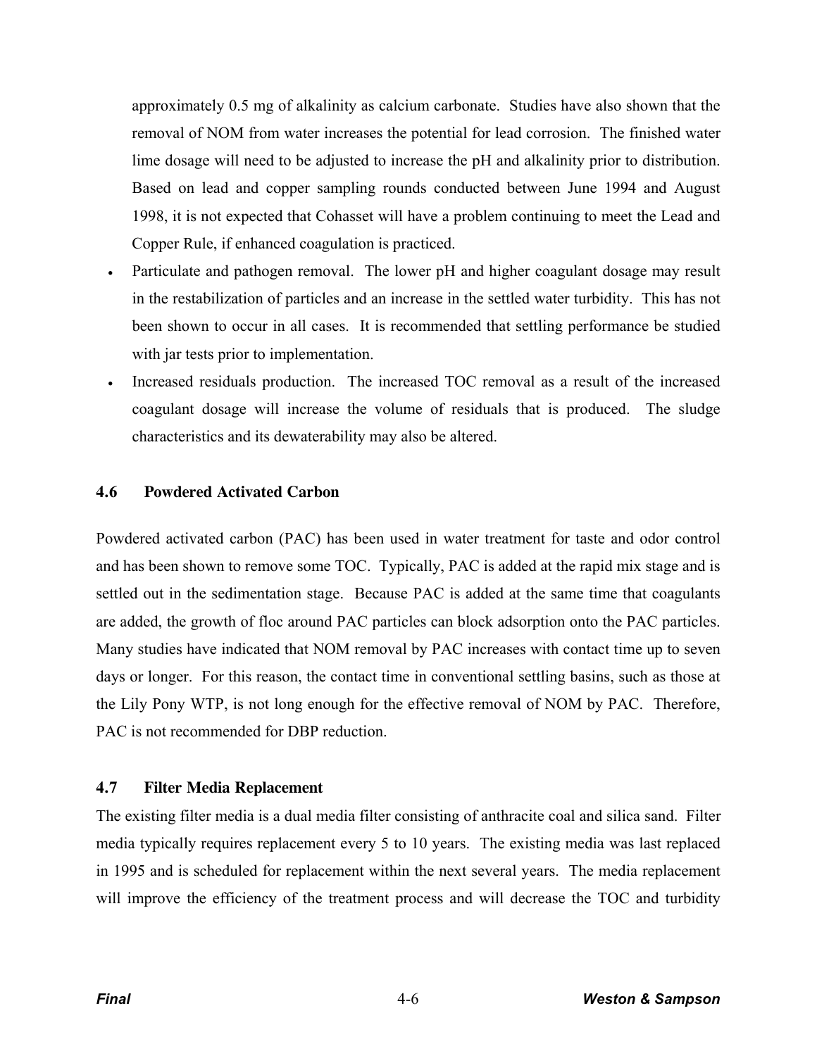approximately 0.5 mg of alkalinity as calcium carbonate. Studies have also shown that the removal of NOM from water increases the potential for lead corrosion. The finished water lime dosage will need to be adjusted to increase the pH and alkalinity prior to distribution. Based on lead and copper sampling rounds conducted between June 1994 and August 1998, it is not expected that Cohasset will have a problem continuing to meet the Lead and Copper Rule, if enhanced coagulation is practiced.

- Particulate and pathogen removal. The lower pH and higher coagulant dosage may result in the restabilization of particles and an increase in the settled water turbidity. This has not been shown to occur in all cases. It is recommended that settling performance be studied with jar tests prior to implementation.
- Increased residuals production. The increased TOC removal as a result of the increased coagulant dosage will increase the volume of residuals that is produced. The sludge characteristics and its dewaterability may also be altered.

### 4.6 Powdered Activated Carbon

Powdered activated carbon (PAC) has been used in water treatment for taste and odor control and has been shown to remove some TOC. Typically, PAC is added at the rapid mix stage and is settled out in the sedimentation stage. Because PAC is added at the same time that coagulants are added, the growth of floc around PAC particles can block adsorption onto the PAC particles. Many studies have indicated that NOM removal by PAC increases with contact time up to seven days or longer. For this reason, the contact time in conventional settling basins, such as those at the Lily Pony WTP, is not long enough for the effective removal of NOM by PAC. Therefore, PAC is not recommended for DBP reduction.

### 4.7 Filter Media Replacement

The existing filter media is a dual media filter consisting of anthracite coal and silica sand. Filter media typically requires replacement every 5 to 10 years. The existing media was last replaced in 1995 and is scheduled for replacement within the next several years. The media replacement will improve the efficiency of the treatment process and will decrease the TOC and turbidity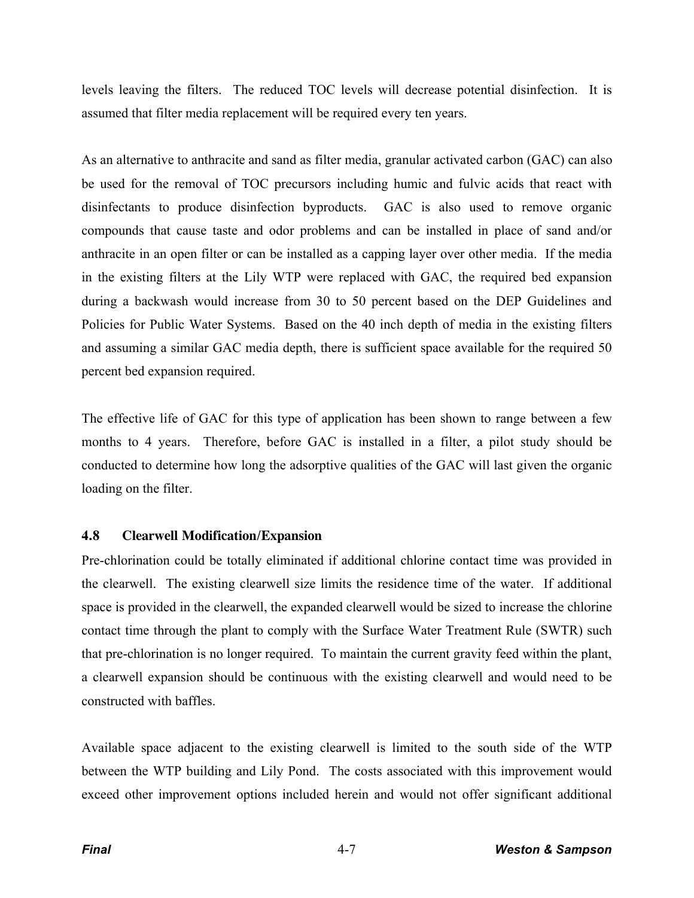levels leaving the filters. The reduced TOC levels will decrease potential disinfection. It is assumed that filter media replacement will be required every ten years.

As an alternative to anthracite and sand as filter media, granular activated carbon (GAC) can also be used for the removal of TOC precursors including humic and fulvic acids that react with disinfectants to produce disinfection byproducts. GAC is also used to remove organic compounds that cause taste and odor problems and can be installed in place of sand and/or anthracite in an open filter or can be installed as a capping layer over other media. If the media in the existing filters at the Lily WTP were replaced with GAC, the required bed expansion during a backwash would increase from 30 to 50 percent based on the DEP Guidelines and Policies for Public Water Systems. Based on the 40 inch depth of media in the existing filters and assuming a similar GAC media depth, there is sufficient space available for the required 50 percent bed expansion required.

The effective life of GAC for this type of application has been shown to range between a few months to 4 years. Therefore, before GAC is installed in a filter, a pilot study should be conducted to determine how long the adsorptive qualities of the GAC will last given the organic loading on the filter.

### 4.8 Clearwell Modification/Expansion

Pre-chlorination could be totally eliminated if additional chlorine contact time was provided in the clearwell. The existing clearwell size limits the residence time of the water. If additional space is provided in the clearwell, the expanded clearwell would be sized to increase the chlorine contact time through the plant to comply with the Surface Water Treatment Rule (SWTR) such that pre-chlorination is no longer required. To maintain the current gravity feed within the plant, a clearwell expansion should be continuous with the existing clearwell and would need to be constructed with baffles.

Available space adjacent to the existing clearwell is limited to the south side of the WTP between the WTP building and Lily Pond. The costs associated with this improvement would exceed other improvement options included herein and would not offer significant additional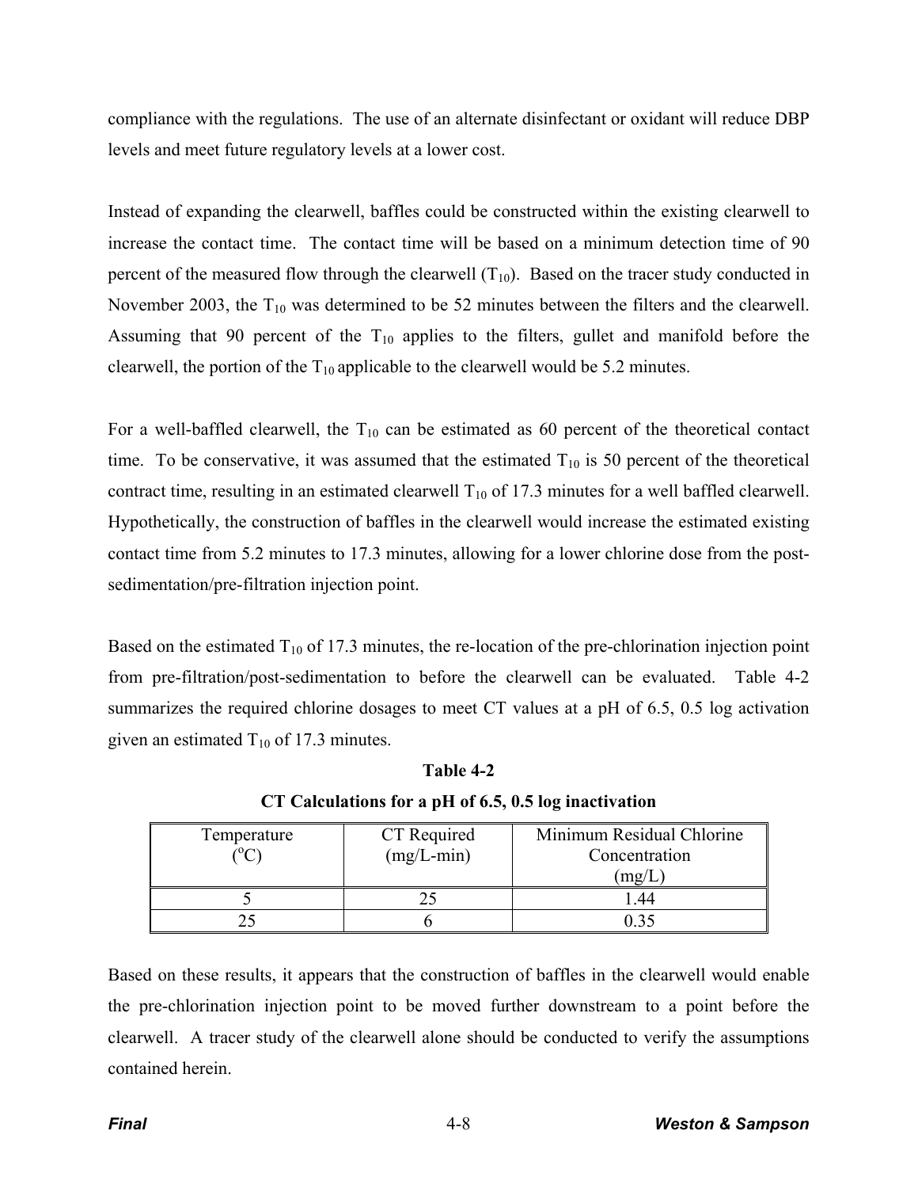compliance with the regulations. The use of an alternate disinfectant or oxidant will reduce DBP levels and meet future regulatory levels at a lower cost.

Instead of expanding the clearwell, baffles could be constructed within the existing clearwell to increase the contact time. The contact time will be based on a minimum detection time of 90 percent of the measured flow through the clearwell ($T_{10}$). Based on the tracer study conducted in November 2003, the $T_{10}$ was determined to be 52 minutes between the filters and the clearwell. Assuming that 90 percent of the $T_{10}$ applies to the filters, gullet and manifold before the clearwell, the portion of the $T_{10}$ applicable to the clearwell would be 5.2 minutes.

For a well-baffled clearwell, the $T_{10}$ can be estimated as 60 percent of the theoretical contact time. To be conservative, it was assumed that the estimated $T_{10}$ is 50 percent of the theoretical contract time, resulting in an estimated clearwell $T_{10}$ of 17.3 minutes for a well baffled clearwell. Hypothetically, the construction of baffles in the clearwell would increase the estimated existing contact time from 5.2 minutes to 17.3 minutes, allowing for a lower chlorine dose from the post-sedimentation/pre-filtration injection point.

Based on the estimated $T_{10}$ of 17.3 minutes, the re-location of the pre-chlorination injection point from pre-filtration/post-sedimentation to before the clearwell can be evaluated. Table 4-2 summarizes the required chlorine dosages to meet CT values at a pH of 6.5, 0.5 log activation given an estimated $T_{10}$ of 17.3 minutes.

**Table 4-2**

**CT Calculations for a pH of 6.5, 0.5 log inactivation**

| Temperature ($^{o}$C) | CT Required (mg/L-min) | Minimum Residual Chlorine Concentration (mg/L) |
|---|---|---|
| 5 | 25 | 1.44 |
| 25 | 6 | 0.35 |

Based on these results, it appears that the construction of baffles in the clearwell would enable the pre-chlorination injection point to be moved further downstream to a point before the clearwell. A tracer study of the clearwell alone should be conducted to verify the assumptions contained herein.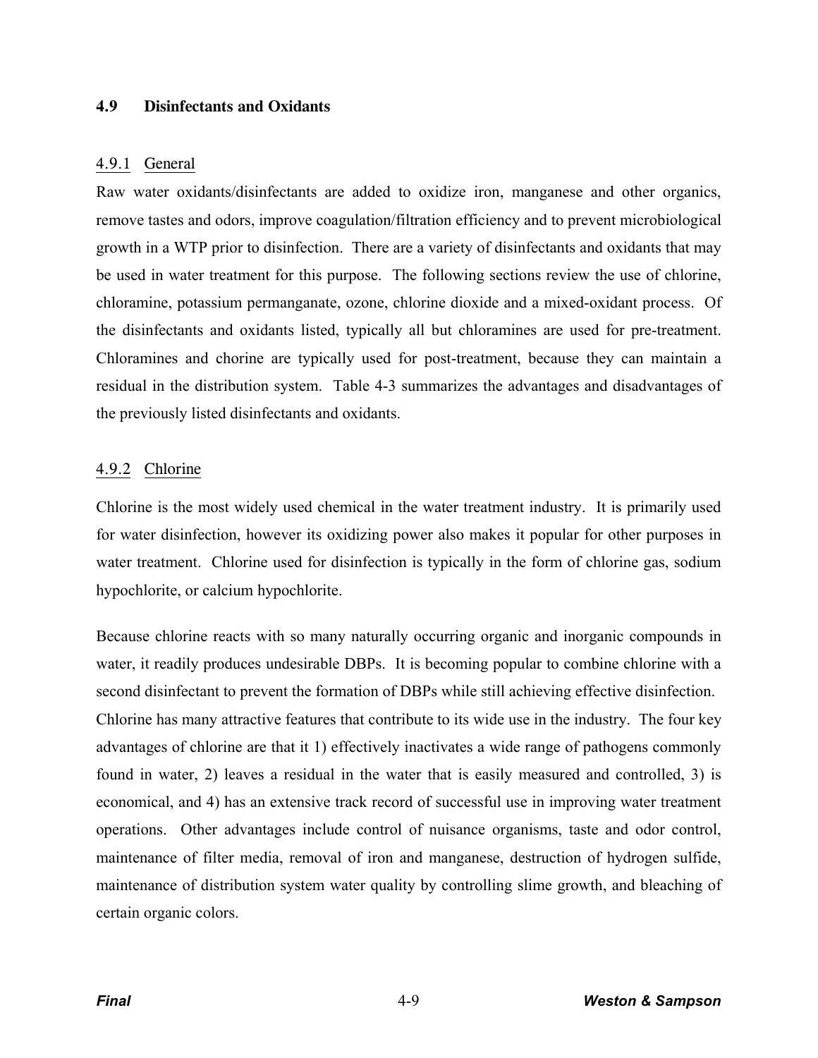## 4.9 Disinfectants and Oxidants

### 4.9.1 General

Raw water oxidants/disinfectants are added to oxidize iron, manganese and other organics, remove tastes and odors, improve coagulation/filtration efficiency and to prevent microbiological growth in a WTP prior to disinfection. There are a variety of disinfectants and oxidants that may be used in water treatment for this purpose. The following sections review the use of chlorine, chloramine, potassium permanganate, ozone, chlorine dioxide and a mixed-oxidant process. Of the disinfectants and oxidants listed, typically all but chloramines are used for pre-treatment. Chloramines and chorine are typically used for post-treatment, because they can maintain a residual in the distribution system. Table 4-3 summarizes the advantages and disadvantages of the previously listed disinfectants and oxidants.

### 4.9.2 Chlorine

Chlorine is the most widely used chemical in the water treatment industry. It is primarily used for water disinfection, however its oxidizing power also makes it popular for other purposes in water treatment. Chlorine used for disinfection is typically in the form of chlorine gas, sodium hypochlorite, or calcium hypochlorite.

Because chlorine reacts with so many naturally occurring organic and inorganic compounds in water, it readily produces undesirable DBPs. It is becoming popular to combine chlorine with a second disinfectant to prevent the formation of DBPs while still achieving effective disinfection. Chlorine has many attractive features that contribute to its wide use in the industry. The four key advantages of chlorine are that it 1) effectively inactivates a wide range of pathogens commonly found in water, 2) leaves a residual in the water that is easily measured and controlled, 3) is economical, and 4) has an extensive track record of successful use in improving water treatment operations. Other advantages include control of nuisance organisms, taste and odor control, maintenance of filter media, removal of iron and manganese, destruction of hydrogen sulfide, maintenance of distribution system water quality by controlling slime growth, and bleaching of certain organic colors.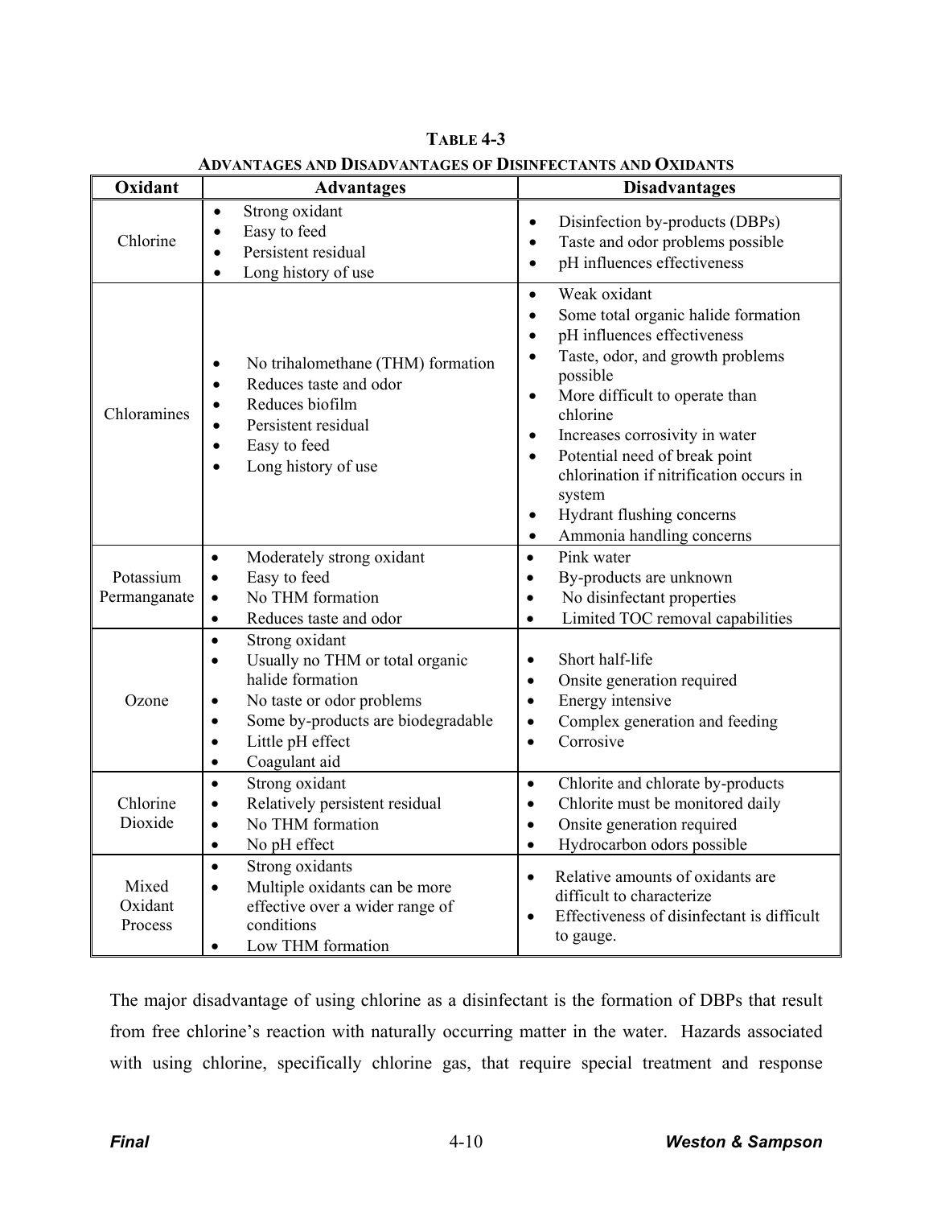**TABLE 4-3**
**ADVANTAGES AND DISADVANTAGES OF DISINFECTANTS AND OXIDANTS**

| Oxidant | Advantages | Disadvantages |
|---|---|---|
| Chlorine | • Strong oxidant<br>• Easy to feed<br>• Persistent residual<br>• Long history of use | • Disinfection by-products (DBPs)<br>• Taste and odor problems possible<br>• pH influences effectiveness |
| Chloramines | • No trihalomethane (THM) formation<br>• Reduces taste and odor<br>• Reduces biofilm<br>• Persistent residual<br>• Easy to feed<br>• Long history of use | • Weak oxidant<br>• Some total organic halide formation<br>• pH influences effectiveness<br>• Taste, odor, and growth problems possible<br>• More difficult to operate than chlorine<br>• Increases corrosivity in water<br>• Potential need of break point chlorination if nitrification occurs in system<br>• Hydrant flushing concerns<br>• Ammonia handling concerns |
| Potassium Permanganate | • Moderately strong oxidant<br>• Easy to feed<br>• No THM formation<br>• Reduces taste and odor | • Pink water<br>• By-products are unknown<br>• No disinfectant properties<br>• Limited TOC removal capabilities |
| Ozone | • Strong oxidant<br>• Usually no THM or total organic halide formation<br>• No taste or odor problems<br>• Some by-products are biodegradable<br>• Little pH effect<br>• Coagulant aid | • Short half-life<br>• Onsite generation required<br>• Energy intensive<br>• Complex generation and feeding<br>• Corrosive |
| Chlorine Dioxide | • Strong oxidant<br>• Relatively persistent residual<br>• No THM formation<br>• No pH effect | • Chlorite and chlorate by-products<br>• Chlorite must be monitored daily<br>• Onsite generation required<br>• Hydrocarbon odors possible |
| Mixed Oxidant Process | • Strong oxidants<br>• Multiple oxidants can be more effective over a wider range of conditions<br>• Low THM formation | • Relative amounts of oxidants are difficult to characterize<br>• Effectiveness of disinfectant is difficult to gauge. |

The major disadvantage of using chlorine as a disinfectant is the formation of DBPs that result from free chlorine's reaction with naturally occurring matter in the water. Hazards associated with using chlorine, specifically chlorine gas, that require special treatment and response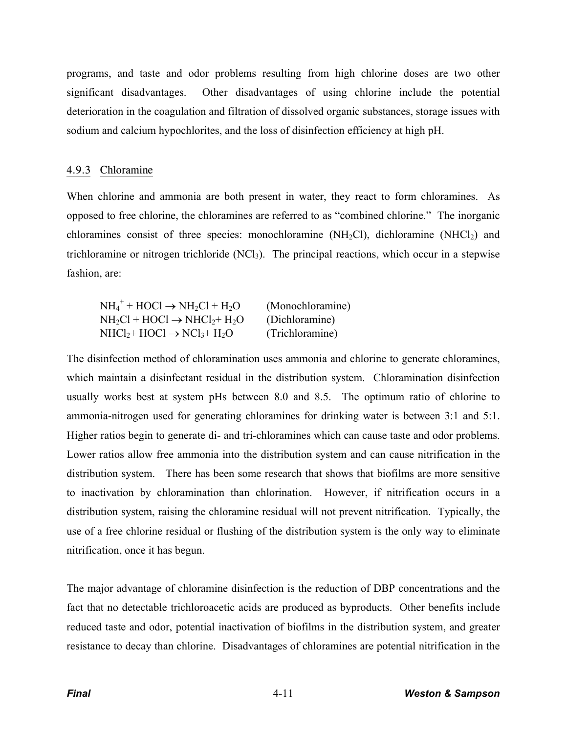programs, and taste and odor problems resulting from high chlorine doses are two other significant disadvantages. Other disadvantages of using chlorine include the potential deterioration in the coagulation and filtration of dissolved organic substances, storage issues with sodium and calcium hypochlorites, and the loss of disinfection efficiency at high pH.

### 4.9.3 Chloramine

When chlorine and ammonia are both present in water, they react to form chloramines. As opposed to free chlorine, the chloramines are referred to as "combined chlorine." The inorganic chloramines consist of three species: monochloramine ($NH_2Cl$), dichloramine ($NHCl_2$) and trichloramine or nitrogen trichloride ($NCl_3$). The principal reactions, which occur in a stepwise fashion, are:

$$NH_4^+ + HOCl \rightarrow NH_2Cl + H_2O \qquad \text{(Monochloramine)}$$
$$NH_2Cl + HOCl \rightarrow NHCl_2 + H_2O \qquad \text{(Dichloramine)}$$
$$NHCl_2 + HOCl \rightarrow NCl_3 + H_2O \qquad \text{(Trichloramine)}$$

The disinfection method of chloramination uses ammonia and chlorine to generate chloramines, which maintain a disinfectant residual in the distribution system. Chloramination disinfection usually works best at system pHs between 8.0 and 8.5. The optimum ratio of chlorine to ammonia-nitrogen used for generating chloramines for drinking water is between 3:1 and 5:1. Higher ratios begin to generate di- and tri-chloramines which can cause taste and odor problems. Lower ratios allow free ammonia into the distribution system and can cause nitrification in the distribution system. There has been some research that shows that biofilms are more sensitive to inactivation by chloramination than chlorination. However, if nitrification occurs in a distribution system, raising the chloramine residual will not prevent nitrification. Typically, the use of a free chlorine residual or flushing of the distribution system is the only way to eliminate nitrification, once it has begun.

The major advantage of chloramine disinfection is the reduction of DBP concentrations and the fact that no detectable trichloroacetic acids are produced as byproducts. Other benefits include reduced taste and odor, potential inactivation of biofilms in the distribution system, and greater resistance to decay than chlorine. Disadvantages of chloramines are potential nitrification in the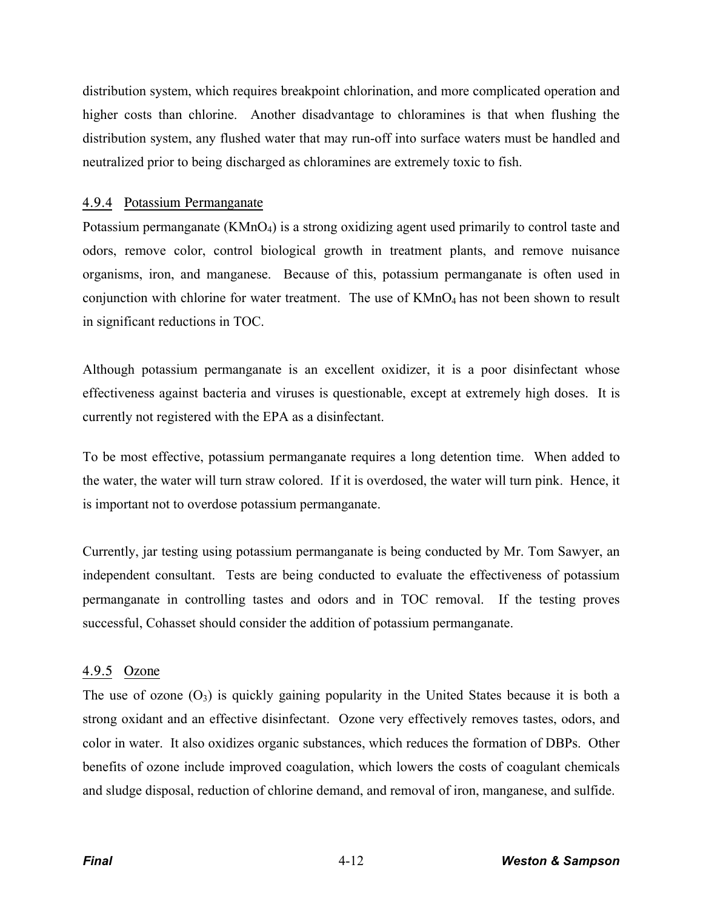distribution system, which requires breakpoint chlorination, and more complicated operation and higher costs than chlorine. Another disadvantage to chloramines is that when flushing the distribution system, any flushed water that may run-off into surface waters must be handled and neutralized prior to being discharged as chloramines are extremely toxic to fish.

### 4.9.4 Potassium Permanganate

Potassium permanganate ($KMnO_4$) is a strong oxidizing agent used primarily to control taste and odors, remove color, control biological growth in treatment plants, and remove nuisance organisms, iron, and manganese. Because of this, potassium permanganate is often used in conjunction with chlorine for water treatment. The use of $KMnO_4$ has not been shown to result in significant reductions in TOC.

Although potassium permanganate is an excellent oxidizer, it is a poor disinfectant whose effectiveness against bacteria and viruses is questionable, except at extremely high doses. It is currently not registered with the EPA as a disinfectant.

To be most effective, potassium permanganate requires a long detention time. When added to the water, the water will turn straw colored. If it is overdosed, the water will turn pink. Hence, it is important not to overdose potassium permanganate.

Currently, jar testing using potassium permanganate is being conducted by Mr. Tom Sawyer, an independent consultant. Tests are being conducted to evaluate the effectiveness of potassium permanganate in controlling tastes and odors and in TOC removal. If the testing proves successful, Cohasset should consider the addition of potassium permanganate.

### 4.9.5 Ozone

The use of ozone ($O_3$) is quickly gaining popularity in the United States because it is both a strong oxidant and an effective disinfectant. Ozone very effectively removes tastes, odors, and color in water. It also oxidizes organic substances, which reduces the formation of DBPs. Other benefits of ozone include improved coagulation, which lowers the costs of coagulant chemicals and sludge disposal, reduction of chlorine demand, and removal of iron, manganese, and sulfide.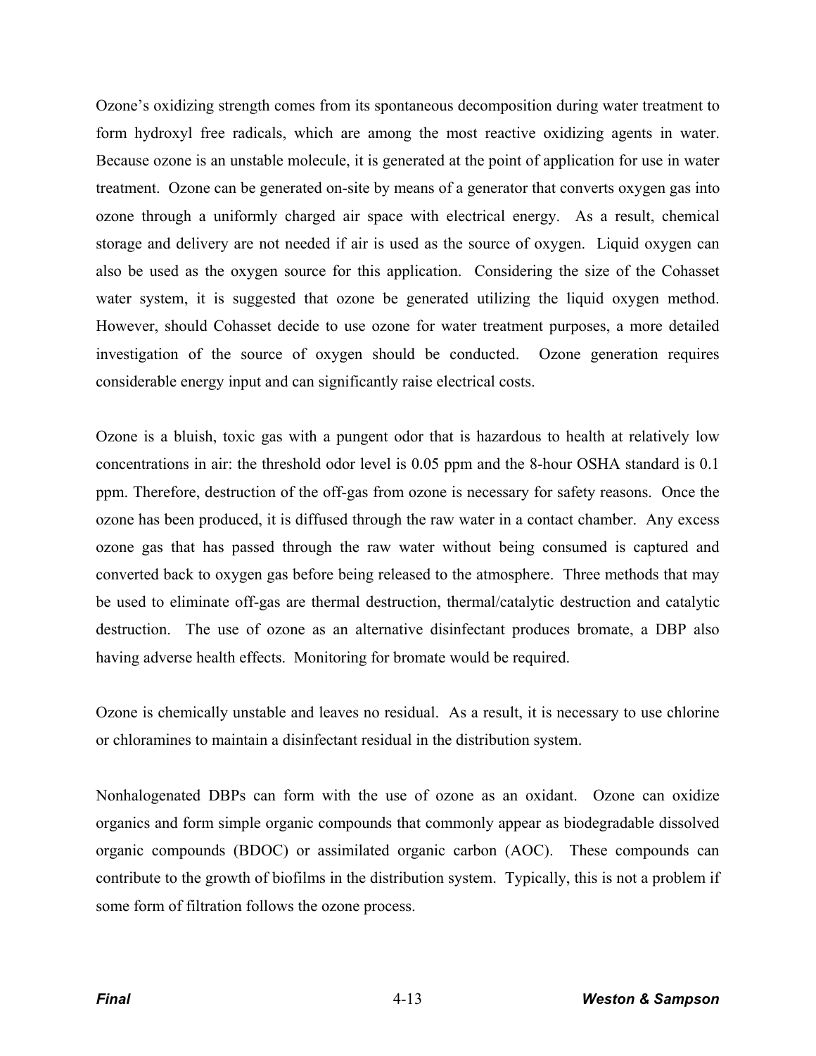Ozone's oxidizing strength comes from its spontaneous decomposition during water treatment to form hydroxyl free radicals, which are among the most reactive oxidizing agents in water. Because ozone is an unstable molecule, it is generated at the point of application for use in water treatment. Ozone can be generated on-site by means of a generator that converts oxygen gas into ozone through a uniformly charged air space with electrical energy. As a result, chemical storage and delivery are not needed if air is used as the source of oxygen. Liquid oxygen can also be used as the oxygen source for this application. Considering the size of the Cohasset water system, it is suggested that ozone be generated utilizing the liquid oxygen method. However, should Cohasset decide to use ozone for water treatment purposes, a more detailed investigation of the source of oxygen should be conducted. Ozone generation requires considerable energy input and can significantly raise electrical costs.

Ozone is a bluish, toxic gas with a pungent odor that is hazardous to health at relatively low concentrations in air: the threshold odor level is 0.05 ppm and the 8-hour OSHA standard is 0.1 ppm. Therefore, destruction of the off-gas from ozone is necessary for safety reasons. Once the ozone has been produced, it is diffused through the raw water in a contact chamber. Any excess ozone gas that has passed through the raw water without being consumed is captured and converted back to oxygen gas before being released to the atmosphere. Three methods that may be used to eliminate off-gas are thermal destruction, thermal/catalytic destruction and catalytic destruction. The use of ozone as an alternative disinfectant produces bromate, a DBP also having adverse health effects. Monitoring for bromate would be required.

Ozone is chemically unstable and leaves no residual. As a result, it is necessary to use chlorine or chloramines to maintain a disinfectant residual in the distribution system.

Nonhalogenated DBPs can form with the use of ozone as an oxidant. Ozone can oxidize organics and form simple organic compounds that commonly appear as biodegradable dissolved organic compounds (BDOC) or assimilated organic carbon (AOC). These compounds can contribute to the growth of biofilms in the distribution system. Typically, this is not a problem if some form of filtration follows the ozone process.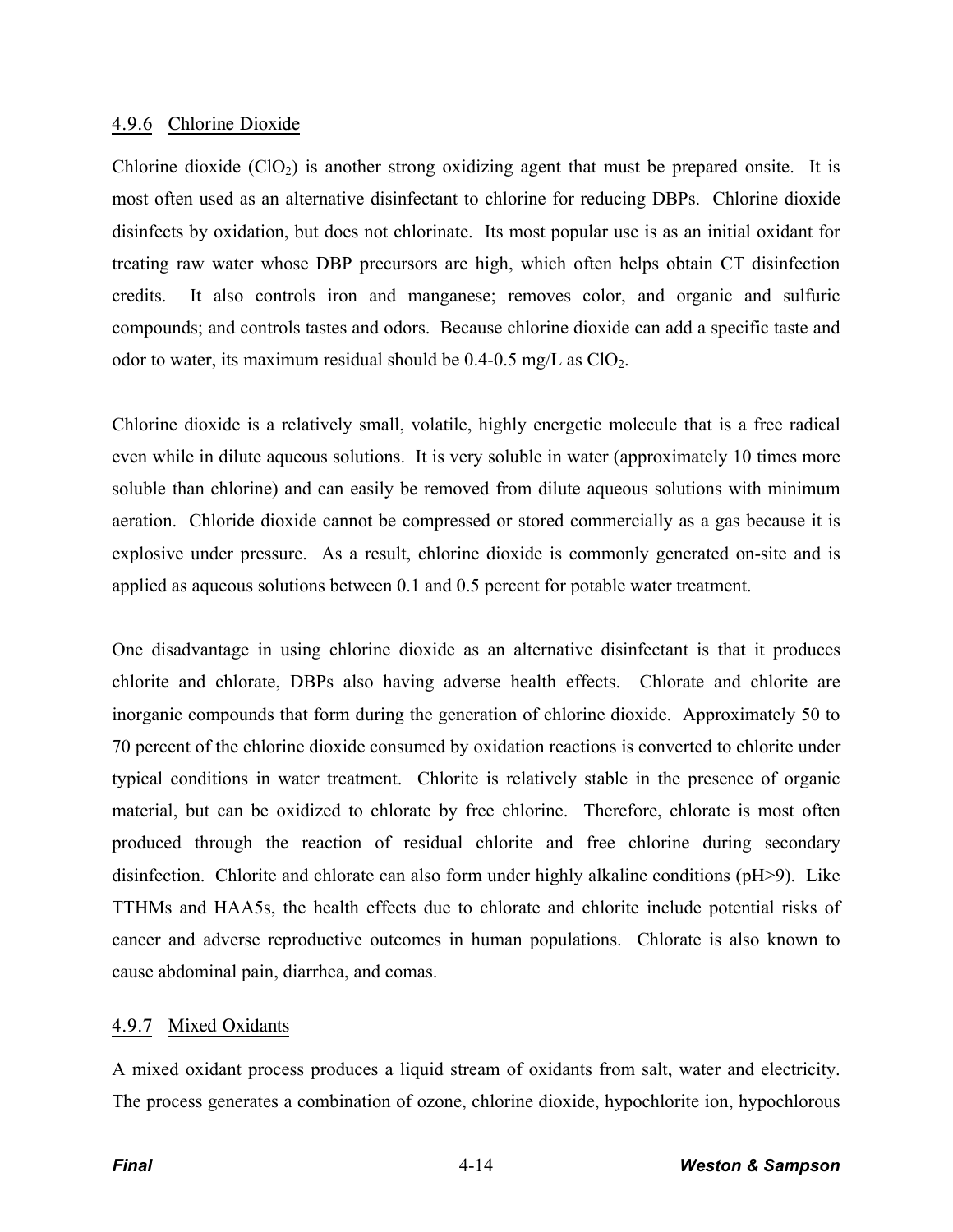### 4.9.6 Chlorine Dioxide

Chlorine dioxide ($ClO_2$) is another strong oxidizing agent that must be prepared onsite. It is most often used as an alternative disinfectant to chlorine for reducing DBPs. Chlorine dioxide disinfects by oxidation, but does not chlorinate. Its most popular use is as an initial oxidant for treating raw water whose DBP precursors are high, which often helps obtain CT disinfection credits. It also controls iron and manganese; removes color, and organic and sulfuric compounds; and controls tastes and odors. Because chlorine dioxide can add a specific taste and odor to water, its maximum residual should be 0.4-0.5 mg/L as $ClO_2$.

Chlorine dioxide is a relatively small, volatile, highly energetic molecule that is a free radical even while in dilute aqueous solutions. It is very soluble in water (approximately 10 times more soluble than chlorine) and can easily be removed from dilute aqueous solutions with minimum aeration. Chloride dioxide cannot be compressed or stored commercially as a gas because it is explosive under pressure. As a result, chlorine dioxide is commonly generated on-site and is applied as aqueous solutions between 0.1 and 0.5 percent for potable water treatment.

One disadvantage in using chlorine dioxide as an alternative disinfectant is that it produces chlorite and chlorate, DBPs also having adverse health effects. Chlorate and chlorite are inorganic compounds that form during the generation of chlorine dioxide. Approximately 50 to 70 percent of the chlorine dioxide consumed by oxidation reactions is converted to chlorite under typical conditions in water treatment. Chlorite is relatively stable in the presence of organic material, but can be oxidized to chlorate by free chlorine. Therefore, chlorate is most often produced through the reaction of residual chlorite and free chlorine during secondary disinfection. Chlorite and chlorate can also form under highly alkaline conditions (pH>9). Like TTHMs and HAA5s, the health effects due to chlorate and chlorite include potential risks of cancer and adverse reproductive outcomes in human populations. Chlorate is also known to cause abdominal pain, diarrhea, and comas.

### 4.9.7 Mixed Oxidants

A mixed oxidant process produces a liquid stream of oxidants from salt, water and electricity. The process generates a combination of ozone, chlorine dioxide, hypochlorite ion, hypochlorous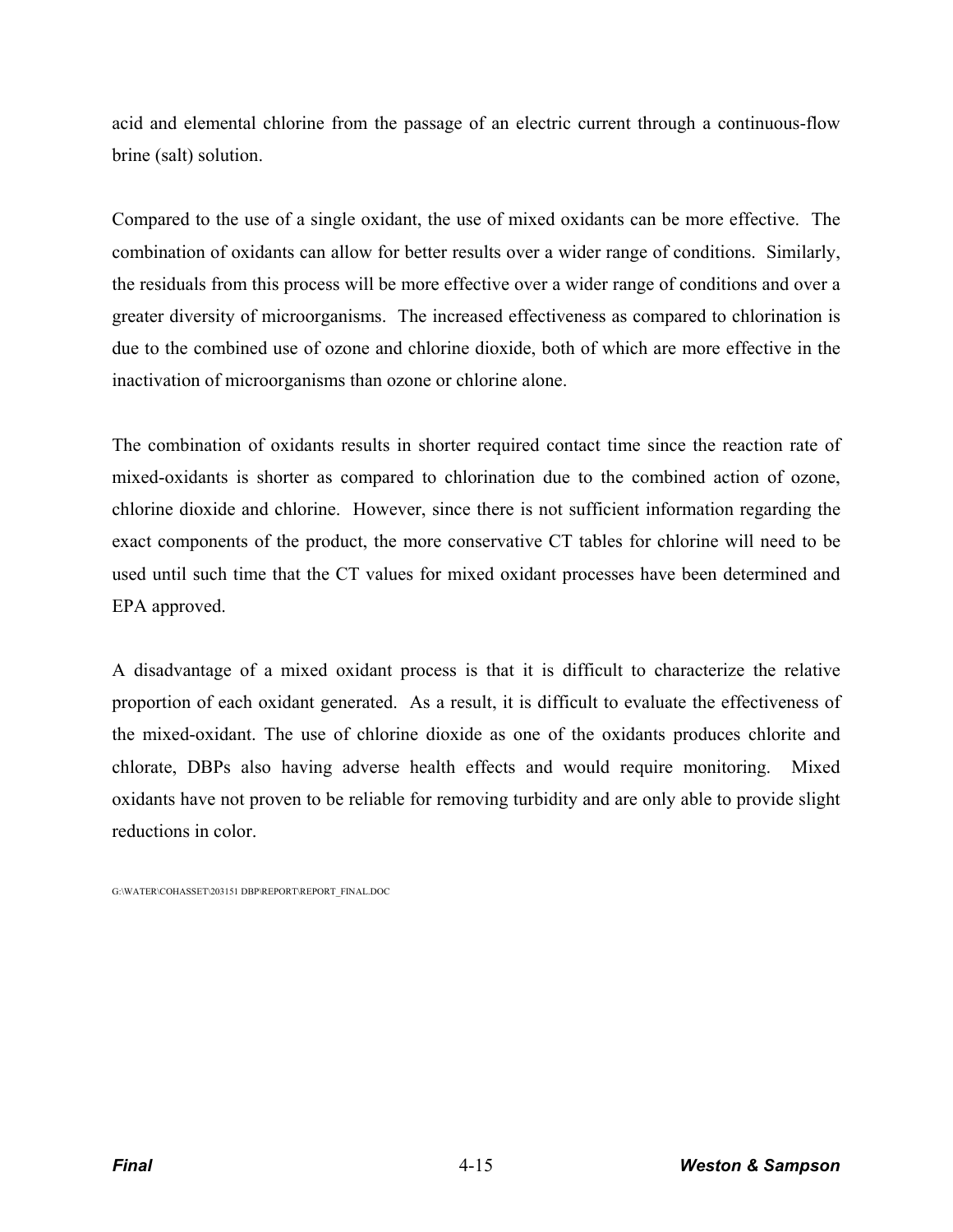acid and elemental chlorine from the passage of an electric current through a continuous-flow brine (salt) solution.

Compared to the use of a single oxidant, the use of mixed oxidants can be more effective. The combination of oxidants can allow for better results over a wider range of conditions. Similarly, the residuals from this process will be more effective over a wider range of conditions and over a greater diversity of microorganisms. The increased effectiveness as compared to chlorination is due to the combined use of ozone and chlorine dioxide, both of which are more effective in the inactivation of microorganisms than ozone or chlorine alone.

The combination of oxidants results in shorter required contact time since the reaction rate of mixed-oxidants is shorter as compared to chlorination due to the combined action of ozone, chlorine dioxide and chlorine. However, since there is not sufficient information regarding the exact components of the product, the more conservative CT tables for chlorine will need to be used until such time that the CT values for mixed oxidant processes have been determined and EPA approved.

A disadvantage of a mixed oxidant process is that it is difficult to characterize the relative proportion of each oxidant generated. As a result, it is difficult to evaluate the effectiveness of the mixed-oxidant. The use of chlorine dioxide as one of the oxidants produces chlorite and chlorate, DBPs also having adverse health effects and would require monitoring. Mixed oxidants have not proven to be reliable for removing turbidity and are only able to provide slight reductions in color.

G:\WATER\COHASSET\203151 DBP\REPORT\REPORT_FINAL.DOC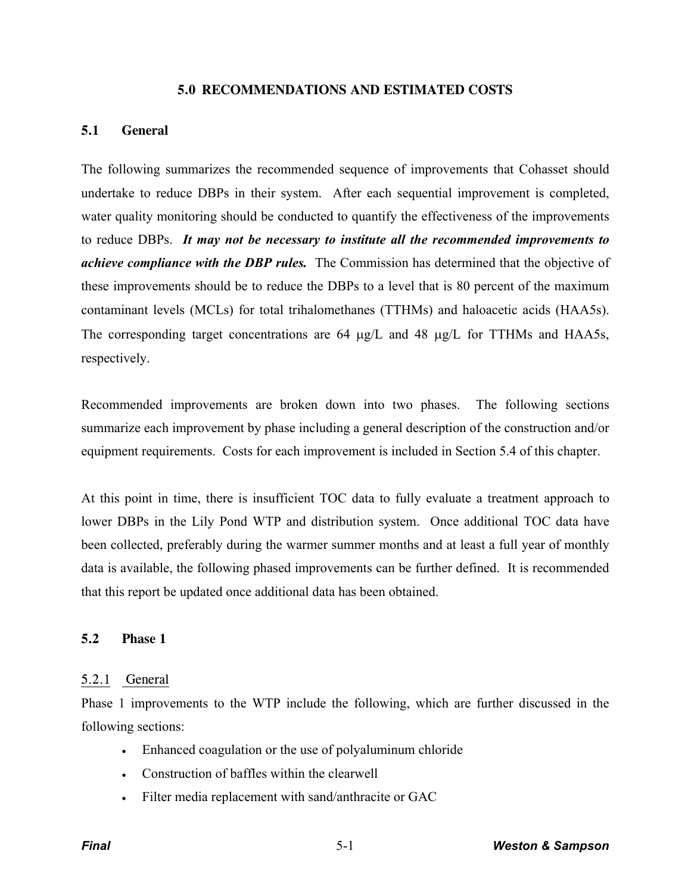# 5.0 RECOMMENDATIONS AND ESTIMATED COSTS

## 5.1 General

The following summarizes the recommended sequence of improvements that Cohasset should undertake to reduce DBPs in their system. After each sequential improvement is completed, water quality monitoring should be conducted to quantify the effectiveness of the improvements to reduce DBPs. ***It may not be necessary to institute all the recommended improvements to achieve compliance with the DBP rules.*** The Commission has determined that the objective of these improvements should be to reduce the DBPs to a level that is 80 percent of the maximum contaminant levels (MCLs) for total trihalomethanes (TTHMs) and haloacetic acids (HAA5s). The corresponding target concentrations are 64 μg/L and 48 μg/L for TTHMs and HAA5s, respectively.

Recommended improvements are broken down into two phases. The following sections summarize each improvement by phase including a general description of the construction and/or equipment requirements. Costs for each improvement is included in Section 5.4 of this chapter.

At this point in time, there is insufficient TOC data to fully evaluate a treatment approach to lower DBPs in the Lily Pond WTP and distribution system. Once additional TOC data have been collected, preferably during the warmer summer months and at least a full year of monthly data is available, the following phased improvements can be further defined. It is recommended that this report be updated once additional data has been obtained.

## 5.2 Phase 1

### 5.2.1 General

Phase 1 improvements to the WTP include the following, which are further discussed in the following sections:

- Enhanced coagulation or the use of polyaluminum chloride
- Construction of baffles within the clearwell
- Filter media replacement with sand/anthracite or GAC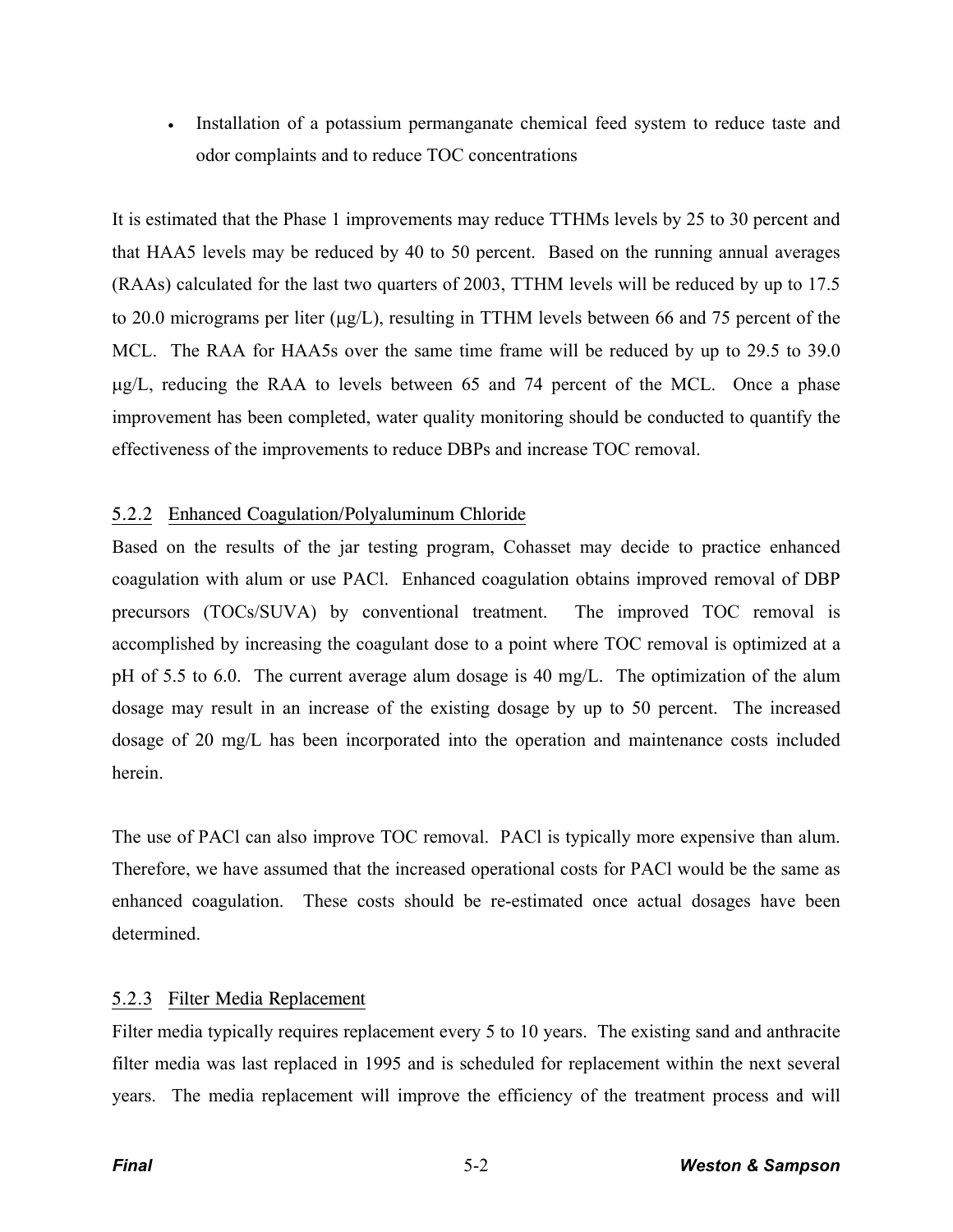- Installation of a potassium permanganate chemical feed system to reduce taste and odor complaints and to reduce TOC concentrations

It is estimated that the Phase 1 improvements may reduce TTHMs levels by 25 to 30 percent and that HAA5 levels may be reduced by 40 to 50 percent. Based on the running annual averages (RAAs) calculated for the last two quarters of 2003, TTHM levels will be reduced by up to 17.5 to 20.0 micrograms per liter (μg/L), resulting in TTHM levels between 66 and 75 percent of the MCL. The RAA for HAA5s over the same time frame will be reduced by up to 29.5 to 39.0 μg/L, reducing the RAA to levels between 65 and 74 percent of the MCL. Once a phase improvement has been completed, water quality monitoring should be conducted to quantify the effectiveness of the improvements to reduce DBPs and increase TOC removal.

### 5.2.2 Enhanced Coagulation/Polyaluminum Chloride

Based on the results of the jar testing program, Cohasset may decide to practice enhanced coagulation with alum or use PACl. Enhanced coagulation obtains improved removal of DBP precursors (TOCs/SUVA) by conventional treatment. The improved TOC removal is accomplished by increasing the coagulant dose to a point where TOC removal is optimized at a pH of 5.5 to 6.0. The current average alum dosage is 40 mg/L. The optimization of the alum dosage may result in an increase of the existing dosage by up to 50 percent. The increased dosage of 20 mg/L has been incorporated into the operation and maintenance costs included herein.

The use of PACl can also improve TOC removal. PACl is typically more expensive than alum. Therefore, we have assumed that the increased operational costs for PACl would be the same as enhanced coagulation. These costs should be re-estimated once actual dosages have been determined.

### 5.2.3 Filter Media Replacement

Filter media typically requires replacement every 5 to 10 years. The existing sand and anthracite filter media was last replaced in 1995 and is scheduled for replacement within the next several years. The media replacement will improve the efficiency of the treatment process and will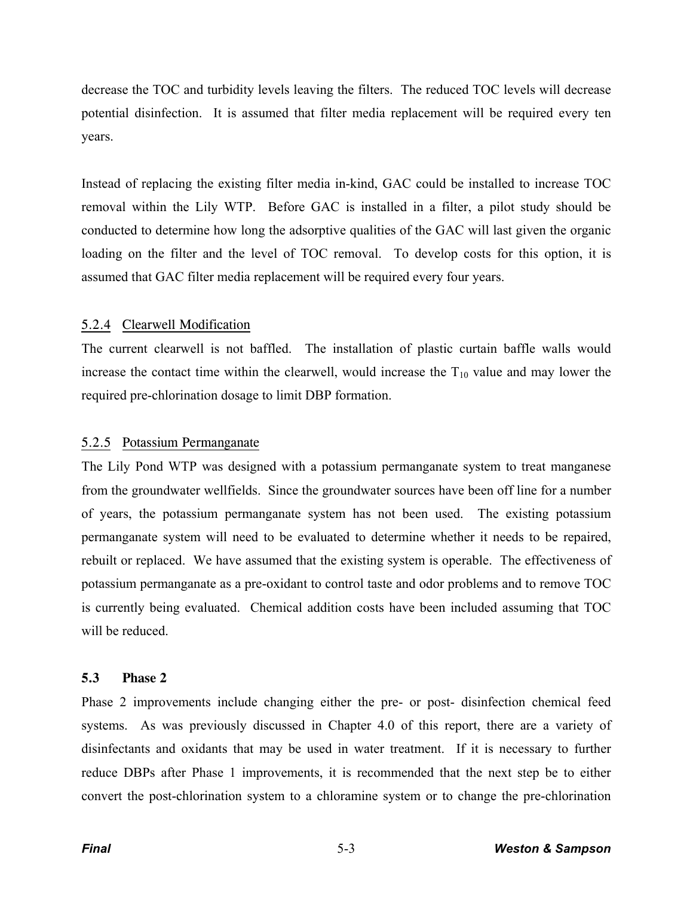decrease the TOC and turbidity levels leaving the filters. The reduced TOC levels will decrease potential disinfection. It is assumed that filter media replacement will be required every ten years.

Instead of replacing the existing filter media in-kind, GAC could be installed to increase TOC removal within the Lily WTP. Before GAC is installed in a filter, a pilot study should be conducted to determine how long the adsorptive qualities of the GAC will last given the organic loading on the filter and the level of TOC removal. To develop costs for this option, it is assumed that GAC filter media replacement will be required every four years.

### 5.2.4 Clearwell Modification

The current clearwell is not baffled. The installation of plastic curtain baffle walls would increase the contact time within the clearwell, would increase the $T_{10}$ value and may lower the required pre-chlorination dosage to limit DBP formation.

### 5.2.5 Potassium Permanganate

The Lily Pond WTP was designed with a potassium permanganate system to treat manganese from the groundwater wellfields. Since the groundwater sources have been off line for a number of years, the potassium permanganate system has not been used. The existing potassium permanganate system will need to be evaluated to determine whether it needs to be repaired, rebuilt or replaced. We have assumed that the existing system is operable. The effectiveness of potassium permanganate as a pre-oxidant to control taste and odor problems and to remove TOC is currently being evaluated. Chemical addition costs have been included assuming that TOC will be reduced.

## 5.3 Phase 2

Phase 2 improvements include changing either the pre- or post- disinfection chemical feed systems. As was previously discussed in Chapter 4.0 of this report, there are a variety of disinfectants and oxidants that may be used in water treatment. If it is necessary to further reduce DBPs after Phase 1 improvements, it is recommended that the next step be to either convert the post-chlorination system to a chloramine system or to change the pre-chlorination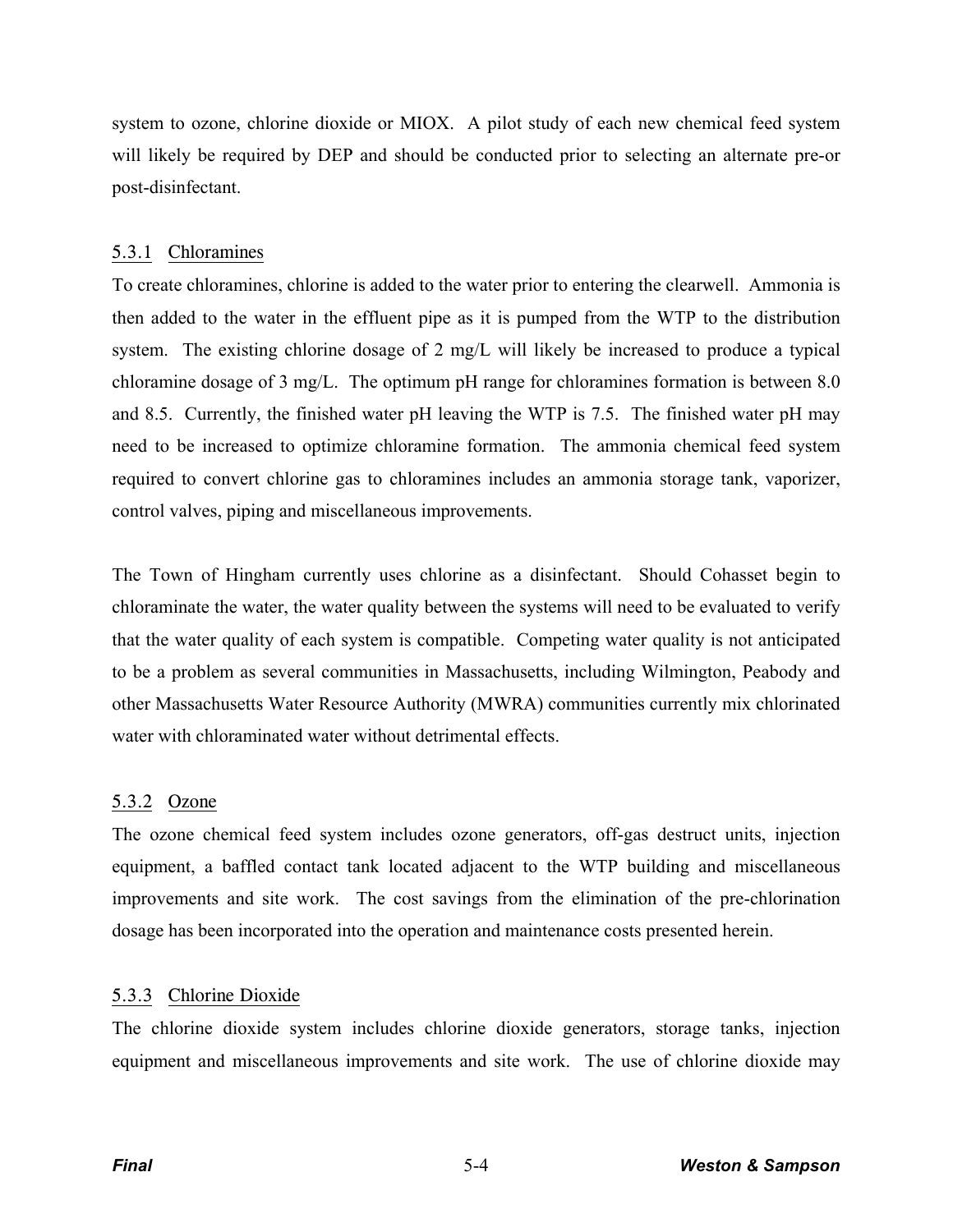system to ozone, chlorine dioxide or MIOX. A pilot study of each new chemical feed system will likely be required by DEP and should be conducted prior to selecting an alternate pre-or post-disinfectant.

### 5.3.1 Chloramines

To create chloramines, chlorine is added to the water prior to entering the clearwell. Ammonia is then added to the water in the effluent pipe as it is pumped from the WTP to the distribution system. The existing chlorine dosage of 2 mg/L will likely be increased to produce a typical chloramine dosage of 3 mg/L. The optimum pH range for chloramines formation is between 8.0 and 8.5. Currently, the finished water pH leaving the WTP is 7.5. The finished water pH may need to be increased to optimize chloramine formation. The ammonia chemical feed system required to convert chlorine gas to chloramines includes an ammonia storage tank, vaporizer, control valves, piping and miscellaneous improvements.

The Town of Hingham currently uses chlorine as a disinfectant. Should Cohasset begin to chloraminate the water, the water quality between the systems will need to be evaluated to verify that the water quality of each system is compatible. Competing water quality is not anticipated to be a problem as several communities in Massachusetts, including Wilmington, Peabody and other Massachusetts Water Resource Authority (MWRA) communities currently mix chlorinated water with chloraminated water without detrimental effects.

### 5.3.2 Ozone

The ozone chemical feed system includes ozone generators, off-gas destruct units, injection equipment, a baffled contact tank located adjacent to the WTP building and miscellaneous improvements and site work. The cost savings from the elimination of the pre-chlorination dosage has been incorporated into the operation and maintenance costs presented herein.

### 5.3.3 Chlorine Dioxide

The chlorine dioxide system includes chlorine dioxide generators, storage tanks, injection equipment and miscellaneous improvements and site work. The use of chlorine dioxide may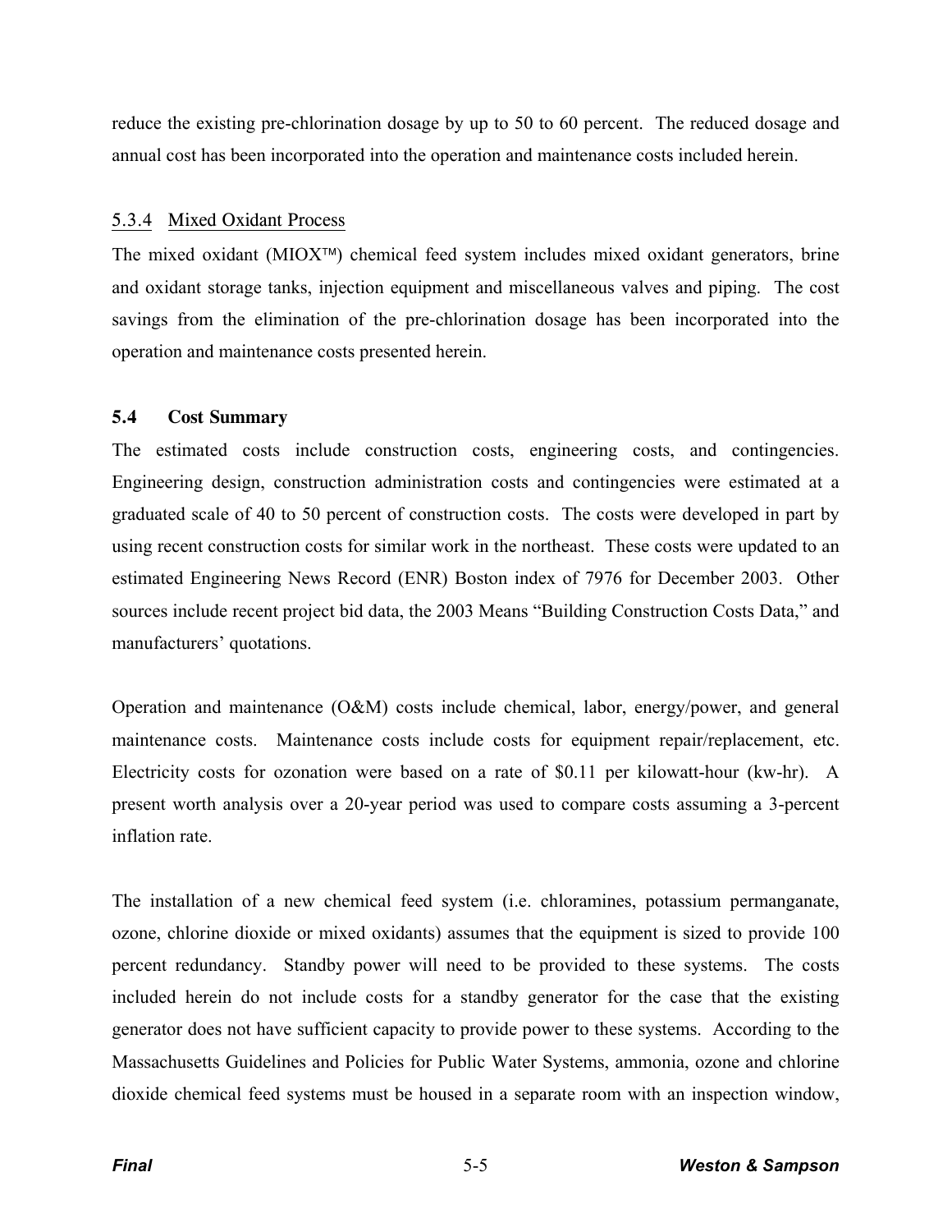reduce the existing pre-chlorination dosage by up to 50 to 60 percent. The reduced dosage and annual cost has been incorporated into the operation and maintenance costs included herein.

### 5.3.4 Mixed Oxidant Process

The mixed oxidant (MIOX™) chemical feed system includes mixed oxidant generators, brine and oxidant storage tanks, injection equipment and miscellaneous valves and piping. The cost savings from the elimination of the pre-chlorination dosage has been incorporated into the operation and maintenance costs presented herein.

## 5.4 Cost Summary

The estimated costs include construction costs, engineering costs, and contingencies. Engineering design, construction administration costs and contingencies were estimated at a graduated scale of 40 to 50 percent of construction costs. The costs were developed in part by using recent construction costs for similar work in the northeast. These costs were updated to an estimated Engineering News Record (ENR) Boston index of 7976 for December 2003. Other sources include recent project bid data, the 2003 Means "Building Construction Costs Data," and manufacturers' quotations.

Operation and maintenance (O&M) costs include chemical, labor, energy/power, and general maintenance costs. Maintenance costs include costs for equipment repair/replacement, etc. Electricity costs for ozonation were based on a rate of $0.11 per kilowatt-hour (kw-hr). A present worth analysis over a 20-year period was used to compare costs assuming a 3-percent inflation rate.

The installation of a new chemical feed system (i.e. chloramines, potassium permanganate, ozone, chlorine dioxide or mixed oxidants) assumes that the equipment is sized to provide 100 percent redundancy. Standby power will need to be provided to these systems. The costs included herein do not include costs for a standby generator for the case that the existing generator does not have sufficient capacity to provide power to these systems. According to the Massachusetts Guidelines and Policies for Public Water Systems, ammonia, ozone and chlorine dioxide chemical feed systems must be housed in a separate room with an inspection window,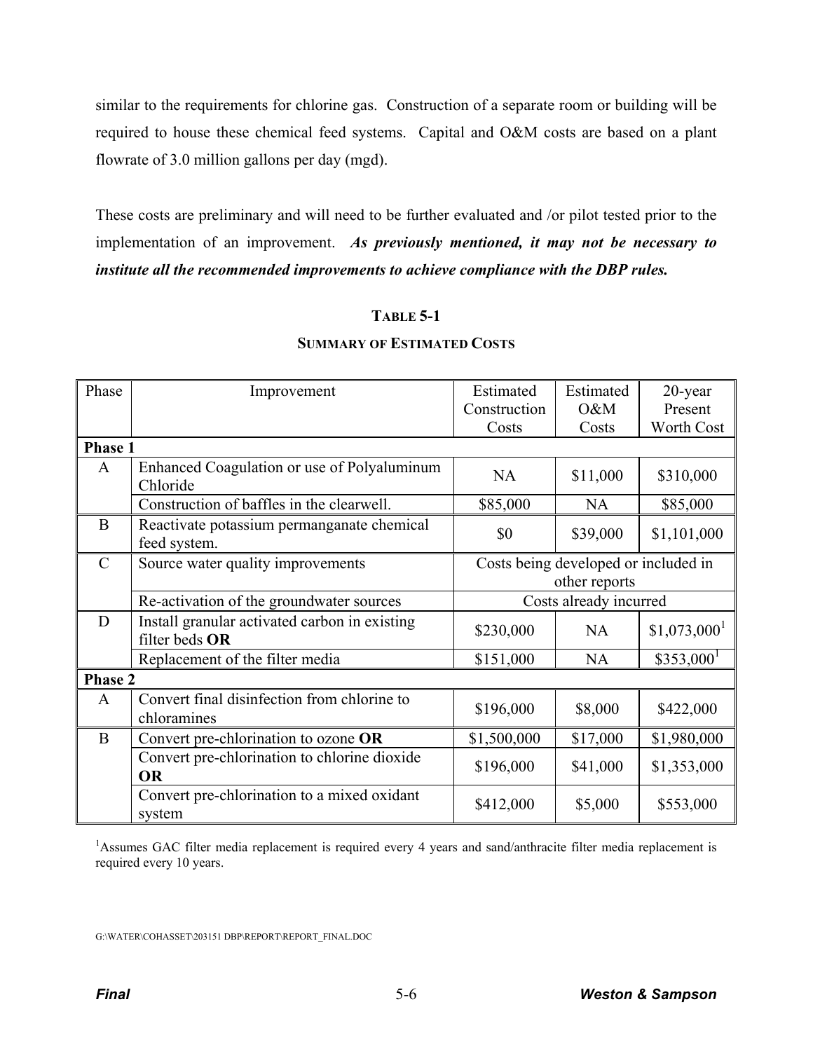similar to the requirements for chlorine gas. Construction of a separate room or building will be required to house these chemical feed systems. Capital and O&M costs are based on a plant flowrate of 3.0 million gallons per day (mgd).

These costs are preliminary and will need to be further evaluated and /or pilot tested prior to the implementation of an improvement. ***As previously mentioned, it may not be necessary to institute all the recommended improvements to achieve compliance with the DBP rules.***

**TABLE 5-1**

**SUMMARY OF ESTIMATED COSTS**

| Phase | Improvement | Estimated Construction Costs | Estimated O&M Costs | 20-year Present Worth Cost |
|---|---|---|---|---|
| **Phase 1** | | | | |
| A | Enhanced Coagulation or use of Polyaluminum Chloride | NA | \$11,000 | \$310,000 |
| | Construction of baffles in the clearwell. | \$85,000 | NA | \$85,000 |
| B | Reactivate potassium permanganate chemical feed system. | \$0 | \$39,000 | \$1,101,000 |
| C | Source water quality improvements | Costs being developed or included in other reports | | |
| | Re-activation of the groundwater sources | Costs already incurred | | |
| D | Install granular activated carbon in existing filter beds **OR** | \$230,000 | NA | \$1,073,000[1] |
| | Replacement of the filter media | \$151,000 | NA | \$353,000[1] |
| **Phase 2** | | | | |
| A | Convert final disinfection from chlorine to chloramines | \$196,000 | \$8,000 | \$422,000 |
| B | Convert pre-chlorination to ozone **OR** | \$1,500,000 | \$17,000 | \$1,980,000 |
| | Convert pre-chlorination to chlorine dioxide **OR** | \$196,000 | \$41,000 | \$1,353,000 |
| | Convert pre-chlorination to a mixed oxidant system | \$412,000 | \$5,000 | \$553,000 |

[1]Assumes GAC filter media replacement is required every 4 years and sand/anthracite filter media replacement is required every 10 years.

G:\WATER\COHASSET\203151 DBP\REPORT\REPORT_FINAL.DOC